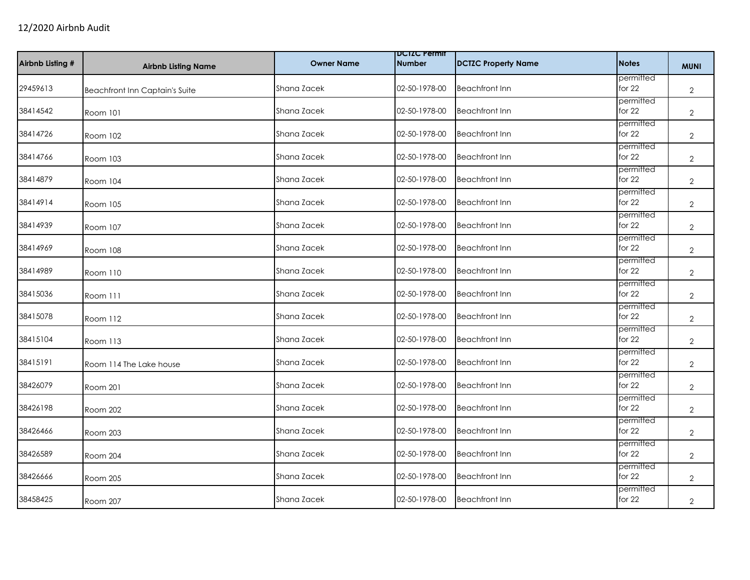12/2020 Airbnb Audit

| Airbnb Listing # | Airbnb Listing Name | Owner Name | DCTZC Permit Number | DCTZC Property Name | Notes | MUNI |
|---|---|---|---|---|---|---|
| 29459613 | Beachfront Inn Captain's Suite | Shana Zacek | 02-50-1978-00 | Beachfront Inn | permitted for 22 | 2 |
| 38414542 | Room 101 | Shana Zacek | 02-50-1978-00 | Beachfront Inn | permitted for 22 | 2 |
| 38414726 | Room 102 | Shana Zacek | 02-50-1978-00 | Beachfront Inn | permitted for 22 | 2 |
| 38414766 | Room 103 | Shana Zacek | 02-50-1978-00 | Beachfront Inn | permitted for 22 | 2 |
| 38414879 | Room 104 | Shana Zacek | 02-50-1978-00 | Beachfront Inn | permitted for 22 | 2 |
| 38414914 | Room 105 | Shana Zacek | 02-50-1978-00 | Beachfront Inn | permitted for 22 | 2 |
| 38414939 | Room 107 | Shana Zacek | 02-50-1978-00 | Beachfront Inn | permitted for 22 | 2 |
| 38414969 | Room 108 | Shana Zacek | 02-50-1978-00 | Beachfront Inn | permitted for 22 | 2 |
| 38414989 | Room 110 | Shana Zacek | 02-50-1978-00 | Beachfront Inn | permitted for 22 | 2 |
| 38415036 | Room 111 | Shana Zacek | 02-50-1978-00 | Beachfront Inn | permitted for 22 | 2 |
| 38415078 | Room 112 | Shana Zacek | 02-50-1978-00 | Beachfront Inn | permitted for 22 | 2 |
| 38415104 | Room 113 | Shana Zacek | 02-50-1978-00 | Beachfront Inn | permitted for 22 | 2 |
| 38415191 | Room 114 The Lake house | Shana Zacek | 02-50-1978-00 | Beachfront Inn | permitted for 22 | 2 |
| 38426079 | Room 201 | Shana Zacek | 02-50-1978-00 | Beachfront Inn | permitted for 22 | 2 |
| 38426198 | Room 202 | Shana Zacek | 02-50-1978-00 | Beachfront Inn | permitted for 22 | 2 |
| 38426466 | Room 203 | Shana Zacek | 02-50-1978-00 | Beachfront Inn | permitted for 22 | 2 |
| 38426589 | Room 204 | Shana Zacek | 02-50-1978-00 | Beachfront Inn | permitted for 22 | 2 |
| 38426666 | Room 205 | Shana Zacek | 02-50-1978-00 | Beachfront Inn | permitted for 22 | 2 |
| 38458425 | Room 207 | Shana Zacek | 02-50-1978-00 | Beachfront Inn | permitted for 22 | 2 |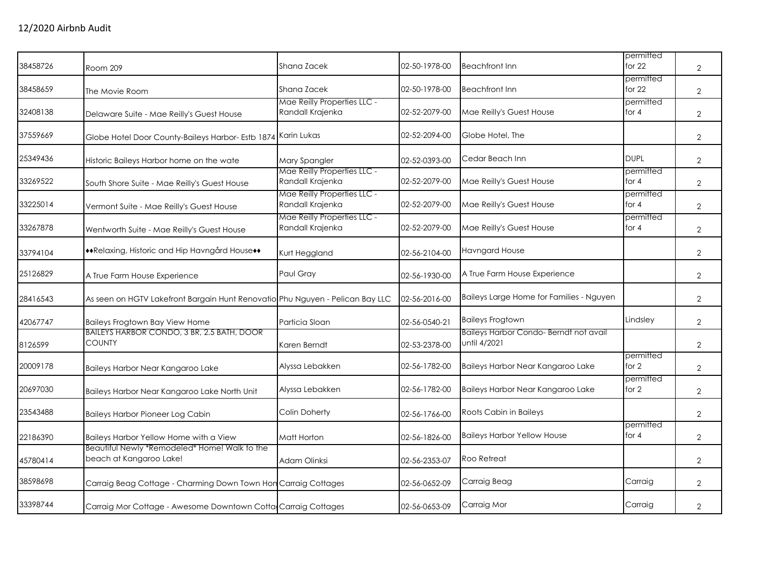12/2020 Airbnb Audit

| | | | | | | |
|---|---|---|---|---|---|---|
| 38458726 | Room 209 | Shana Zacek | 02-50-1978-00 | Beachfront Inn | permitted for 22 | 2 |
| 38458659 | The Movie Room | Shana Zacek | 02-50-1978-00 | Beachfront Inn | permitted for 22 | 2 |
| 32408138 | Delaware Suite - Mae Reilly's Guest House | Mae Reilly Properties LLC - Randall Krajenka | 02-52-2079-00 | Mae Reilly's Guest House | permitted for 4 | 2 |
| 37559669 | Globe Hotel Door County-Baileys Harbor- Estb 1874 | Karin Lukas | 02-52-2094-00 | Globe Hotel, The | | 2 |
| 25349436 | Historic Baileys Harbor home on the wate | Mary Spangler | 02-52-0393-00 | Cedar Beach Inn | DUPL | 2 |
| 33269522 | South Shore Suite - Mae Reilly's Guest House | Mae Reilly Properties LLC - Randall Krajenka | 02-52-2079-00 | Mae Reilly's Guest House | permitted for 4 | 2 |
| 33225014 | Vermont Suite - Mae Reilly's Guest House | Mae Reilly Properties LLC - Randall Krajenka | 02-52-2079-00 | Mae Reilly's Guest House | permitted for 4 | 2 |
| 33267878 | Wentworth Suite - Mae Reilly's Guest House | Mae Reilly Properties LLC - Randall Krajenka | 02-52-2079-00 | Mae Reilly's Guest House | permitted for 4 | 2 |
| 33794104 | ♦♦Relaxing, Historic and Hip Havngård House♦♦ | Kurt Heggland | 02-56-2104-00 | Havngard House | | 2 |
| 25126829 | A True Farm House Experience | Paul Gray | 02-56-1930-00 | A True Farm House Experience | | 2 |
| 28416543 | As seen on HGTV Lakefront Bargain Hunt Renovatio | Phu Nguyen - Pelican Bay LLC | 02-56-2016-00 | Baileys Large Home for Families - Nguyen | | 2 |
| 42067747 | Baileys Frogtown Bay View Home | Particia Sloan | 02-56-0540-21 | Baileys Frogtown | Lindsley | 2 |
| 8126599 | BAILEYS HARBOR CONDO, 3 BR, 2.5 BATH, DOOR COUNTY | Karen Berndt | 02-53-2378-00 | Baileys Harbor Condo- Berndt not avail until 4/2021 | | 2 |
| 20009178 | Baileys Harbor Near Kangaroo Lake | Alyssa Lebakken | 02-56-1782-00 | Baileys Harbor Near Kangaroo Lake | permitted for 2 | 2 |
| 20697030 | Baileys Harbor Near Kangaroo Lake North Unit | Alyssa Lebakken | 02-56-1782-00 | Baileys Harbor Near Kangaroo Lake | permitted for 2 | 2 |
| 23543488 | Baileys Harbor Pioneer Log Cabin | Colin Doherty | 02-56-1766-00 | Roots Cabin in Baileys | | 2 |
| 22186390 | Baileys Harbor Yellow Home with a View | Matt Horton | 02-56-1826-00 | Baileys Harbor Yellow House | permitted for 4 | 2 |
| 45780414 | Beautiful Newly *Remodeled* Home! Walk to the beach at Kangaroo Lake! | Adam Olinksi | 02-56-2353-07 | Roo Retreat | | 2 |
| 38598698 | Carraig Beag Cottage - Charming Down Town Hon | Carraig Cottages | 02-56-0652-09 | Carraig Beag | Carraig | 2 |
| 33398744 | Carraig Mor Cottage - Awesome Downtown Cotta | Carraig Cottages | 02-56-0653-09 | Carraig Mor | Carraig | 2 |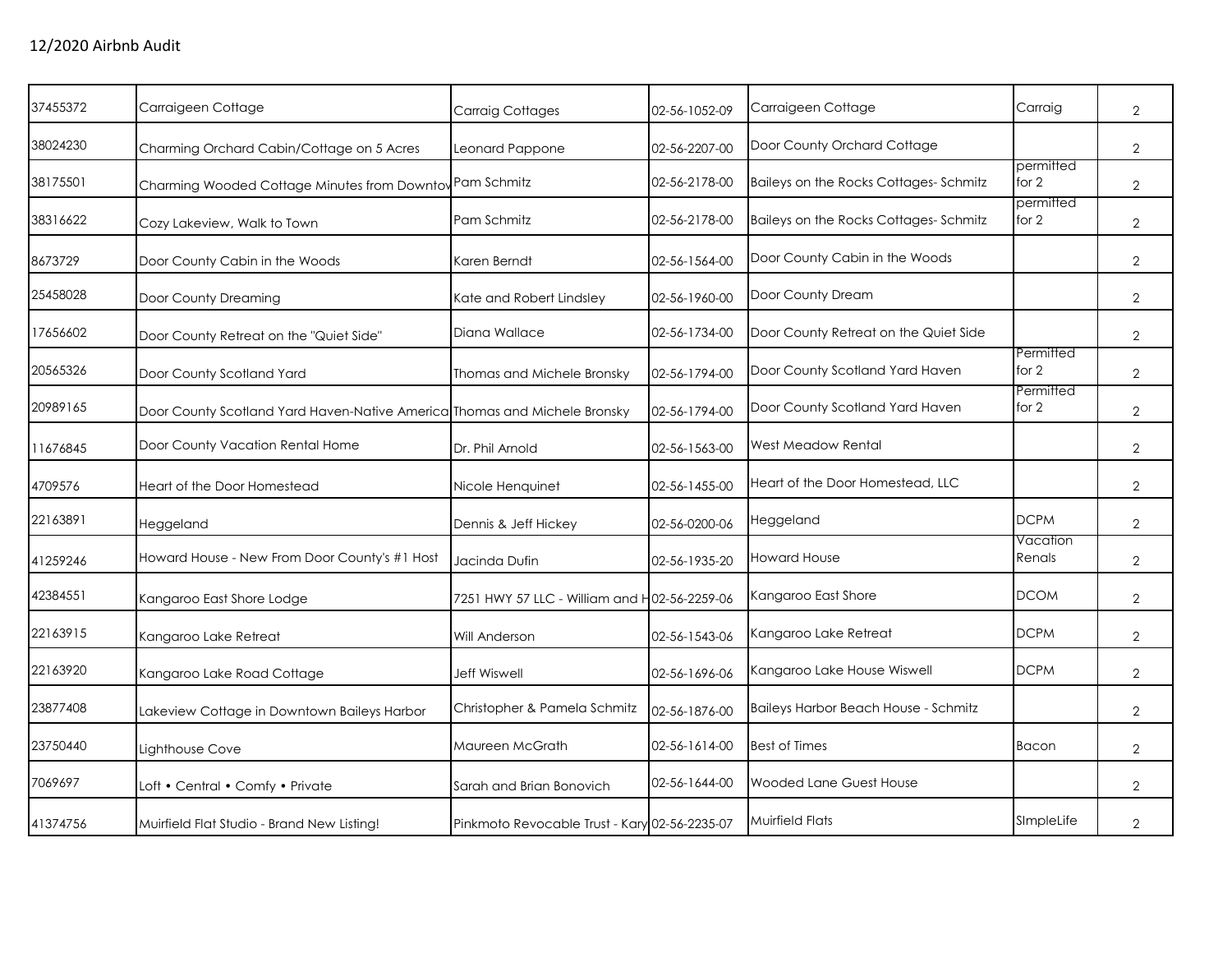12/2020 Airbnb Audit

| | | | | | | |
|---|---|---|---|---|---|---|
| 37455372 | Carraigeen Cottage | Carraig Cottages | 02-56-1052-09 | Carraigeen Cottage | Carraig | 2 |
| 38024230 | Charming Orchard Cabin/Cottage on 5 Acres | Leonard Pappone | 02-56-2207-00 | Door County Orchard Cottage | | 2 |
| 38175501 | Charming Wooded Cottage Minutes from Downtov | Pam Schmitz | 02-56-2178-00 | Baileys on the Rocks Cottages- Schmitz | permitted for 2 | 2 |
| 38316622 | Cozy Lakeview, Walk to Town | Pam Schmitz | 02-56-2178-00 | Baileys on the Rocks Cottages- Schmitz | permitted for 2 | 2 |
| 8673729 | Door County Cabin in the Woods | Karen Berndt | 02-56-1564-00 | Door County Cabin in the Woods | | 2 |
| 25458028 | Door County Dreaming | Kate and Robert Lindsley | 02-56-1960-00 | Door County Dream | | 2 |
| 17656602 | Door County Retreat on the "Quiet Side" | Diana Wallace | 02-56-1734-00 | Door County Retreat on the Quiet Side | | 2 |
| 20565326 | Door County Scotland Yard | Thomas and Michele Bronsky | 02-56-1794-00 | Door County Scotland Yard Haven | Permitted for 2 | 2 |
| 20989165 | Door County Scotland Yard Haven-Native America | Thomas and Michele Bronsky | 02-56-1794-00 | Door County Scotland Yard Haven | Permitted for 2 | 2 |
| 11676845 | Door County Vacation Rental Home | Dr. Phil Arnold | 02-56-1563-00 | West Meadow Rental | | 2 |
| 4709576 | Heart of the Door Homestead | Nicole Henquinet | 02-56-1455-00 | Heart of the Door Homestead, LLC | | 2 |
| 22163891 | Heggeland | Dennis & Jeff Hickey | 02-56-0200-06 | Heggeland | DCPM | 2 |
| 41259246 | Howard House - New From Door County's #1 Host | Jacinda Dufin | 02-56-1935-20 | Howard House | Vacation Renals | 2 |
| 42384551 | Kangaroo East Shore Lodge | 7251 HWY 57 LLC - William and H | 02-56-2259-06 | Kangaroo East Shore | DCOM | 2 |
| 22163915 | Kangaroo Lake Retreat | Will Anderson | 02-56-1543-06 | Kangaroo Lake Retreat | DCPM | 2 |
| 22163920 | Kangaroo Lake Road Cottage | Jeff Wiswell | 02-56-1696-06 | Kangaroo Lake House Wiswell | DCPM | 2 |
| 23877408 | Lakeview Cottage in Downtown Baileys Harbor | Christopher & Pamela Schmitz | 02-56-1876-00 | Baileys Harbor Beach House - Schmitz | | 2 |
| 23750440 | Lighthouse Cove | Maureen McGrath | 02-56-1614-00 | Best of Times | Bacon | 2 |
| 7069697 | Loft • Central • Comfy • Private | Sarah and Brian Bonovich | 02-56-1644-00 | Wooded Lane Guest House | | 2 |
| 41374756 | Muirfield Flat Studio - Brand New Listing! | Pinkmoto Revocable Trust - Kary | 02-56-2235-07 | Muirfield Flats | SImpleLife | 2 |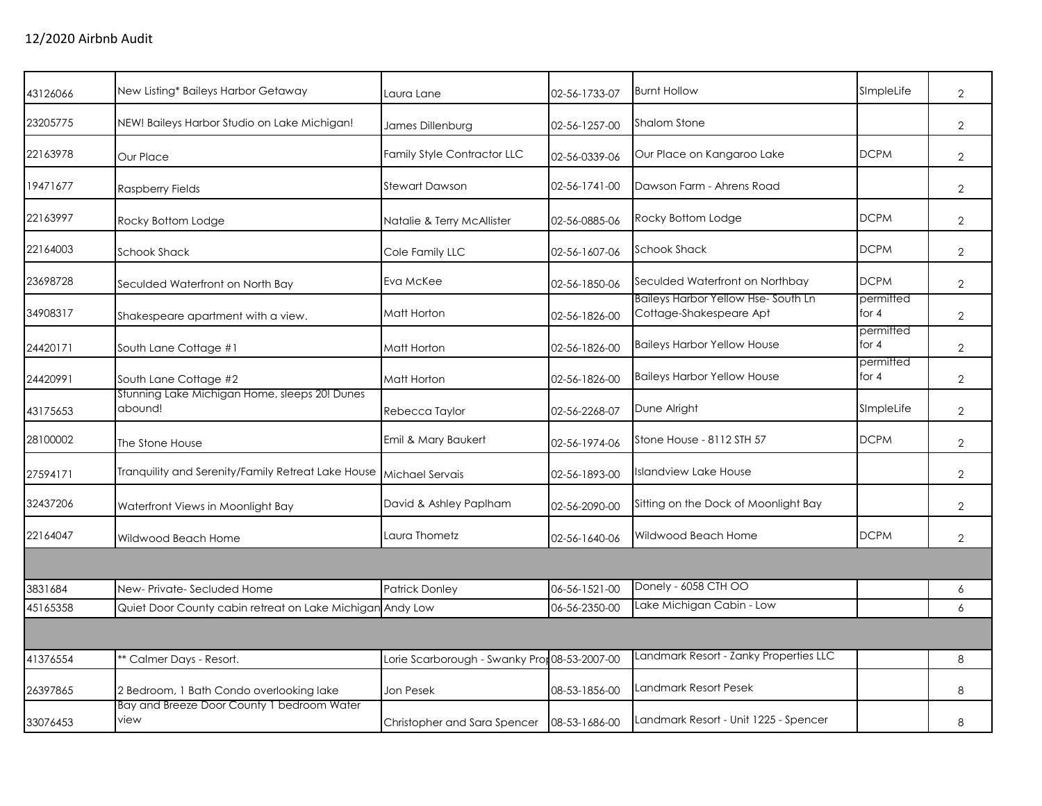## 12/2020 Airbnb Audit

| | | | | | | |
|---|---|---|---|---|---|---|
| 43126066 | New Listing* Baileys Harbor Getaway | Laura Lane | 02-56-1733-07 | Burnt Hollow | SImpleLife | 2 |
| 23205775 | NEW! Baileys Harbor Studio on Lake Michigan! | James Dillenburg | 02-56-1257-00 | Shalom Stone | | 2 |
| 22163978 | Our Place | Family Style Contractor LLC | 02-56-0339-06 | Our Place on Kangaroo Lake | DCPM | 2 |
| 19471677 | Raspberry Fields | Stewart Dawson | 02-56-1741-00 | Dawson Farm - Ahrens Road | | 2 |
| 22163997 | Rocky Bottom Lodge | Natalie & Terry McAllister | 02-56-0885-06 | Rocky Bottom Lodge | DCPM | 2 |
| 22164003 | Schook Shack | Cole Family LLC | 02-56-1607-06 | Schook Shack | DCPM | 2 |
| 23698728 | Seculded Waterfront on North Bay | Eva McKee | 02-56-1850-06 | Seculded Waterfront on Northbay | DCPM | 2 |
| 34908317 | Shakespeare apartment with a view. | Matt Horton | 02-56-1826-00 | Baileys Harbor Yellow Hse- South Ln Cottage-Shakespeare Apt | permitted for 4 | 2 |
| 24420171 | South Lane Cottage #1 | Matt Horton | 02-56-1826-00 | Baileys Harbor Yellow House | permitted for 4 | 2 |
| 24420991 | South Lane Cottage #2 | Matt Horton | 02-56-1826-00 | Baileys Harbor Yellow House | permitted for 4 | 2 |
| 43175653 | Stunning Lake Michigan Home, sleeps 20! Dunes abound! | Rebecca Taylor | 02-56-2268-07 | Dune Alright | SImpleLife | 2 |
| 28100002 | The Stone House | Emil & Mary Baukert | 02-56-1974-06 | Stone House - 8112 STH 57 | DCPM | 2 |
| 27594171 | Tranquility and Serenity/Family Retreat Lake House | Michael Servais | 02-56-1893-00 | Islandview Lake House | | 2 |
| 32437206 | Waterfront Views in Moonlight Bay | David & Ashley Paplham | 02-56-2090-00 | Sitting on the Dock of Moonlight Bay | | 2 |
| 22164047 | Wildwood Beach Home | Laura Thometz | 02-56-1640-06 | Wildwood Beach Home | DCPM | 2 |
| | | | | | | |
| 3831684 | New- Private- Secluded Home | Patrick Donley | 06-56-1521-00 | Donely - 6058 CTH OO | | 6 |
| 45165358 | Quiet Door County cabin retreat on Lake Michigan | Andy Low | 06-56-2350-00 | Lake Michigan Cabin - Low | | 6 |
| | | | | | | |
| 41376554 | ** Calmer Days - Resort. | Lorie Scarborough - Swanky Pro | 08-53-2007-00 | Landmark Resort - Zanky Properties LLC | | 8 |
| 26397865 | 2 Bedroom, 1 Bath Condo overlooking lake | Jon Pesek | 08-53-1856-00 | Landmark Resort Pesek | | 8 |
| 33076453 | Bay and Breeze Door County 1 bedroom Water view | Christopher and Sara Spencer | 08-53-1686-00 | Landmark Resort - Unit 1225 - Spencer | | 8 |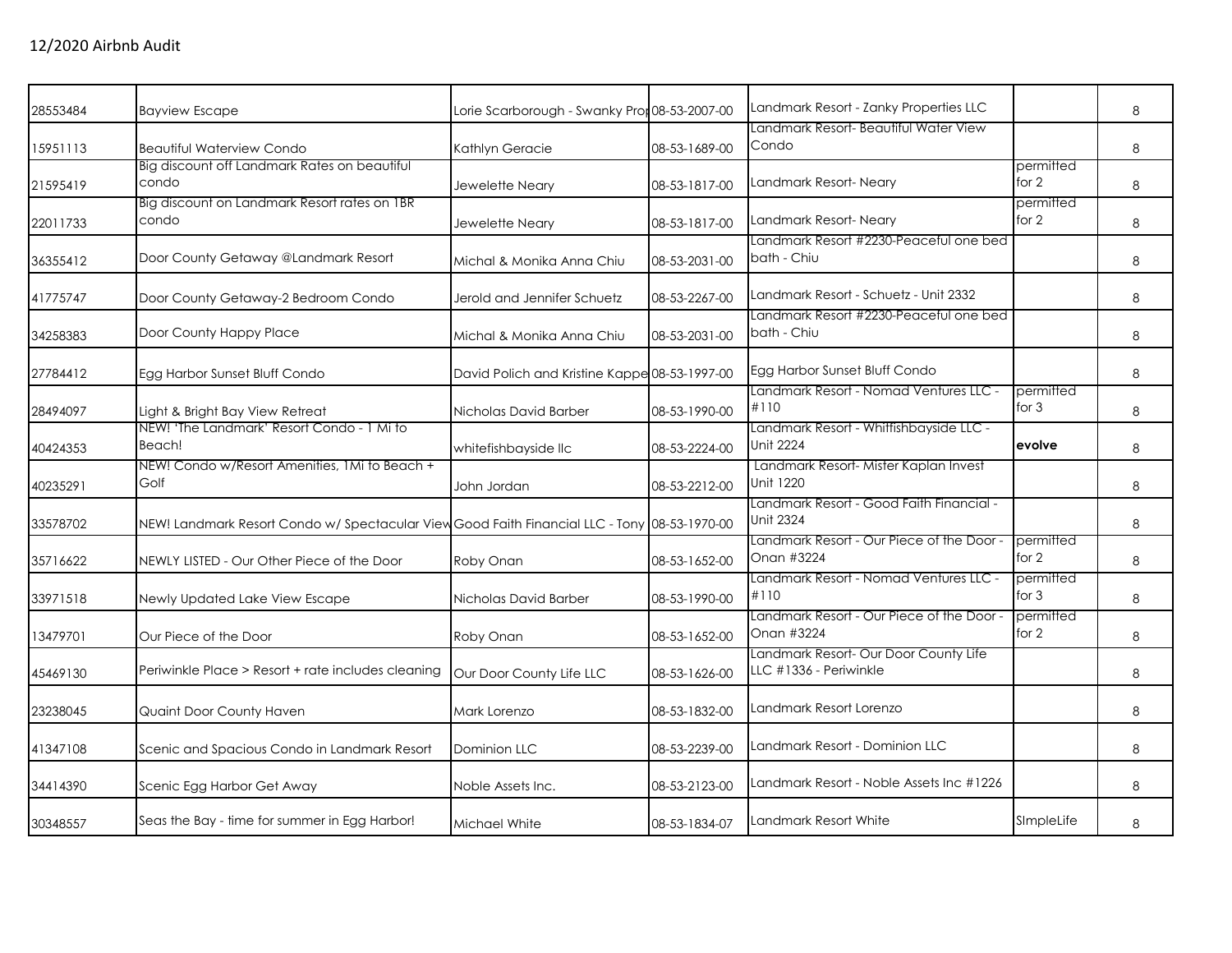12/2020 Airbnb Audit

| | | | | | | |
|---|---|---|---|---|---|---|
| 28553484 | Bayview Escape | Lorie Scarborough - Swanky Pro | 08-53-2007-00 | Landmark Resort - Zanky Properties LLC | | 8 |
| 15951113 | Beautiful Waterview Condo | Kathlyn Geracie | 08-53-1689-00 | Landmark Resort- Beautiful Water View Condo | | 8 |
| 21595419 | Big discount off Landmark Rates on beautiful condo | Jewelette Neary | 08-53-1817-00 | Landmark Resort- Neary | permitted for 2 | 8 |
| 22011733 | Big discount on Landmark Resort rates on 1BR condo | Jewelette Neary | 08-53-1817-00 | Landmark Resort- Neary | permitted for 2 | 8 |
| 36355412 | Door County Getaway @Landmark Resort | Michal & Monika Anna Chiu | 08-53-2031-00 | Landmark Resort #2230-Peaceful one bed bath - Chiu | | 8 |
| 41775747 | Door County Getaway-2 Bedroom Condo | Jerold and Jennifer Schuetz | 08-53-2267-00 | Landmark Resort - Schuetz - Unit 2332 | | 8 |
| 34258383 | Door County Happy Place | Michal & Monika Anna Chiu | 08-53-2031-00 | Landmark Resort #2230-Peaceful one bed bath - Chiu | | 8 |
| 27784412 | Egg Harbor Sunset Bluff Condo | David Polich and Kristine Kappe | 08-53-1997-00 | Egg Harbor Sunset Bluff Condo | | 8 |
| 28494097 | Light & Bright Bay View Retreat | Nicholas David Barber | 08-53-1990-00 | Landmark Resort - Nomad Ventures LLC - #110 | permitted for 3 | 8 |
| 40424353 | NEW! 'The Landmark' Resort Condo - 1 Mi to Beach! | whitefishbayside llc | 08-53-2224-00 | Landmark Resort - Whitfishbayside LLC - Unit 2224 | **evolve** | 8 |
| 40235291 | NEW! Condo w/Resort Amenities, 1Mi to Beach + Golf | John Jordan | 08-53-2212-00 | Landmark Resort- Mister Kaplan Invest Unit 1220 | | 8 |
| 33578702 | NEW! Landmark Resort Condo w/ Spectacular View | Good Faith Financial LLC - Tony | 08-53-1970-00 | Landmark Resort - Good Faith Financial - Unit 2324 | | 8 |
| 35716622 | NEWLY LISTED - Our Other Piece of the Door | Roby Onan | 08-53-1652-00 | Landmark Resort - Our Piece of the Door - Onan #3224 | permitted for 2 | 8 |
| 33971518 | Newly Updated Lake View Escape | Nicholas David Barber | 08-53-1990-00 | Landmark Resort - Nomad Ventures LLC - #110 | permitted for 3 | 8 |
| 13479701 | Our Piece of the Door | Roby Onan | 08-53-1652-00 | Landmark Resort - Our Piece of the Door - Onan #3224 | permitted for 2 | 8 |
| 45469130 | Periwinkle Place > Resort + rate includes cleaning | Our Door County Life LLC | 08-53-1626-00 | Landmark Resort- Our Door County Life LLC #1336 - Periwinkle | | 8 |
| 23238045 | Quaint Door County Haven | Mark Lorenzo | 08-53-1832-00 | Landmark Resort Lorenzo | | 8 |
| 41347108 | Scenic and Spacious Condo in Landmark Resort | Dominion LLC | 08-53-2239-00 | Landmark Resort - Dominion LLC | | 8 |
| 34414390 | Scenic Egg Harbor Get Away | Noble Assets Inc. | 08-53-2123-00 | Landmark Resort - Noble Assets Inc #1226 | | 8 |
| 30348557 | Seas the Bay - time for summer in Egg Harbor! | Michael White | 08-53-1834-07 | Landmark Resort White | SImpleLife | 8 |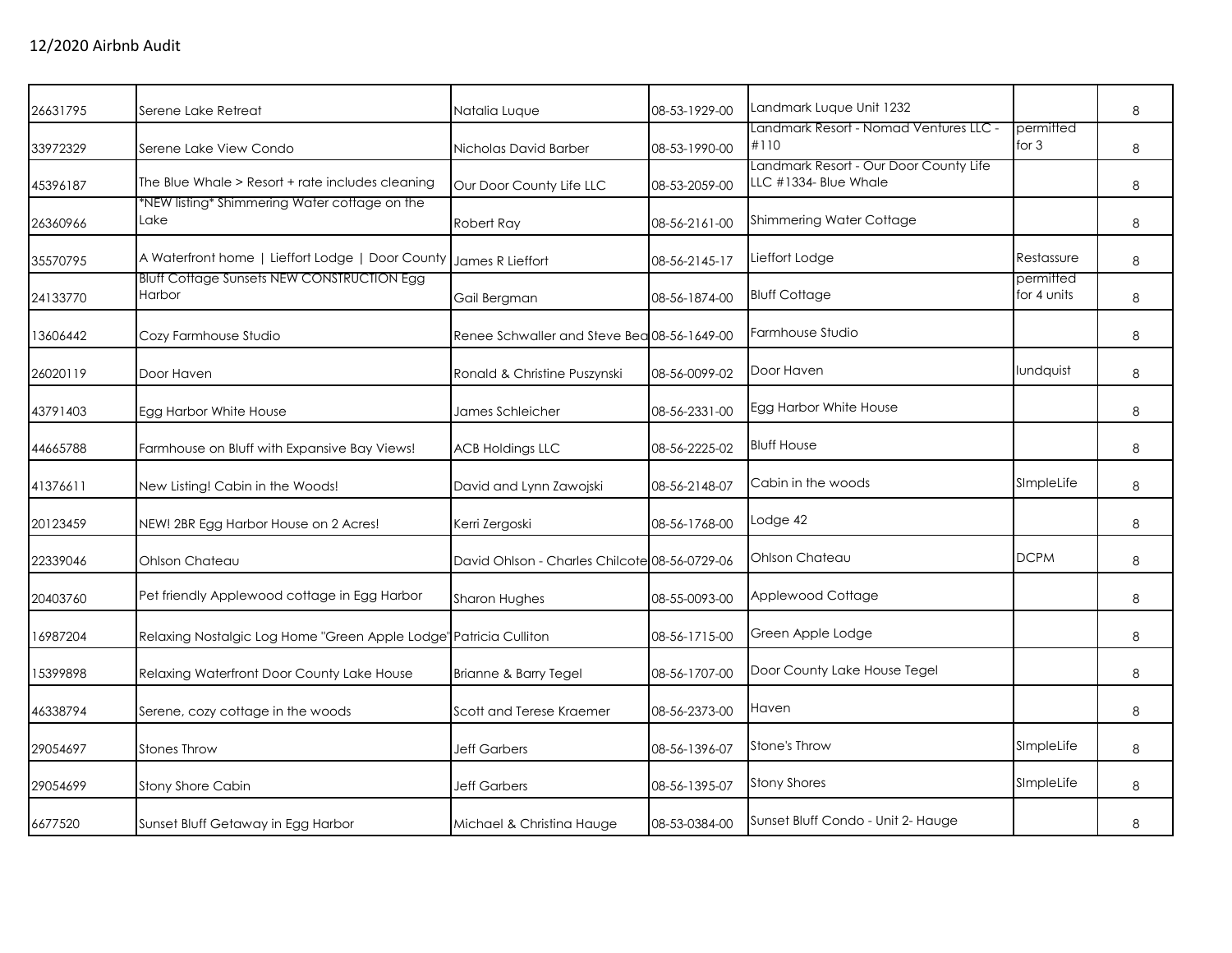## 12/2020 Airbnb Audit

| | | | | | | |
|---|---|---|---|---|---|---|
| 26631795 | Serene Lake Retreat | Natalia Luque | 08-53-1929-00 | Landmark Luque Unit 1232 | | 8 |
| 33972329 | Serene Lake View Condo | Nicholas David Barber | 08-53-1990-00 | Landmark Resort - Nomad Ventures LLC - #110 | permitted for 3 | 8 |
| 45396187 | The Blue Whale > Resort + rate includes cleaning | Our Door County Life LLC | 08-53-2059-00 | Landmark Resort - Our Door County Life LLC #1334- Blue Whale | | 8 |
| 26360966 | *NEW listing* Shimmering Water cottage on the Lake | Robert Ray | 08-56-2161-00 | Shimmering Water Cottage | | 8 |
| 35570795 | A Waterfront home \| Lieffort Lodge \| Door County | James R Lieffort | 08-56-2145-17 | Lieffort Lodge | Restassure | 8 |
| 24133770 | Bluff Cottage Sunsets NEW CONSTRUCTION Egg Harbor | Gail Bergman | 08-56-1874-00 | Bluff Cottage | permitted for 4 units | 8 |
| 13606442 | Cozy Farmhouse Studio | Renee Schwaller and Steve Bea | 08-56-1649-00 | Farmhouse Studio | | 8 |
| 26020119 | Door Haven | Ronald & Christine Puszynski | 08-56-0099-02 | Door Haven | lundquist | 8 |
| 43791403 | Egg Harbor White House | James Schleicher | 08-56-2331-00 | Egg Harbor White House | | 8 |
| 44665788 | Farmhouse on Bluff with Expansive Bay Views! | ACB Holdings LLC | 08-56-2225-02 | Bluff House | | 8 |
| 41376611 | New Listing! Cabin in the Woods! | David and Lynn Zawojski | 08-56-2148-07 | Cabin in the woods | SImpleLife | 8 |
| 20123459 | NEW! 2BR Egg Harbor House on 2 Acres! | Kerri Zergoski | 08-56-1768-00 | Lodge 42 | | 8 |
| 22339046 | Ohlson Chateau | David Ohlson - Charles Chilcote | 08-56-0729-06 | Ohlson Chateau | DCPM | 8 |
| 20403760 | Pet friendly Applewood cottage in Egg Harbor | Sharon Hughes | 08-55-0093-00 | Applewood Cottage | | 8 |
| 16987204 | Relaxing Nostalgic Log Home "Green Apple Lodge" | Patricia Culliton | 08-56-1715-00 | Green Apple Lodge | | 8 |
| 15399898 | Relaxing Waterfront Door County Lake House | Brianne & Barry Tegel | 08-56-1707-00 | Door County Lake House Tegel | | 8 |
| 46338794 | Serene, cozy cottage in the woods | Scott and Terese Kraemer | 08-56-2373-00 | Haven | | 8 |
| 29054697 | Stones Throw | Jeff Garbers | 08-56-1396-07 | Stone's Throw | SImpleLife | 8 |
| 29054699 | Stony Shore Cabin | Jeff Garbers | 08-56-1395-07 | Stony Shores | SImpleLife | 8 |
| 6677520 | Sunset Bluff Getaway in Egg Harbor | Michael & Christina Hauge | 08-53-0384-00 | Sunset Bluff Condo - Unit 2- Hauge | | 8 |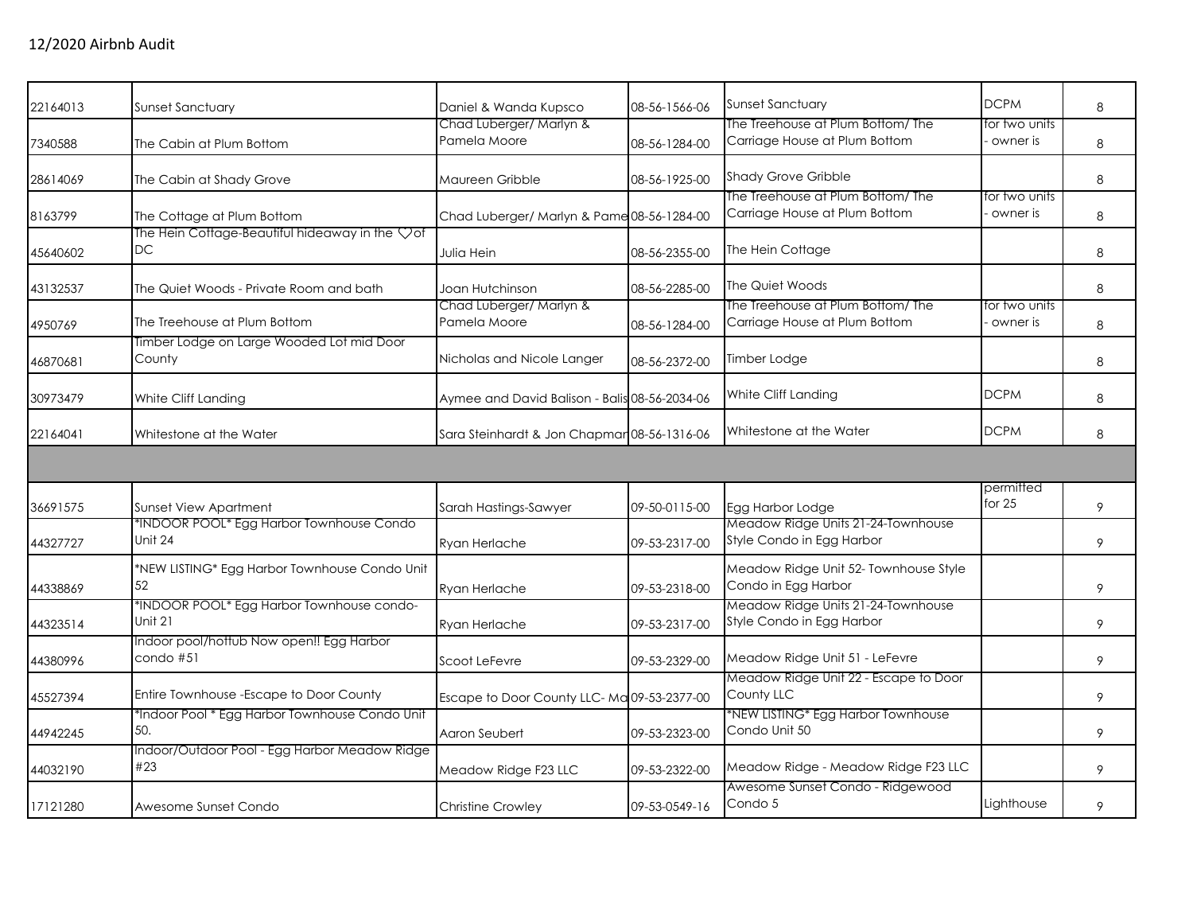## 12/2020 Airbnb Audit

| | | | | | | |
|---|---|---|---|---|---|---|
| 22164013 | Sunset Sanctuary | Daniel & Wanda Kupsco | 08-56-1566-06 | Sunset Sanctuary | DCPM | 8 |
| 7340588 | The Cabin at Plum Bottom | Chad Luberger/ Marlyn & Pamela Moore | 08-56-1284-00 | The Treehouse at Plum Bottom/ The Carriage House at Plum Bottom | for two units - owner is | 8 |
| 28614069 | The Cabin at Shady Grove | Maureen Gribble | 08-56-1925-00 | Shady Grove Gribble | | 8 |
| 8163799 | The Cottage at Plum Bottom | Chad Luberger/ Marlyn & Pame | 08-56-1284-00 | The Treehouse at Plum Bottom/ The Carriage House at Plum Bottom | for two units - owner is | 8 |
| 45640602 | The Hein Cottage-Beautiful hideaway in the ♡of DC | Julia Hein | 08-56-2355-00 | The Hein Cottage | | 8 |
| 43132537 | The Quiet Woods - Private Room and bath | Joan Hutchinson | 08-56-2285-00 | The Quiet Woods | | 8 |
| 4950769 | The Treehouse at Plum Bottom | Chad Luberger/ Marlyn & Pamela Moore | 08-56-1284-00 | The Treehouse at Plum Bottom/ The Carriage House at Plum Bottom | for two units - owner is | 8 |
| 46870681 | Timber Lodge on Large Wooded Lot mid Door County | Nicholas and Nicole Langer | 08-56-2372-00 | Timber Lodge | | 8 |
| 30973479 | White Cliff Landing | Aymee and David Balison - Balis | 08-56-2034-06 | White Cliff Landing | DCPM | 8 |
| 22164041 | Whitestone at the Water | Sara Steinhardt & Jon Chapmar | 08-56-1316-06 | Whitestone at the Water | DCPM | 8 |
| | | | | | | |
| 36691575 | Sunset View Apartment | Sarah Hastings-Sawyer | 09-50-0115-00 | Egg Harbor Lodge | permitted for 25 | 9 |
| 44327727 | *INDOOR POOL* Egg Harbor Townhouse Condo Unit 24 | Ryan Herlache | 09-53-2317-00 | Meadow Ridge Units 21-24-Townhouse Style Condo in Egg Harbor | | 9 |
| 44338869 | *NEW LISTING* Egg Harbor Townhouse Condo Unit 52 | Ryan Herlache | 09-53-2318-00 | Meadow Ridge Unit 52- Townhouse Style Condo in Egg Harbor | | 9 |
| 44323514 | *INDOOR POOL* Egg Harbor Townhouse condo- Unit 21 | Ryan Herlache | 09-53-2317-00 | Meadow Ridge Units 21-24-Townhouse Style Condo in Egg Harbor | | 9 |
| 44380996 | Indoor pool/hottub Now open!! Egg Harbor condo #51 | Scoot LeFevre | 09-53-2329-00 | Meadow Ridge Unit 51 - LeFevre | | 9 |
| 45527394 | Entire Townhouse -Escape to Door County | Escape to Door County LLC- Ma | 09-53-2377-00 | Meadow Ridge Unit 22 - Escape to Door County LLC | | 9 |
| 44942245 | *Indoor Pool * Egg Harbor Townhouse Condo Unit 50. | Aaron Seubert | 09-53-2323-00 | *NEW LISTING* Egg Harbor Townhouse Condo Unit 50 | | 9 |
| 44032190 | Indoor/Outdoor Pool - Egg Harbor Meadow Ridge #23 | Meadow Ridge F23 LLC | 09-53-2322-00 | Meadow Ridge - Meadow Ridge F23 LLC | | 9 |
| 17121280 | Awesome Sunset Condo | Christine Crowley | 09-53-0549-16 | Awesome Sunset Condo - Ridgewood Condo 5 | Lighthouse | 9 |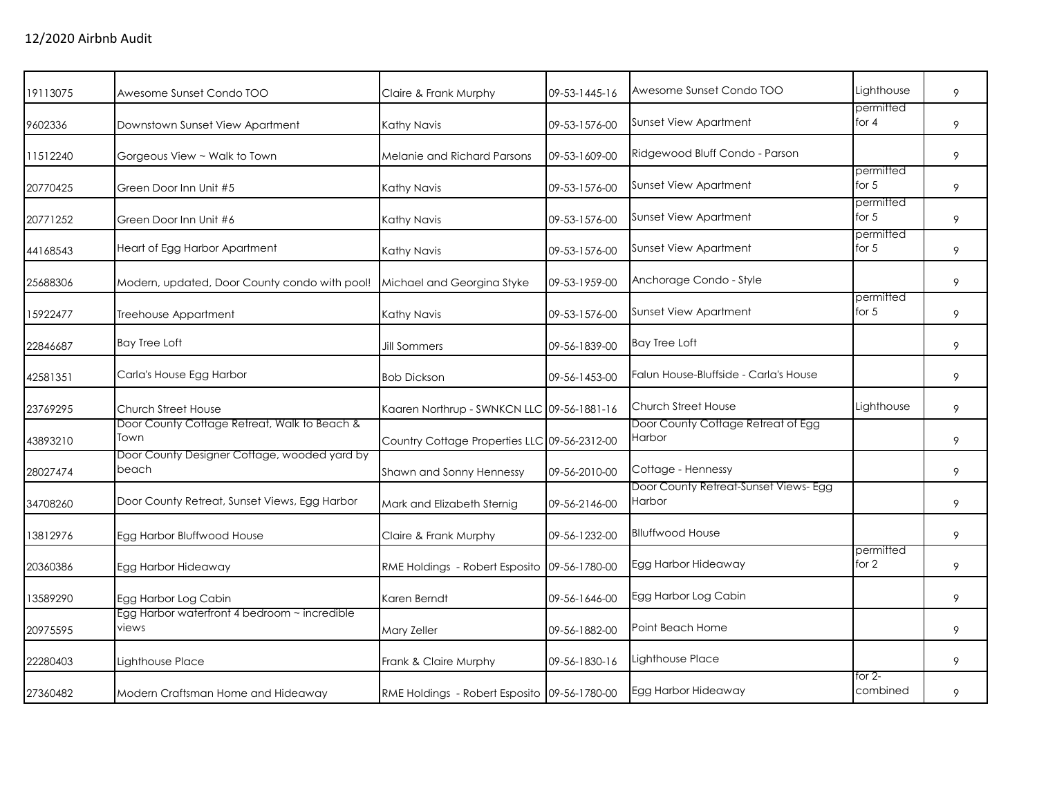## 12/2020 Airbnb Audit

| | | | | | | |
|---|---|---|---|---|---|---|
| 19113075 | Awesome Sunset Condo TOO | Claire & Frank Murphy | 09-53-1445-16 | Awesome Sunset Condo TOO | Lighthouse | 9 |
| 9602336 | Downstown Sunset View Apartment | Kathy Navis | 09-53-1576-00 | Sunset View Apartment | permitted for 4 | 9 |
| 11512240 | Gorgeous View ~ Walk to Town | Melanie and Richard Parsons | 09-53-1609-00 | Ridgewood Bluff Condo - Parson | | 9 |
| 20770425 | Green Door Inn Unit #5 | Kathy Navis | 09-53-1576-00 | Sunset View Apartment | permitted for 5 | 9 |
| 20771252 | Green Door Inn Unit #6 | Kathy Navis | 09-53-1576-00 | Sunset View Apartment | permitted for 5 | 9 |
| 44168543 | Heart of Egg Harbor Apartment | Kathy Navis | 09-53-1576-00 | Sunset View Apartment | permitted for 5 | 9 |
| 25688306 | Modern, updated, Door County condo with pool! | Michael and Georgina Styke | 09-53-1959-00 | Anchorage Condo - Style | | 9 |
| 15922477 | Treehouse Appartment | Kathy Navis | 09-53-1576-00 | Sunset View Apartment | permitted for 5 | 9 |
| 22846687 | Bay Tree Loft | Jill Sommers | 09-56-1839-00 | Bay Tree Loft | | 9 |
| 42581351 | Carla's House Egg Harbor | Bob Dickson | 09-56-1453-00 | Falun House-Bluffside - Carla's House | | 9 |
| 23769295 | Church Street House | Kaaren Northrup - SWNKCN LLC | 09-56-1881-16 | Church Street House | Lighthouse | 9 |
| 43893210 | Door County Cottage Retreat, Walk to Beach & Town | Country Cottage Properties LLC | 09-56-2312-00 | Door County Cottage Retreat of Egg Harbor | | 9 |
| 28027474 | Door County Designer Cottage, wooded yard by beach | Shawn and Sonny Hennessy | 09-56-2010-00 | Cottage - Hennessy | | 9 |
| 34708260 | Door County Retreat, Sunset Views, Egg Harbor | Mark and Elizabeth Sternig | 09-56-2146-00 | Door County Retreat-Sunset Views- Egg Harbor | | 9 |
| 13812976 | Egg Harbor Bluffwood House | Claire & Frank Murphy | 09-56-1232-00 | Blluffwood House | | 9 |
| 20360386 | Egg Harbor Hideaway | RME Holdings - Robert Esposito | 09-56-1780-00 | Egg Harbor Hideaway | permitted for 2 | 9 |
| 13589290 | Egg Harbor Log Cabin | Karen Berndt | 09-56-1646-00 | Egg Harbor Log Cabin | | 9 |
| 20975595 | Egg Harbor waterfront 4 bedroom ~ incredible views | Mary Zeller | 09-56-1882-00 | Point Beach Home | | 9 |
| 22280403 | Lighthouse Place | Frank & Claire Murphy | 09-56-1830-16 | Lighthouse Place | | 9 |
| 27360482 | Modern Craftsman Home and Hideaway | RME Holdings - Robert Esposito | 09-56-1780-00 | Egg Harbor Hideaway | for 2- combined | 9 |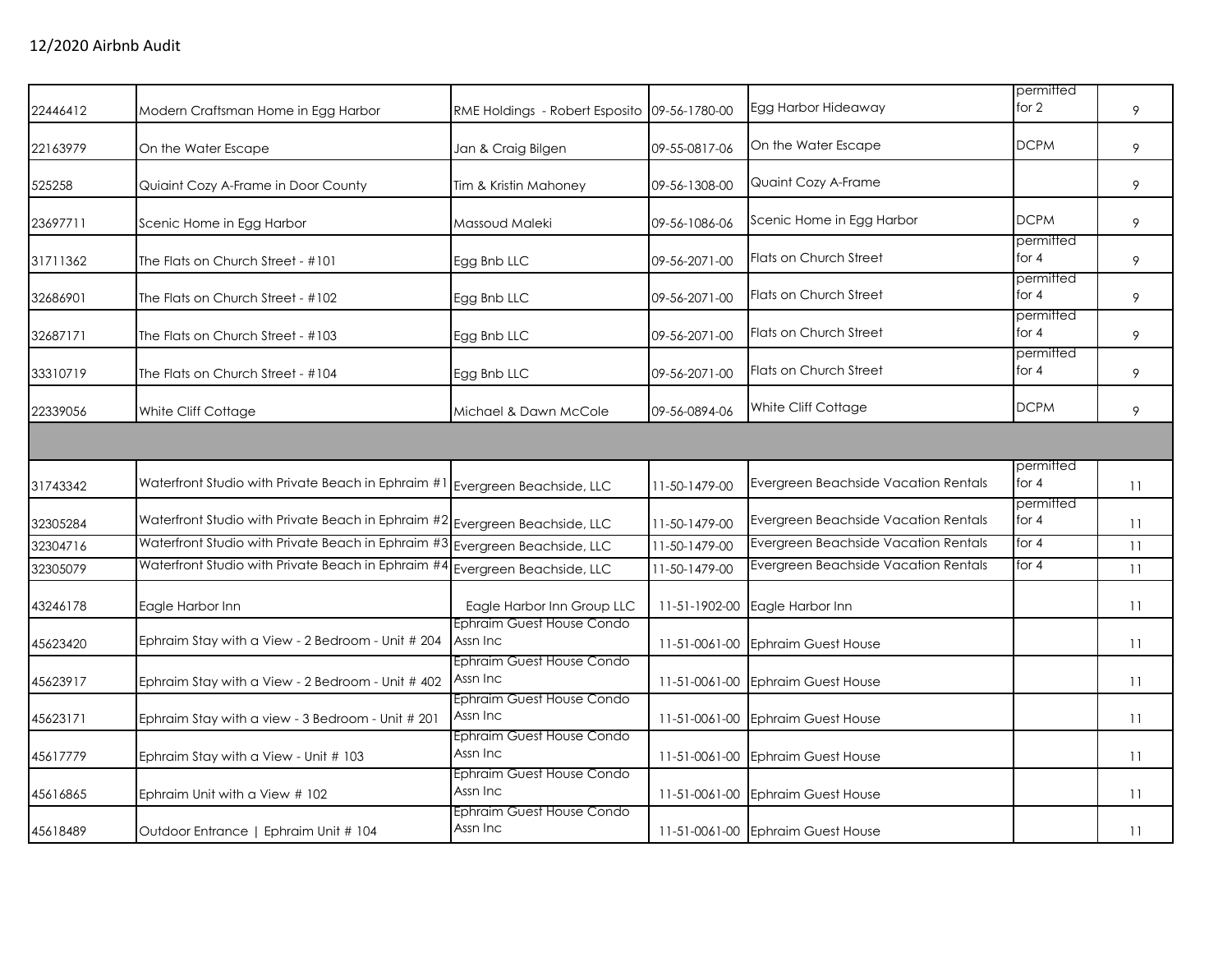## 12/2020 Airbnb Audit

| | | | | | | |
|---|---|---|---|---|---|---|
| 22446412 | Modern Craftsman Home in Egg Harbor | RME Holdings - Robert Esposito | 09-56-1780-00 | Egg Harbor Hideaway | permitted for 2 | 9 |
| 22163979 | On the Water Escape | Jan & Craig Bilgen | 09-55-0817-06 | On the Water Escape | DCPM | 9 |
| 525258 | Quiaint Cozy A-Frame in Door County | Tim & Kristin Mahoney | 09-56-1308-00 | Quaint Cozy A-Frame | | 9 |
| 23697711 | Scenic Home in Egg Harbor | Massoud Maleki | 09-56-1086-06 | Scenic Home in Egg Harbor | DCPM | 9 |
| 31711362 | The Flats on Church Street - #101 | Egg Bnb LLC | 09-56-2071-00 | Flats on Church Street | permitted for 4 | 9 |
| 32686901 | The Flats on Church Street - #102 | Egg Bnb LLC | 09-56-2071-00 | Flats on Church Street | permitted for 4 | 9 |
| 32687171 | The Flats on Church Street - #103 | Egg Bnb LLC | 09-56-2071-00 | Flats on Church Street | permitted for 4 | 9 |
| 33310719 | The Flats on Church Street - #104 | Egg Bnb LLC | 09-56-2071-00 | Flats on Church Street | permitted for 4 | 9 |
| 22339056 | White Cliff Cottage | Michael & Dawn McCole | 09-56-0894-06 | White Cliff Cottage | DCPM | 9 |
| | | | | | | |
| 31743342 | Waterfront Studio with Private Beach in Ephraim #1 | Evergreen Beachside, LLC | 11-50-1479-00 | Evergreen Beachside Vacation Rentals | permitted for 4 | 11 |
| 32305284 | Waterfront Studio with Private Beach in Ephraim #2 | Evergreen Beachside, LLC | 11-50-1479-00 | Evergreen Beachside Vacation Rentals | permitted for 4 | 11 |
| 32304716 | Waterfront Studio with Private Beach in Ephraim #3 | Evergreen Beachside, LLC | 11-50-1479-00 | Evergreen Beachside Vacation Rentals | for 4 | 11 |
| 32305079 | Waterfront Studio with Private Beach in Ephraim #4 | Evergreen Beachside, LLC | 11-50-1479-00 | Evergreen Beachside Vacation Rentals | for 4 | 11 |
| 43246178 | Eagle Harbor Inn | Eagle Harbor Inn Group LLC | 11-51-1902-00 | Eagle Harbor Inn | | 11 |
| 45623420 | Ephraim Stay with a View - 2 Bedroom - Unit # 204 | Ephraim Guest House Condo Assn Inc | 11-51-0061-00 | Ephraim Guest House | | 11 |
| 45623917 | Ephraim Stay with a View - 2 Bedroom - Unit # 402 | Ephraim Guest House Condo Assn Inc | 11-51-0061-00 | Ephraim Guest House | | 11 |
| 45623171 | Ephraim Stay with a view - 3 Bedroom - Unit # 201 | Ephraim Guest House Condo Assn Inc | 11-51-0061-00 | Ephraim Guest House | | 11 |
| 45617779 | Ephraim Stay with a View - Unit # 103 | Ephraim Guest House Condo Assn Inc | 11-51-0061-00 | Ephraim Guest House | | 11 |
| 45616865 | Ephraim Unit with a View # 102 | Ephraim Guest House Condo Assn Inc | 11-51-0061-00 | Ephraim Guest House | | 11 |
| 45618489 | Outdoor Entrance \| Ephraim Unit # 104 | Ephraim Guest House Condo Assn Inc | 11-51-0061-00 | Ephraim Guest House | | 11 |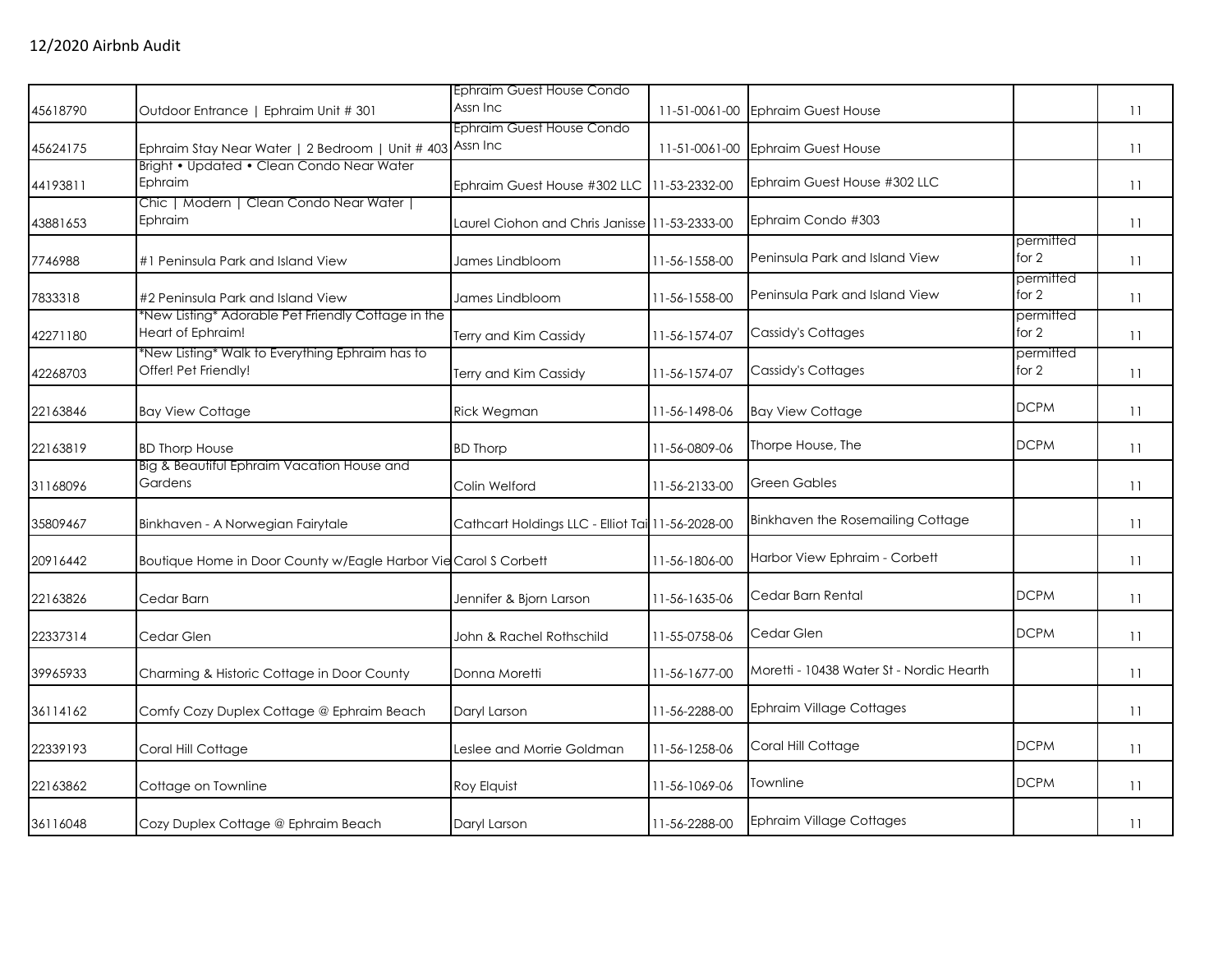12/2020 Airbnb Audit

| | | | | | | |
|---|---|---|---|---|---|---|
| 45618790 | Outdoor Entrance \| Ephraim Unit # 301 | Ephraim Guest House Condo Assn Inc | 11-51-0061-00 | Ephraim Guest House | | 11 |
| 45624175 | Ephraim Stay Near Water \| 2 Bedroom \| Unit # 403 | Ephraim Guest House Condo Assn Inc | 11-51-0061-00 | Ephraim Guest House | | 11 |
| 44193811 | Bright • Updated • Clean Condo Near Water Ephraim | Ephraim Guest House #302 LLC | 11-53-2332-00 | Ephraim Guest House #302 LLC | | 11 |
| 43881653 | Chic \| Modern \| Clean Condo Near Water \| Ephraim | Laurel Ciohon and Chris Janisse | 11-53-2333-00 | Ephraim Condo #303 | | 11 |
| 7746988 | #1 Peninsula Park and Island View | James Lindbloom | 11-56-1558-00 | Peninsula Park and Island View | permitted for 2 | 11 |
| 7833318 | #2 Peninsula Park and Island View | James Lindbloom | 11-56-1558-00 | Peninsula Park and Island View | permitted for 2 | 11 |
| 42271180 | *New Listing* Adorable Pet Friendly Cottage in the Heart of Ephraim! | Terry and Kim Cassidy | 11-56-1574-07 | Cassidy's Cottages | permitted for 2 | 11 |
| 42268703 | *New Listing* Walk to Everything Ephraim has to Offer! Pet Friendly! | Terry and Kim Cassidy | 11-56-1574-07 | Cassidy's Cottages | permitted for 2 | 11 |
| 22163846 | Bay View Cottage | Rick Wegman | 11-56-1498-06 | Bay View Cottage | DCPM | 11 |
| 22163819 | BD Thorp House | BD Thorp | 11-56-0809-06 | Thorpe House, The | DCPM | 11 |
| 31168096 | Big & Beautiful Ephraim Vacation House and Gardens | Colin Welford | 11-56-2133-00 | Green Gables | | 11 |
| 35809467 | Binkhaven - A Norwegian Fairytale | Cathcart Holdings LLC - Elliot Tai | 11-56-2028-00 | Binkhaven the Rosemailing Cottage | | 11 |
| 20916442 | Boutique Home in Door County w/Eagle Harbor Vie | Carol S Corbett | 11-56-1806-00 | Harbor View Ephraim - Corbett | | 11 |
| 22163826 | Cedar Barn | Jennifer & Bjorn Larson | 11-56-1635-06 | Cedar Barn Rental | DCPM | 11 |
| 22337314 | Cedar Glen | John & Rachel Rothschild | 11-55-0758-06 | Cedar Glen | DCPM | 11 |
| 39965933 | Charming & Historic Cottage in Door County | Donna Moretti | 11-56-1677-00 | Moretti - 10438 Water St - Nordic Hearth | | 11 |
| 36114162 | Comfy Cozy Duplex Cottage @ Ephraim Beach | Daryl Larson | 11-56-2288-00 | Ephraim Village Cottages | | 11 |
| 22339193 | Coral Hill Cottage | Leslee and Morrie Goldman | 11-56-1258-06 | Coral Hill Cottage | DCPM | 11 |
| 22163862 | Cottage on Townline | Roy Elquist | 11-56-1069-06 | Townline | DCPM | 11 |
| 36116048 | Cozy Duplex Cottage @ Ephraim Beach | Daryl Larson | 11-56-2288-00 | Ephraim Village Cottages | | 11 |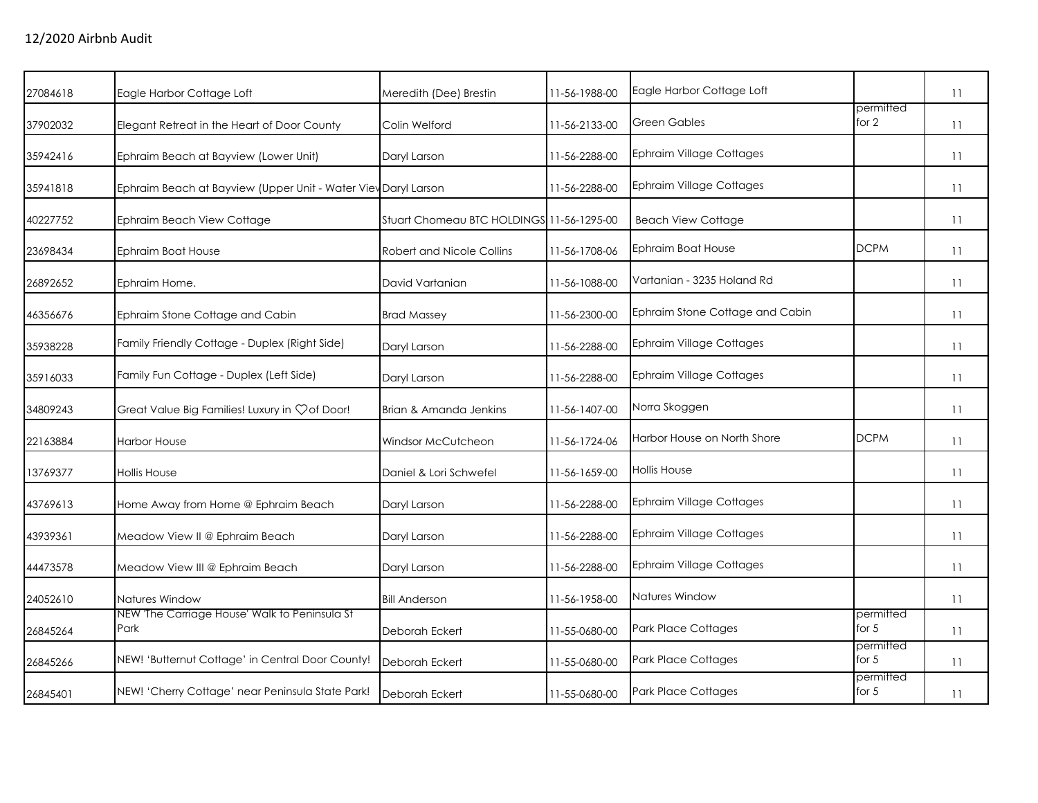| | | | | | | |
|---|---|---|---|---|---|---|
| 27084618 | Eagle Harbor Cottage Loft | Meredith (Dee) Brestin | 11-56-1988-00 | Eagle Harbor Cottage Loft | | 11 |
| 37902032 | Elegant Retreat in the Heart of Door County | Colin Welford | 11-56-2133-00 | Green Gables | permitted for 2 | 11 |
| 35942416 | Ephraim Beach at Bayview (Lower Unit) | Daryl Larson | 11-56-2288-00 | Ephraim Village Cottages | | 11 |
| 35941818 | Ephraim Beach at Bayview (Upper Unit - Water Viev | Daryl Larson | 11-56-2288-00 | Ephraim Village Cottages | | 11 |
| 40227752 | Ephraim Beach View Cottage | Stuart Chomeau BTC HOLDINGS | 11-56-1295-00 | Beach View Cottage | | 11 |
| 23698434 | Ephraim Boat House | Robert and Nicole Collins | 11-56-1708-06 | Ephraim Boat House | DCPM | 11 |
| 26892652 | Ephraim Home. | David Vartanian | 11-56-1088-00 | Vartanian - 3235 Holand Rd | | 11 |
| 46356676 | Ephraim Stone Cottage and Cabin | Brad Massey | 11-56-2300-00 | Ephraim Stone Cottage and Cabin | | 11 |
| 35938228 | Family Friendly Cottage - Duplex (Right Side) | Daryl Larson | 11-56-2288-00 | Ephraim Village Cottages | | 11 |
| 35916033 | Family Fun Cottage - Duplex (Left Side) | Daryl Larson | 11-56-2288-00 | Ephraim Village Cottages | | 11 |
| 34809243 | Great Value Big Families! Luxury in ♡of Door! | Brian & Amanda Jenkins | 11-56-1407-00 | Norra Skoggen | | 11 |
| 22163884 | Harbor House | Windsor McCutcheon | 11-56-1724-06 | Harbor House on North Shore | DCPM | 11 |
| 13769377 | Hollis House | Daniel & Lori Schwefel | 11-56-1659-00 | Hollis House | | 11 |
| 43769613 | Home Away from Home @ Ephraim Beach | Daryl Larson | 11-56-2288-00 | Ephraim Village Cottages | | 11 |
| 43939361 | Meadow View II @ Ephraim Beach | Daryl Larson | 11-56-2288-00 | Ephraim Village Cottages | | 11 |
| 44473578 | Meadow View III @ Ephraim Beach | Daryl Larson | 11-56-2288-00 | Ephraim Village Cottages | | 11 |
| 24052610 | Natures Window | Bill Anderson | 11-56-1958-00 | Natures Window | | 11 |
| 26845264 | NEW 'The Carriage House' Walk to Peninsula St Park | Deborah Eckert | 11-55-0680-00 | Park Place Cottages | permitted for 5 | 11 |
| 26845266 | NEW! 'Butternut Cottage' in Central Door County! | Deborah Eckert | 11-55-0680-00 | Park Place Cottages | permitted for 5 | 11 |
| 26845401 | NEW! 'Cherry Cottage' near Peninsula State Park! | Deborah Eckert | 11-55-0680-00 | Park Place Cottages | permitted for 5 | 11 |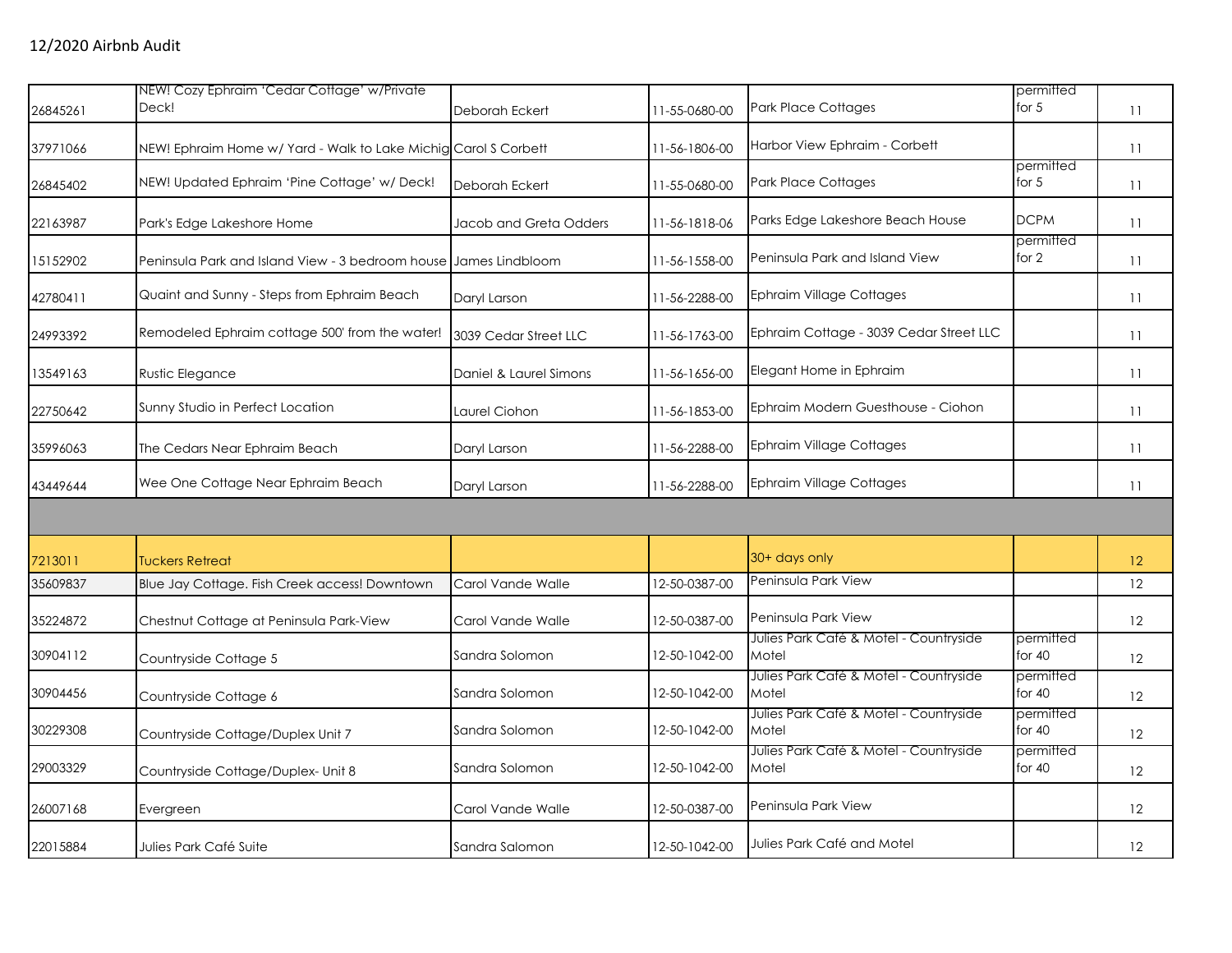# 12/2020 Airbnb Audit

| | | | | | | |
|---|---|---|---|---|---|---|
| 26845261 | NEW! Cozy Ephraim 'Cedar Cottage' w/Private Deck! | Deborah Eckert | 11-55-0680-00 | Park Place Cottages | permitted for 5 | 11 |
| 37971066 | NEW! Ephraim Home w/ Yard - Walk to Lake Michig | Carol S Corbett | 11-56-1806-00 | Harbor View Ephraim - Corbett | | 11 |
| 26845402 | NEW! Updated Ephraim 'Pine Cottage' w/ Deck! | Deborah Eckert | 11-55-0680-00 | Park Place Cottages | permitted for 5 | 11 |
| 22163987 | Park's Edge Lakeshore Home | Jacob and Greta Odders | 11-56-1818-06 | Parks Edge Lakeshore Beach House | DCPM | 11 |
| 15152902 | Peninsula Park and Island View - 3 bedroom house | James Lindbloom | 11-56-1558-00 | Peninsula Park and Island View | permitted for 2 | 11 |
| 42780411 | Quaint and Sunny - Steps from Ephraim Beach | Daryl Larson | 11-56-2288-00 | Ephraim Village Cottages | | 11 |
| 24993392 | Remodeled Ephraim cottage 500' from the water! | 3039 Cedar Street LLC | 11-56-1763-00 | Ephraim Cottage - 3039 Cedar Street LLC | | 11 |
| 13549163 | Rustic Elegance | Daniel & Laurel Simons | 11-56-1656-00 | Elegant Home in Ephraim | | 11 |
| 22750642 | Sunny Studio in Perfect Location | Laurel Ciohon | 11-56-1853-00 | Ephraim Modern Guesthouse - Ciohon | | 11 |
| 35996063 | The Cedars Near Ephraim Beach | Daryl Larson | 11-56-2288-00 | Ephraim Village Cottages | | 11 |
| 43449644 | Wee One Cottage Near Ephraim Beach | Daryl Larson | 11-56-2288-00 | Ephraim Village Cottages | | 11 |
| | | | | | | |
| 7213011 | Tuckers Retreat | | | 30+ days only | | 12 |
| 35609837 | Blue Jay Cottage. Fish Creek access! Downtown | Carol Vande Walle | 12-50-0387-00 | Peninsula Park View | | 12 |
| 35224872 | Chestnut Cottage at Peninsula Park-View | Carol Vande Walle | 12-50-0387-00 | Peninsula Park View | | 12 |
| 30904112 | Countryside Cottage 5 | Sandra Solomon | 12-50-1042-00 | Julies Park Café & Motel - Countryside Motel | permitted for 40 | 12 |
| 30904456 | Countryside Cottage 6 | Sandra Solomon | 12-50-1042-00 | Julies Park Café & Motel - Countryside Motel | permitted for 40 | 12 |
| 30229308 | Countryside Cottage/Duplex Unit 7 | Sandra Solomon | 12-50-1042-00 | Julies Park Café & Motel - Countryside Motel | permitted for 40 | 12 |
| 29003329 | Countryside Cottage/Duplex- Unit 8 | Sandra Solomon | 12-50-1042-00 | Julies Park Café & Motel - Countryside Motel | permitted for 40 | 12 |
| 26007168 | Evergreen | Carol Vande Walle | 12-50-0387-00 | Peninsula Park View | | 12 |
| 22015884 | Julies Park Café Suite | Sandra Salomon | 12-50-1042-00 | Julies Park Café and Motel | | 12 |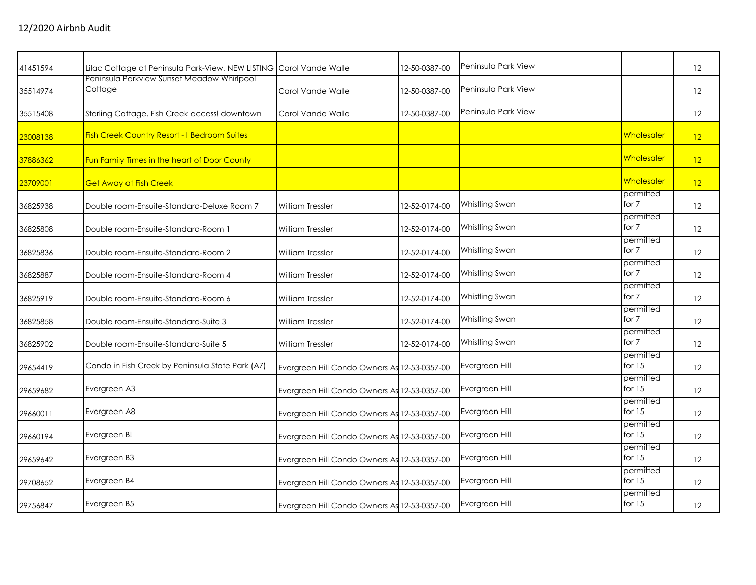12/2020 Airbnb Audit

| | | | | | | |
|---|---|---|---|---|---|---|
| 41451594 | Lilac Cottage at Peninsula Park-View, NEW LISTING | Carol Vande Walle | 12-50-0387-00 | Peninsula Park View | | 12 |
| 35514974 | Peninsula Parkview Sunset Meadow Whirlpool Cottage | Carol Vande Walle | 12-50-0387-00 | Peninsula Park View | | 12 |
| 35515408 | Starling Cottage. Fish Creek access! downtown | Carol Vande Walle | 12-50-0387-00 | Peninsula Park View | | 12 |
| 23008138 | Fish Creek Country Resort - I Bedroom Suites | | | | Wholesaler | 12 |
| 37886362 | Fun Family Times in the heart of Door County | | | | Wholesaler | 12 |
| 23709001 | Get Away at Fish Creek | | | | Wholesaler | 12 |
| 36825938 | Double room-Ensuite-Standard-Deluxe Room 7 | William Tressler | 12-52-0174-00 | Whistling Swan | permitted for 7 | 12 |
| 36825808 | Double room-Ensuite-Standard-Room 1 | William Tressler | 12-52-0174-00 | Whistling Swan | permitted for 7 | 12 |
| 36825836 | Double room-Ensuite-Standard-Room 2 | William Tressler | 12-52-0174-00 | Whistling Swan | permitted for 7 | 12 |
| 36825887 | Double room-Ensuite-Standard-Room 4 | William Tressler | 12-52-0174-00 | Whistling Swan | permitted for 7 | 12 |
| 36825919 | Double room-Ensuite-Standard-Room 6 | William Tressler | 12-52-0174-00 | Whistling Swan | permitted for 7 | 12 |
| 36825858 | Double room-Ensuite-Standard-Suite 3 | William Tressler | 12-52-0174-00 | Whistling Swan | permitted for 7 | 12 |
| 36825902 | Double room-Ensuite-Standard-Suite 5 | William Tressler | 12-52-0174-00 | Whistling Swan | permitted for 7 | 12 |
| 29654419 | Condo in Fish Creek by Peninsula State Park (A7) | Evergreen Hill Condo Owners As | 12-53-0357-00 | Evergreen Hill | permitted for 15 | 12 |
| 29659682 | Evergreen A3 | Evergreen Hill Condo Owners As | 12-53-0357-00 | Evergreen Hill | permitted for 15 | 12 |
| 29660011 | Evergreen A8 | Evergreen Hill Condo Owners As | 12-53-0357-00 | Evergreen Hill | permitted for 15 | 12 |
| 29660194 | Evergreen B! | Evergreen Hill Condo Owners As | 12-53-0357-00 | Evergreen Hill | permitted for 15 | 12 |
| 29659642 | Evergreen B3 | Evergreen Hill Condo Owners As | 12-53-0357-00 | Evergreen Hill | permitted for 15 | 12 |
| 29708652 | Evergreen B4 | Evergreen Hill Condo Owners As | 12-53-0357-00 | Evergreen Hill | permitted for 15 | 12 |
| 29756847 | Evergreen B5 | Evergreen Hill Condo Owners As | 12-53-0357-00 | Evergreen Hill | permitted for 15 | 12 |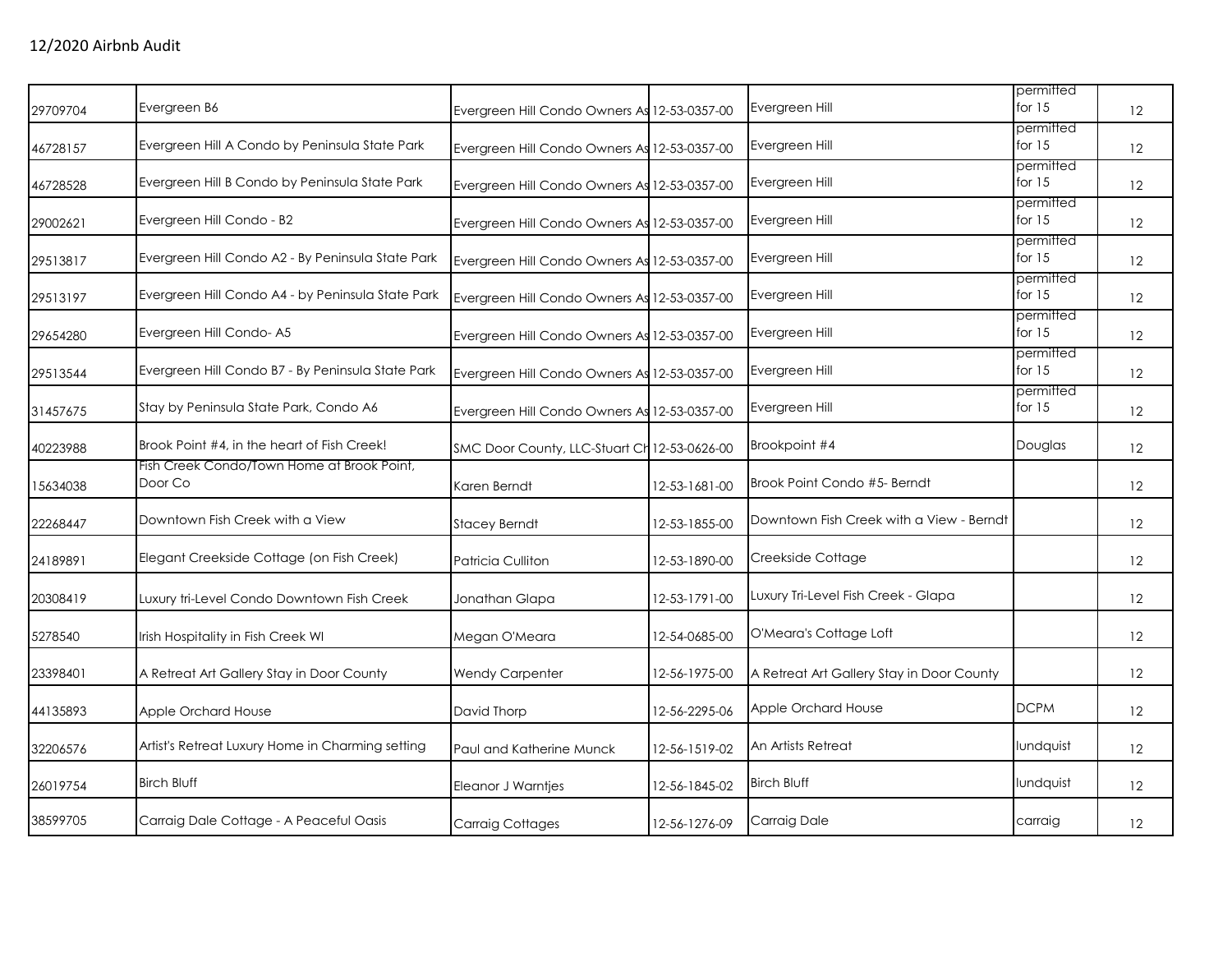## 12/2020 Airbnb Audit

| | | | | | | |
|---|---|---|---|---|---|---|
| 29709704 | Evergreen B6 | Evergreen Hill Condo Owners As | 12-53-0357-00 | Evergreen Hill | permitted for 15 | 12 |
| 46728157 | Evergreen Hill A Condo by Peninsula State Park | Evergreen Hill Condo Owners As | 12-53-0357-00 | Evergreen Hill | permitted for 15 | 12 |
| 46728528 | Evergreen Hill B Condo by Peninsula State Park | Evergreen Hill Condo Owners As | 12-53-0357-00 | Evergreen Hill | permitted for 15 | 12 |
| 29002621 | Evergreen Hill Condo - B2 | Evergreen Hill Condo Owners As | 12-53-0357-00 | Evergreen Hill | permitted for 15 | 12 |
| 29513817 | Evergreen Hill Condo A2 - By Peninsula State Park | Evergreen Hill Condo Owners As | 12-53-0357-00 | Evergreen Hill | permitted for 15 | 12 |
| 29513197 | Evergreen Hill Condo A4 - by Peninsula State Park | Evergreen Hill Condo Owners As | 12-53-0357-00 | Evergreen Hill | permitted for 15 | 12 |
| 29654280 | Evergreen Hill Condo- A5 | Evergreen Hill Condo Owners As | 12-53-0357-00 | Evergreen Hill | permitted for 15 | 12 |
| 29513544 | Evergreen Hill Condo B7 - By Peninsula State Park | Evergreen Hill Condo Owners As | 12-53-0357-00 | Evergreen Hill | permitted for 15 | 12 |
| 31457675 | Stay by Peninsula State Park, Condo A6 | Evergreen Hill Condo Owners As | 12-53-0357-00 | Evergreen Hill | permitted for 15 | 12 |
| 40223988 | Brook Point #4, in the heart of Fish Creek! | SMC Door County, LLC-Stuart Ch | 12-53-0626-00 | Brookpoint #4 | Douglas | 12 |
| 15634038 | Fish Creek Condo/Town Home at Brook Point, Door Co | Karen Berndt | 12-53-1681-00 | Brook Point Condo #5- Berndt | | 12 |
| 22268447 | Downtown Fish Creek with a View | Stacey Berndt | 12-53-1855-00 | Downtown Fish Creek with a View - Berndt | | 12 |
| 24189891 | Elegant Creekside Cottage (on Fish Creek) | Patricia Culliton | 12-53-1890-00 | Creekside Cottage | | 12 |
| 20308419 | Luxury tri-Level Condo Downtown Fish Creek | Jonathan Glapa | 12-53-1791-00 | Luxury Tri-Level Fish Creek - Glapa | | 12 |
| 5278540 | Irish Hospitality in Fish Creek WI | Megan O'Meara | 12-54-0685-00 | O'Meara's Cottage Loft | | 12 |
| 23398401 | A Retreat Art Gallery Stay in Door County | Wendy Carpenter | 12-56-1975-00 | A Retreat Art Gallery Stay in Door County | | 12 |
| 44135893 | Apple Orchard House | David Thorp | 12-56-2295-06 | Apple Orchard House | DCPM | 12 |
| 32206576 | Artist's Retreat Luxury Home in Charming setting | Paul and Katherine Munck | 12-56-1519-02 | An Artists Retreat | lundquist | 12 |
| 26019754 | Birch Bluff | Eleanor J Warntjes | 12-56-1845-02 | Birch Bluff | lundquist | 12 |
| 38599705 | Carraig Dale Cottage - A Peaceful Oasis | Carraig Cottages | 12-56-1276-09 | Carraig Dale | carraig | 12 |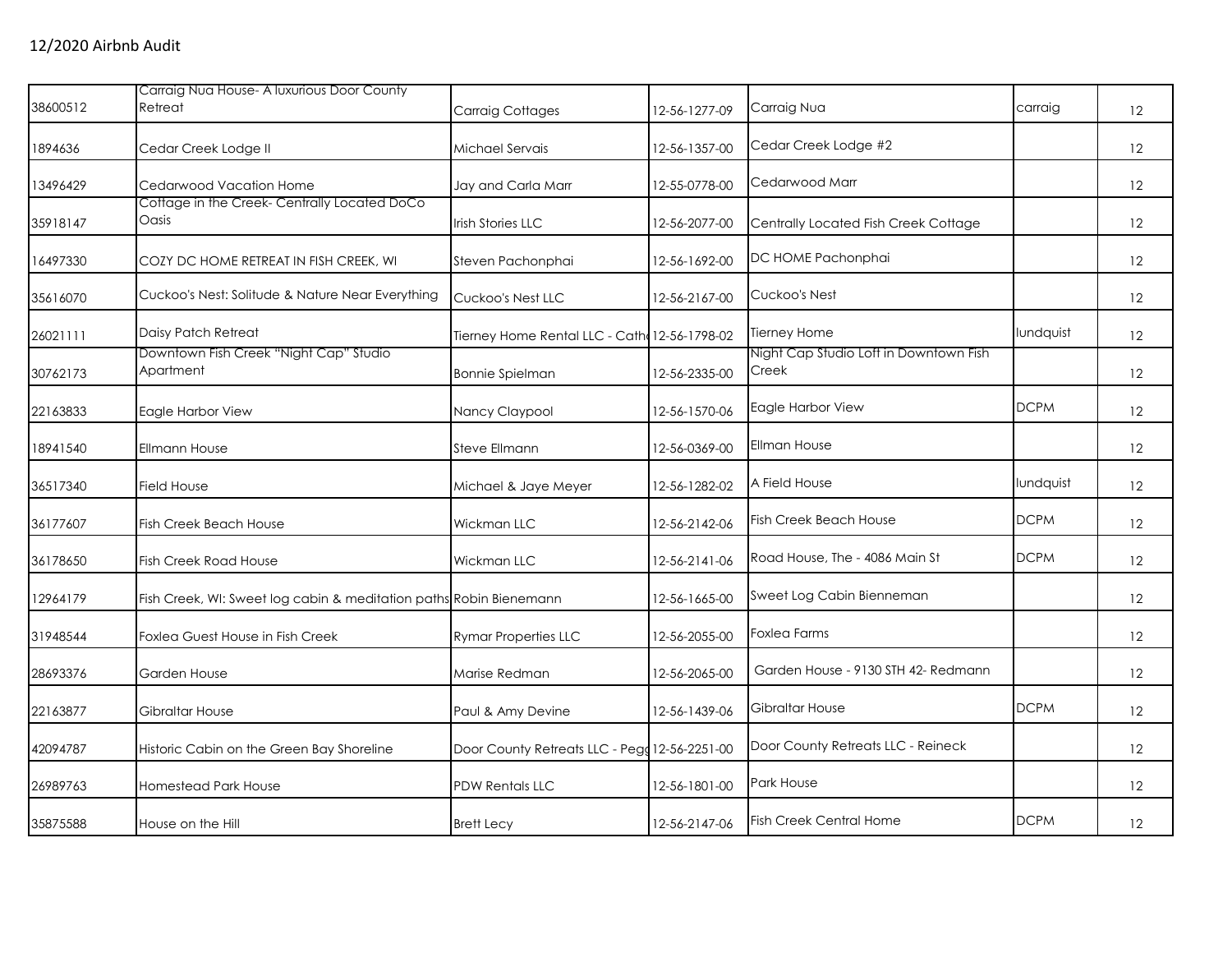12/2020 Airbnb Audit

| | | | | | | |
|---|---|---|---|---|---|---|
| 38600512 | Carraig Nua House- A luxurious Door County Retreat | Carraig Cottages | 12-56-1277-09 | Carraig Nua | carraig | 12 |
| 1894636 | Cedar Creek Lodge II | Michael Servais | 12-56-1357-00 | Cedar Creek Lodge #2 | | 12 |
| 13496429 | Cedarwood Vacation Home | Jay and Carla Marr | 12-55-0778-00 | Cedarwood Marr | | 12 |
| 35918147 | Cottage in the Creek- Centrally Located DoCo Oasis | Irish Stories LLC | 12-56-2077-00 | Centrally Located Fish Creek Cottage | | 12 |
| 16497330 | COZY DC HOME RETREAT IN FISH CREEK, WI | Steven Pachonphai | 12-56-1692-00 | DC HOME Pachonphai | | 12 |
| 35616070 | Cuckoo's Nest: Solitude & Nature Near Everything | Cuckoo's Nest LLC | 12-56-2167-00 | Cuckoo's Nest | | 12 |
| 26021111 | Daisy Patch Retreat | Tierney Home Rental LLC - Cath | 12-56-1798-02 | Tierney Home | lundquist | 12 |
| 30762173 | Downtown Fish Creek "Night Cap" Studio Apartment | Bonnie Spielman | 12-56-2335-00 | Night Cap Studio Loft in Downtown Fish Creek | | 12 |
| 22163833 | Eagle Harbor View | Nancy Claypool | 12-56-1570-06 | Eagle Harbor View | DCPM | 12 |
| 18941540 | Ellmann House | Steve Ellmann | 12-56-0369-00 | Ellman House | | 12 |
| 36517340 | Field House | Michael & Jaye Meyer | 12-56-1282-02 | A Field House | lundquist | 12 |
| 36177607 | Fish Creek Beach House | Wickman LLC | 12-56-2142-06 | Fish Creek Beach House | DCPM | 12 |
| 36178650 | Fish Creek Road House | Wickman LLC | 12-56-2141-06 | Road House, The - 4086 Main St | DCPM | 12 |
| 12964179 | Fish Creek, WI: Sweet log cabin & meditation paths | Robin Bienemann | 12-56-1665-00 | Sweet Log Cabin Bienneman | | 12 |
| 31948544 | Foxlea Guest House in Fish Creek | Rymar Properties LLC | 12-56-2055-00 | Foxlea Farms | | 12 |
| 28693376 | Garden House | Marise Redman | 12-56-2065-00 | Garden House - 9130 STH 42- Redmann | | 12 |
| 22163877 | Gibraltar House | Paul & Amy Devine | 12-56-1439-06 | Gibraltar House | DCPM | 12 |
| 42094787 | Historic Cabin on the Green Bay Shoreline | Door County Retreats LLC - Pegg | 12-56-2251-00 | Door County Retreats LLC - Reineck | | 12 |
| 26989763 | Homestead Park House | PDW Rentals LLC | 12-56-1801-00 | Park House | | 12 |
| 35875588 | House on the Hill | Brett Lecy | 12-56-2147-06 | Fish Creek Central Home | DCPM | 12 |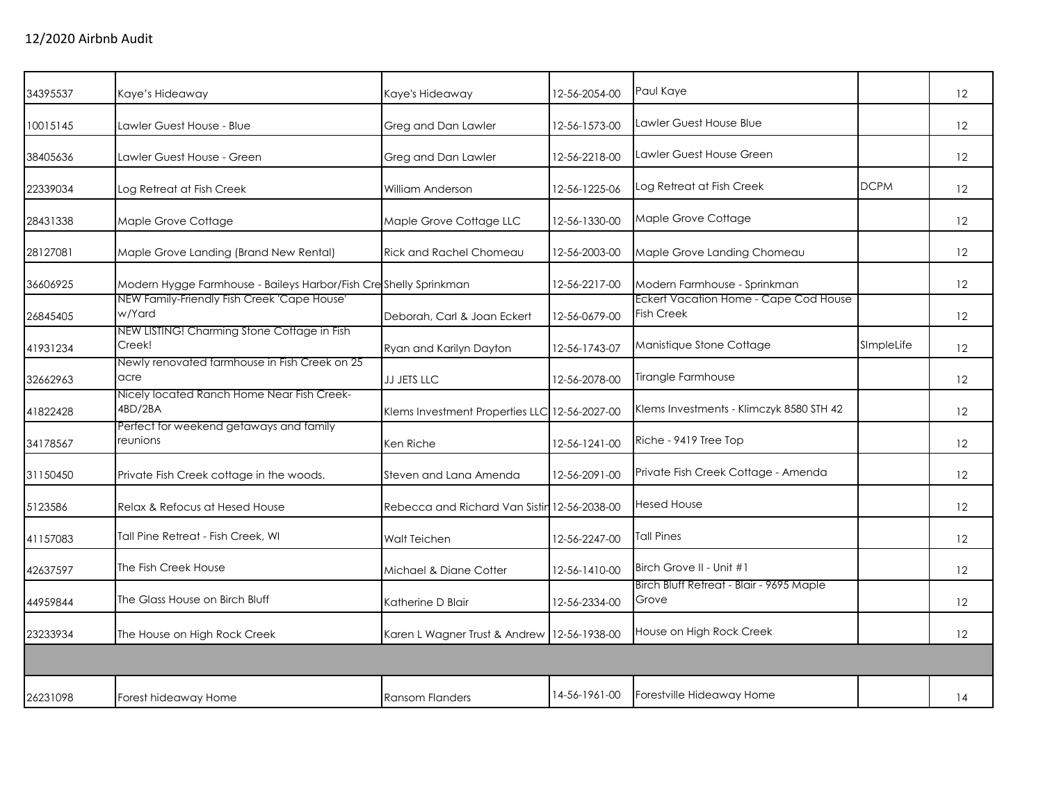# 12/2020 Airbnb Audit

| | | | | | | |
|---|---|---|---|---|---|---|
| 34395537 | Kaye's Hideaway | Kaye's Hideaway | 12-56-2054-00 | Paul Kaye | | 12 |
| 10015145 | Lawler Guest House - Blue | Greg and Dan Lawler | 12-56-1573-00 | Lawler Guest House Blue | | 12 |
| 38405636 | Lawler Guest House - Green | Greg and Dan Lawler | 12-56-2218-00 | Lawler Guest House Green | | 12 |
| 22339034 | Log Retreat at Fish Creek | William Anderson | 12-56-1225-06 | Log Retreat at Fish Creek | DCPM | 12 |
| 28431338 | Maple Grove Cottage | Maple Grove Cottage LLC | 12-56-1330-00 | Maple Grove Cottage | | 12 |
| 28127081 | Maple Grove Landing (Brand New Rental) | Rick and Rachel Chomeau | 12-56-2003-00 | Maple Grove Landing Chomeau | | 12 |
| 36606925 | Modern Hygge Farmhouse - Baileys Harbor/Fish Cre | Shelly Sprinkman | 12-56-2217-00 | Modern Farmhouse - Sprinkman | | 12 |
| 26845405 | NEW Family-Friendly Fish Creek 'Cape House' w/Yard | Deborah, Carl & Joan Eckert | 12-56-0679-00 | Eckert Vacation Home - Cape Cod House Fish Creek | | 12 |
| 41931234 | NEW LISTING! Charming Stone Cottage in Fish Creek! | Ryan and Karilyn Dayton | 12-56-1743-07 | Manistique Stone Cottage | SImpleLife | 12 |
| 32662963 | Newly renovated farmhouse in Fish Creek on 25 acre | JJ JETS LLC | 12-56-2078-00 | Tirangle Farmhouse | | 12 |
| 41822428 | Nicely located Ranch Home Near Fish Creek-4BD/2BA | Klems Investment Properties LLC | 12-56-2027-00 | Klems Investments - Klimczyk 8580 STH 42 | | 12 |
| 34178567 | Perfect for weekend getaways and family reunions | Ken Riche | 12-56-1241-00 | Riche - 9419 Tree Top | | 12 |
| 31150450 | Private Fish Creek cottage in the woods. | Steven and Lana Amenda | 12-56-2091-00 | Private Fish Creek Cottage - Amenda | | 12 |
| 5123586 | Relax & Refocus at Hesed House | Rebecca and Richard Van Sistin | 12-56-2038-00 | Hesed House | | 12 |
| 41157083 | Tall Pine Retreat - Fish Creek, WI | Walt Teichen | 12-56-2247-00 | Tall Pines | | 12 |
| 42637597 | The Fish Creek House | Michael & Diane Cotter | 12-56-1410-00 | Birch Grove II - Unit #1 | | 12 |
| 44959844 | The Glass House on Birch Bluff | Katherine D Blair | 12-56-2334-00 | Birch Bluff Retreat - Blair - 9695 Maple Grove | | 12 |
| 23233934 | The House on High Rock Creek | Karen L Wagner Trust & Andrew | 12-56-1938-00 | House on High Rock Creek | | 12 |
| | | | | | | |
| 26231098 | Forest hideaway Home | Ransom Flanders | 14-56-1961-00 | Forestville Hideaway Home | | 14 |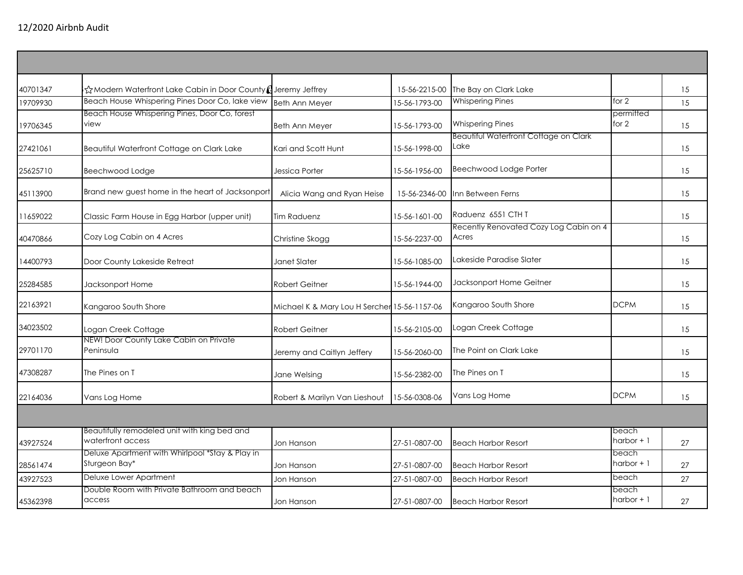## 12/2020 Airbnb Audit

| | | | | | | |
|---|---|---|---|---|---|---|
| 40701347 | ☆Modern Waterfront Lake Cabin in Door County | Jeremy Jeffrey | 15-56-2215-00 | The Bay on Clark Lake | | 15 |
| 19709930 | Beach House Whispering Pines Door Co, lake view | Beth Ann Meyer | 15-56-1793-00 | Whispering Pines | for 2 | 15 |
| 19706345 | Beach House Whispering Pines, Door Co, forest view | Beth Ann Meyer | 15-56-1793-00 | Whispering Pines | permitted for 2 | 15 |
| 27421061 | Beautiful Waterfront Cottage on Clark Lake | Kari and Scott Hunt | 15-56-1998-00 | Beautiful Waterfront Cottage on Clark Lake | | 15 |
| 25625710 | Beechwood Lodge | Jessica Porter | 15-56-1956-00 | Beechwood Lodge Porter | | 15 |
| 45113900 | Brand new guest home in the heart of Jacksonport | Alicia Wang and Ryan Heise | 15-56-2346-00 | Inn Between Ferns | | 15 |
| 11659022 | Classic Farm House in Egg Harbor (upper unit) | Tim Raduenz | 15-56-1601-00 | Raduenz 6551 CTH T | | 15 |
| 40470866 | Cozy Log Cabin on 4 Acres | Christine Skogg | 15-56-2237-00 | Recently Renovated Cozy Log Cabin on 4 Acres | | 15 |
| 14400793 | Door County Lakeside Retreat | Janet Slater | 15-56-1085-00 | Lakeside Paradise Slater | | 15 |
| 25284585 | Jacksonport Home | Robert Geitner | 15-56-1944-00 | Jacksonport Home Geitner | | 15 |
| 22163921 | Kangaroo South Shore | Michael K & Mary Lou H Sercher | 15-56-1157-06 | Kangaroo South Shore | DCPM | 15 |
| 34023502 | Logan Creek Cottage | Robert Geitner | 15-56-2105-00 | Logan Creek Cottage | | 15 |
| 29701170 | NEW! Door County Lake Cabin on Private Peninsula | Jeremy and Caitlyn Jeffery | 15-56-2060-00 | The Point on Clark Lake | | 15 |
| 47308287 | The Pines on T | Jane Welsing | 15-56-2382-00 | The Pines on T | | 15 |
| 22164036 | Vans Log Home | Robert & Marilyn Van Lieshout | 15-56-0308-06 | Vans Log Home | DCPM | 15 |
| | | | | | | |
| 43927524 | Beautifully remodeled unit with king bed and waterfront access | Jon Hanson | 27-51-0807-00 | Beach Harbor Resort | beach harbor + 1 | 27 |
| 28561474 | Deluxe Apartment with Whirlpool *Stay & Play in Sturgeon Bay* | Jon Hanson | 27-51-0807-00 | Beach Harbor Resort | beach harbor + 1 | 27 |
| 43927523 | Deluxe Lower Apartment | Jon Hanson | 27-51-0807-00 | Beach Harbor Resort | beach | 27 |
| 45362398 | Double Room with Private Bathroom and beach access | Jon Hanson | 27-51-0807-00 | Beach Harbor Resort | beach harbor + 1 | 27 |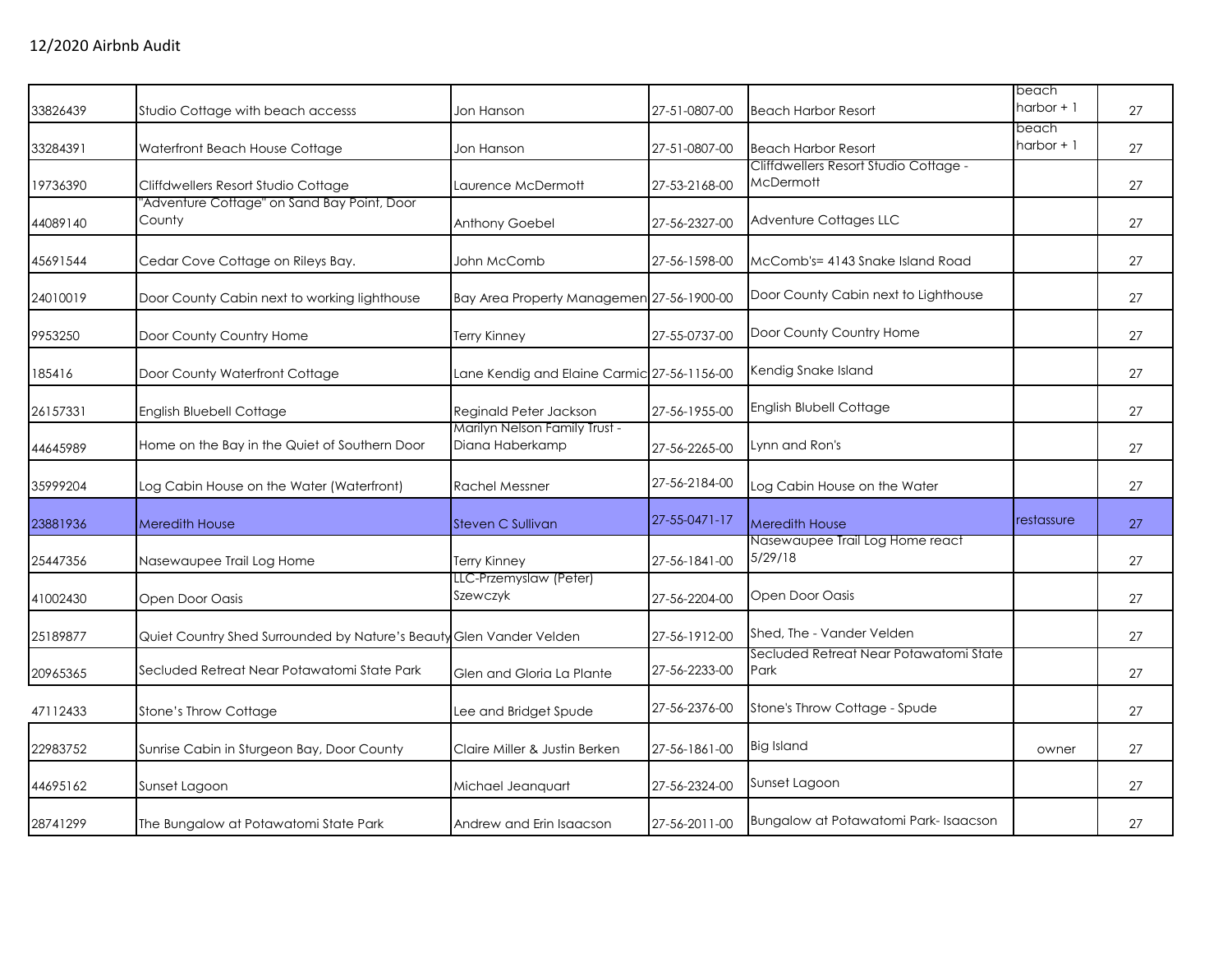12/2020 Airbnb Audit

| | | | | | | |
|---|---|---|---|---|---|---|
| 33826439 | Studio Cottage with beach accesss | Jon Hanson | 27-51-0807-00 | Beach Harbor Resort | beach harbor + 1 | 27 |
| 33284391 | Waterfront Beach House Cottage | Jon Hanson | 27-51-0807-00 | Beach Harbor Resort | beach harbor + 1 | 27 |
| 19736390 | Cliffdwellers Resort Studio Cottage | Laurence McDermott | 27-53-2168-00 | Cliffdwellers Resort Studio Cottage - McDermott | | 27 |
| 44089140 | "Adventure Cottage" on Sand Bay Point, Door County | Anthony Goebel | 27-56-2327-00 | Adventure Cottages LLC | | 27 |
| 45691544 | Cedar Cove Cottage on Rileys Bay. | John McComb | 27-56-1598-00 | McComb's= 4143 Snake Island Road | | 27 |
| 24010019 | Door County Cabin next to working lighthouse | Bay Area Property Managemen | 27-56-1900-00 | Door County Cabin next to Lighthouse | | 27 |
| 9953250 | Door County Country Home | Terry Kinney | 27-55-0737-00 | Door County Country Home | | 27 |
| 185416 | Door County Waterfront Cottage | Lane Kendig and Elaine Carmic | 27-56-1156-00 | Kendig Snake Island | | 27 |
| 26157331 | English Bluebell Cottage | Reginald Peter Jackson | 27-56-1955-00 | English Blubell Cottage | | 27 |
| 44645989 | Home on the Bay in the Quiet of Southern Door | Marilyn Nelson Family Trust - Diana Haberkamp | 27-56-2265-00 | Lynn and Ron's | | 27 |
| 35999204 | Log Cabin House on the Water (Waterfront) | Rachel Messner | 27-56-2184-00 | Log Cabin House on the Water | | 27 |
| 23881936 | Meredith House | Steven C Sullivan | 27-55-0471-17 | Meredith House | restassure | 27 |
| 25447356 | Nasewaupee Trail Log Home | Terry Kinney | 27-56-1841-00 | Nasewaupee Trail Log Home react 5/29/18 | | 27 |
| 41002430 | Open Door Oasis | LLC-Przemyslaw (Peter) Szewczyk | 27-56-2204-00 | Open Door Oasis | | 27 |
| 25189877 | Quiet Country Shed Surrounded by Nature's Beauty | Glen Vander Velden | 27-56-1912-00 | Shed, The - Vander Velden | | 27 |
| 20965365 | Secluded Retreat Near Potawatomi State Park | Glen and Gloria La Plante | 27-56-2233-00 | Secluded Retreat Near Potawatomi State Park | | 27 |
| 47112433 | Stone's Throw Cottage | Lee and Bridget Spude | 27-56-2376-00 | Stone's Throw Cottage - Spude | | 27 |
| 22983752 | Sunrise Cabin in Sturgeon Bay, Door County | Claire Miller & Justin Berken | 27-56-1861-00 | Big Island | owner | 27 |
| 44695162 | Sunset Lagoon | Michael Jeanquart | 27-56-2324-00 | Sunset Lagoon | | 27 |
| 28741299 | The Bungalow at Potawatomi State Park | Andrew and Erin Isaacson | 27-56-2011-00 | Bungalow at Potawatomi Park- Isaacson | | 27 |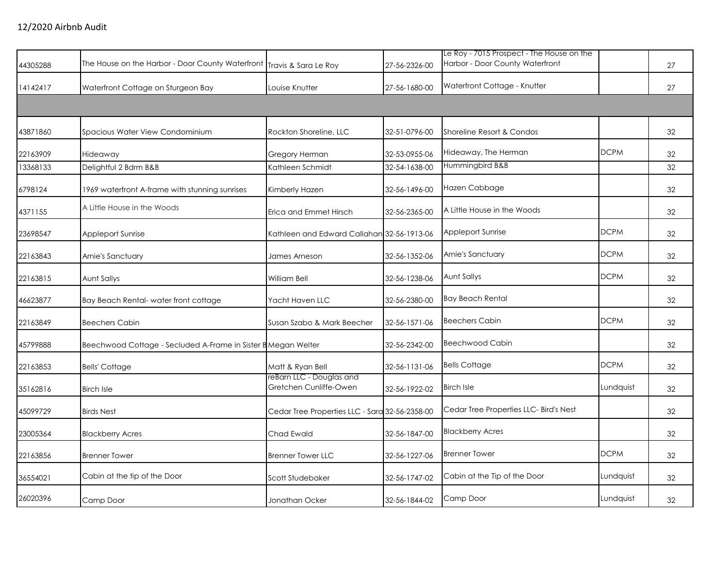12/2020 Airbnb Audit

| | | | | | | |
|---|---|---|---|---|---|---|
| 44305288 | The House on the Harbor - Door County Waterfront | Travis & Sara Le Roy | 27-56-2326-00 | Le Roy - 7015 Prospect - The House on the Harbor - Door County Waterfront | | 27 |
| 14142417 | Waterfront Cottage on Sturgeon Bay | Louise Knutter | 27-56-1680-00 | Waterfront Cottage - Knutter | | 27 |
| | | | | | | |
| 43871860 | Spacious Water View Condominium | Rockton Shoreline, LLC | 32-51-0796-00 | Shoreline Resort & Condos | | 32 |
| 22163909 | Hideaway | Gregory Herman | 32-53-0955-06 | Hideaway, The Herman | DCPM | 32 |
| 13368133 | Delightful 2 Bdrm B&B | Kathleen Schmidt | 32-54-1638-00 | Hummingbird B&B | | 32 |
| 6798124 | 1969 waterfront A-frame with stunning sunrises | Kimberly Hazen | 32-56-1496-00 | Hazen Cabbage | | 32 |
| 4371155 | A Little House in the Woods | Erica and Emmet Hirsch | 32-56-2365-00 | A Little House in the Woods | | 32 |
| 23698547 | Appleport Sunrise | Kathleen and Edward Callahan | 32-56-1913-06 | Appleport Sunrise | DCPM | 32 |
| 22163843 | Arnie's Sanctuary | James Arneson | 32-56-1352-06 | Arnie's Sanctuary | DCPM | 32 |
| 22163815 | Aunt Sallys | William Bell | 32-56-1238-06 | Aunt Sallys | DCPM | 32 |
| 46623877 | Bay Beach Rental- water front cottage | Yacht Haven LLC | 32-56-2380-00 | Bay Beach Rental | | 32 |
| 22163849 | Beechers Cabin | Susan Szabo & Mark Beecher | 32-56-1571-06 | Beechers Cabin | DCPM | 32 |
| 45799888 | Beechwood Cottage - Secluded A-Frame in Sister B | Megan Welter | 32-56-2342-00 | Beechwood Cabin | | 32 |
| 22163853 | Bells' Cottage | Matt & Ryan Bell | 32-56-1131-06 | Bells Cottage | DCPM | 32 |
| 35162816 | Birch Isle | reBarn LLC - Douglas and Gretchen Cunliffe-Owen | 32-56-1922-02 | Birch Isle | Lundquist | 32 |
| 45099729 | Birds Nest | Cedar Tree Properties LLC - Sara | 32-56-2358-00 | Cedar Tree Properties LLC- Bird's Nest | | 32 |
| 23005364 | Blackberry Acres | Chad Ewald | 32-56-1847-00 | Blackberry Acres | | 32 |
| 22163856 | Brenner Tower | Brenner Tower LLC | 32-56-1227-06 | Brenner Tower | DCPM | 32 |
| 36554021 | Cabin at the tip of the Door | Scott Studebaker | 32-56-1747-02 | Cabin at the Tip of the Door | Lundquist | 32 |
| 26020396 | Camp Door | Jonathan Ocker | 32-56-1844-02 | Camp Door | Lundquist | 32 |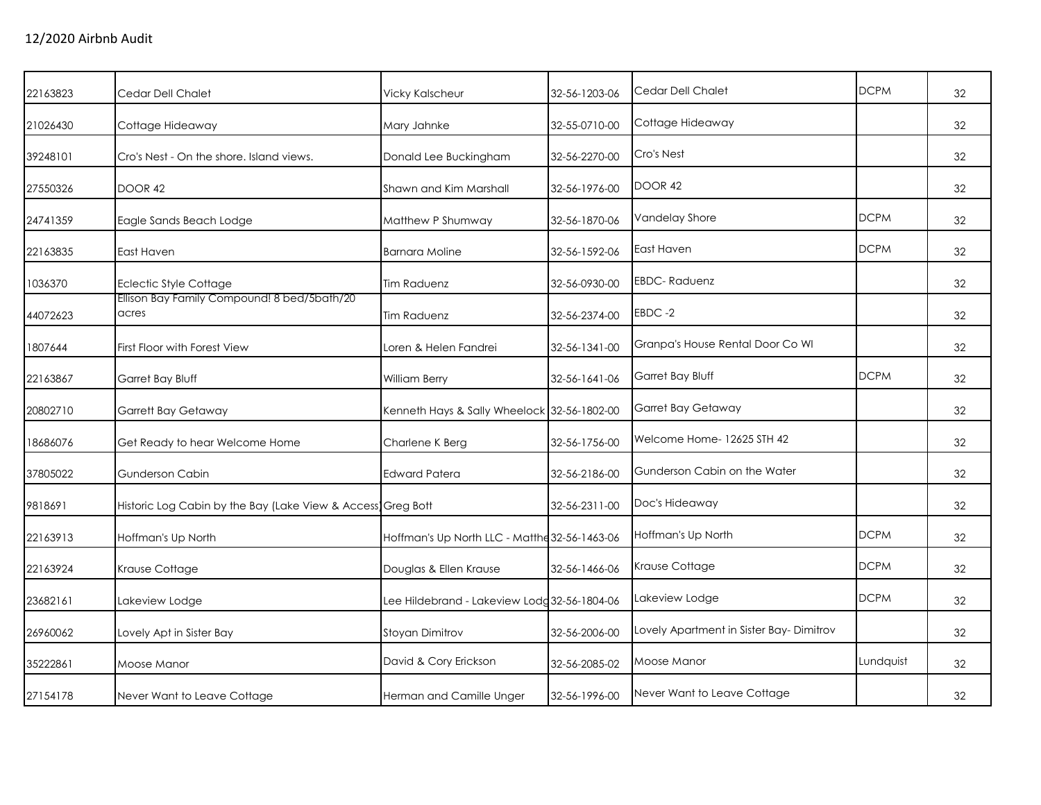12/2020 Airbnb Audit

| | | | | | | |
|---|---|---|---|---|---|---|
| 22163823 | Cedar Dell Chalet | Vicky Kalscheur | 32-56-1203-06 | Cedar Dell Chalet | DCPM | 32 |
| 21026430 | Cottage Hideaway | Mary Jahnke | 32-55-0710-00 | Cottage Hideaway | | 32 |
| 39248101 | Cro's Nest - On the shore. Island views. | Donald Lee Buckingham | 32-56-2270-00 | Cro's Nest | | 32 |
| 27550326 | DOOR 42 | Shawn and Kim Marshall | 32-56-1976-00 | DOOR 42 | | 32 |
| 24741359 | Eagle Sands Beach Lodge | Matthew P Shumway | 32-56-1870-06 | Vandelay Shore | DCPM | 32 |
| 22163835 | East Haven | Barnara Moline | 32-56-1592-06 | East Haven | DCPM | 32 |
| 1036370 | Eclectic Style Cottage | Tim Raduenz | 32-56-0930-00 | EBDC- Raduenz | | 32 |
| 44072623 | Ellison Bay Family Compound! 8 bed/5bath/20 acres | Tim Raduenz | 32-56-2374-00 | EBDC -2 | | 32 |
| 1807644 | First Floor with Forest View | Loren & Helen Fandrei | 32-56-1341-00 | Granpa's House Rental Door Co WI | | 32 |
| 22163867 | Garret Bay Bluff | William Berry | 32-56-1641-06 | Garret Bay Bluff | DCPM | 32 |
| 20802710 | Garrett Bay Getaway | Kenneth Hays & Sally Wheelock | 32-56-1802-00 | Garret Bay Getaway | | 32 |
| 18686076 | Get Ready to hear Welcome Home | Charlene K Berg | 32-56-1756-00 | Welcome Home- 12625 STH 42 | | 32 |
| 37805022 | Gunderson Cabin | Edward Patera | 32-56-2186-00 | Gunderson Cabin on the Water | | 32 |
| 9818691 | Historic Log Cabin by the Bay (Lake View & Access) | Greg Bott | 32-56-2311-00 | Doc's Hideaway | | 32 |
| 22163913 | Hoffman's Up North | Hoffman's Up North LLC - Matthe | 32-56-1463-06 | Hoffman's Up North | DCPM | 32 |
| 22163924 | Krause Cottage | Douglas & Ellen Krause | 32-56-1466-06 | Krause Cottage | DCPM | 32 |
| 23682161 | Lakeview Lodge | Lee Hildebrand - Lakeview Lodg | 32-56-1804-06 | Lakeview Lodge | DCPM | 32 |
| 26960062 | Lovely Apt in Sister Bay | Stoyan Dimitrov | 32-56-2006-00 | Lovely Apartment in Sister Bay- Dimitrov | | 32 |
| 35222861 | Moose Manor | David & Cory Erickson | 32-56-2085-02 | Moose Manor | Lundquist | 32 |
| 27154178 | Never Want to Leave Cottage | Herman and Camille Unger | 32-56-1996-00 | Never Want to Leave Cottage | | 32 |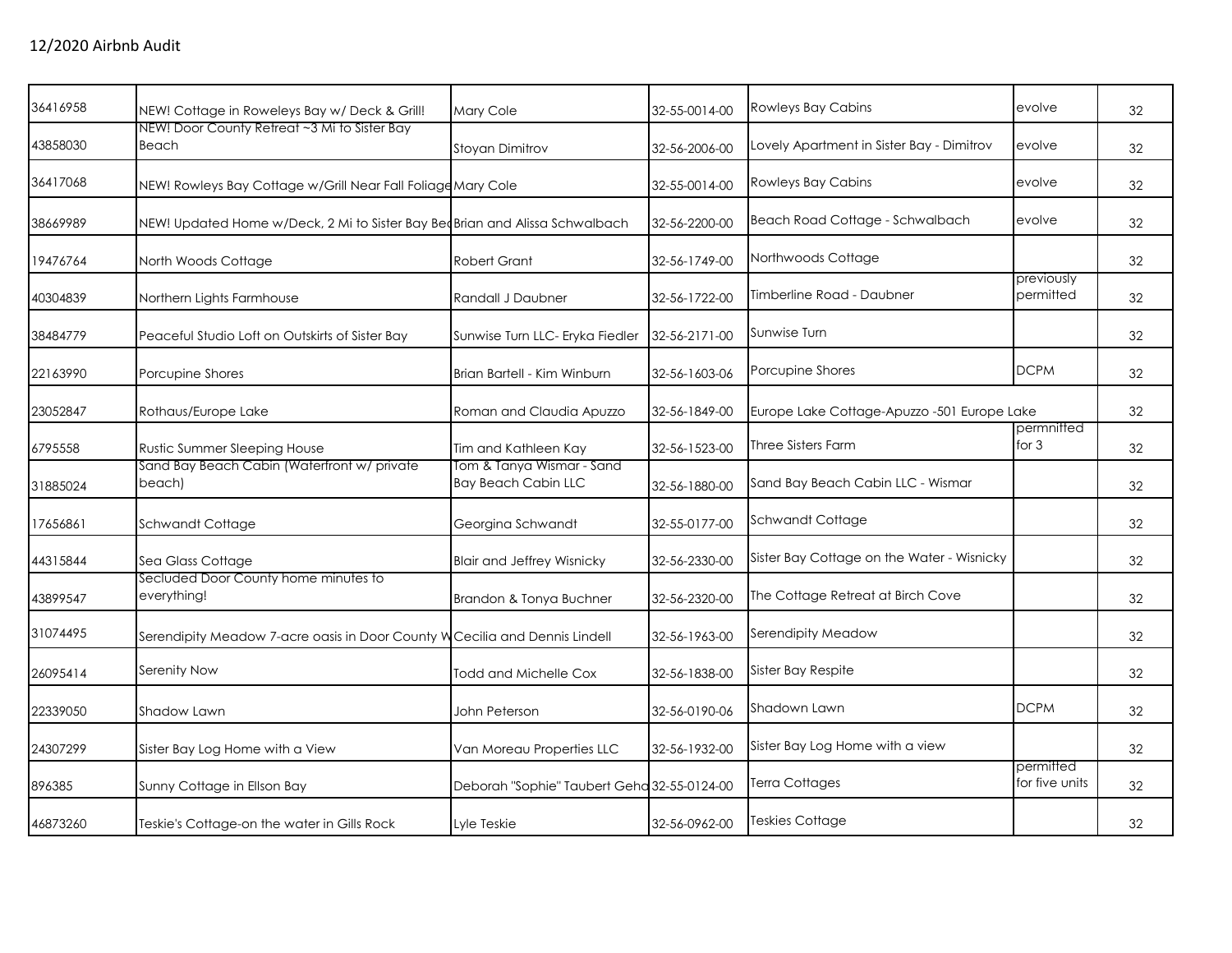12/2020 Airbnb Audit

| | | | | | | |
|---|---|---|---|---|---|---|
| 36416958 | NEW! Cottage in Roweleys Bay w/ Deck & Grill! | Mary Cole | 32-55-0014-00 | Rowleys Bay Cabins | evolve | 32 |
| 43858030 | NEW! Door County Retreat ~3 Mi to Sister Bay Beach | Stoyan Dimitrov | 32-56-2006-00 | Lovely Apartment in Sister Bay - Dimitrov | evolve | 32 |
| 36417068 | NEW! Rowleys Bay Cottage w/Grill Near Fall Foliage | Mary Cole | 32-55-0014-00 | Rowleys Bay Cabins | evolve | 32 |
| 38669989 | NEW! Updated Home w/Deck, 2 Mi to Sister Bay Bea | Brian and Alissa Schwalbach | 32-56-2200-00 | Beach Road Cottage - Schwalbach | evolve | 32 |
| 19476764 | North Woods Cottage | Robert Grant | 32-56-1749-00 | Northwoods Cottage | | 32 |
| 40304839 | Northern Lights Farmhouse | Randall J Daubner | 32-56-1722-00 | Timberline Road - Daubner | previously permitted | 32 |
| 38484779 | Peaceful Studio Loft on Outskirts of Sister Bay | Sunwise Turn LLC- Eryka Fiedler | 32-56-2171-00 | Sunwise Turn | | 32 |
| 22163990 | Porcupine Shores | Brian Bartell - Kim Winburn | 32-56-1603-06 | Porcupine Shores | DCPM | 32 |
| 23052847 | Rothaus/Europe Lake | Roman and Claudia Apuzzo | 32-56-1849-00 | Europe Lake Cottage-Apuzzo -501 Europe Lake | | 32 |
| 6795558 | Rustic Summer Sleeping House | Tim and Kathleen Kay | 32-56-1523-00 | Three Sisters Farm | permnitted for 3 | 32 |
| 31885024 | Sand Bay Beach Cabin (Waterfront w/ private beach) | Tom & Tanya Wismar - Sand Bay Beach Cabin LLC | 32-56-1880-00 | Sand Bay Beach Cabin LLC - Wismar | | 32 |
| 17656861 | Schwandt Cottage | Georgina Schwandt | 32-55-0177-00 | Schwandt Cottage | | 32 |
| 44315844 | Sea Glass Cottage | Blair and Jeffrey Wisnicky | 32-56-2330-00 | Sister Bay Cottage on the Water - Wisnicky | | 32 |
| 43899547 | Secluded Door County home minutes to everything! | Brandon & Tonya Buchner | 32-56-2320-00 | The Cottage Retreat at Birch Cove | | 32 |
| 31074495 | Serendipity Meadow 7-acre oasis in Door County W | Cecilia and Dennis Lindell | 32-56-1963-00 | Serendipity Meadow | | 32 |
| 26095414 | Serenity Now | Todd and Michelle Cox | 32-56-1838-00 | Sister Bay Respite | | 32 |
| 22339050 | Shadow Lawn | John Peterson | 32-56-0190-06 | Shadown Lawn | DCPM | 32 |
| 24307299 | Sister Bay Log Home with a View | Van Moreau Properties LLC | 32-56-1932-00 | Sister Bay Log Home with a view | | 32 |
| 896385 | Sunny Cottage in Ellson Bay | Deborah "Sophie" Taubert Geha | 32-55-0124-00 | Terra Cottages | permitted for five units | 32 |
| 46873260 | Teskie's Cottage-on the water in Gills Rock | Lyle Teskie | 32-56-0962-00 | Teskies Cottage | | 32 |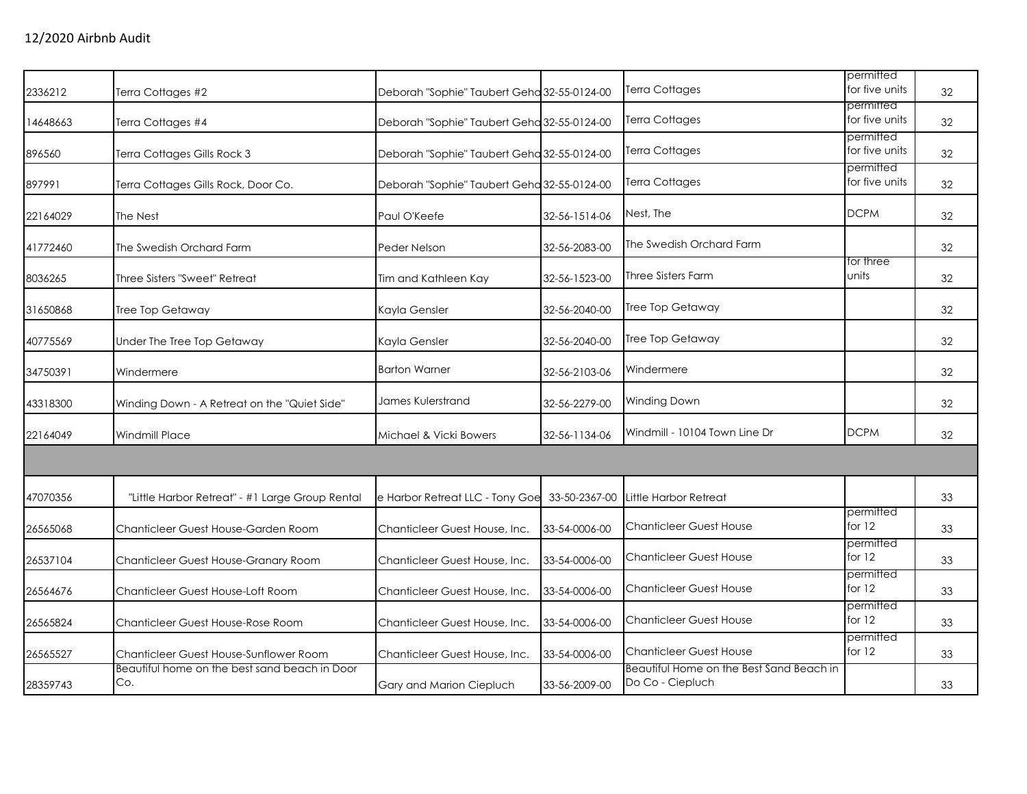## 12/2020 Airbnb Audit

| | | | | | | |
|---|---|---|---|---|---|---|
| 2336212 | Terra Cottages #2 | Deborah "Sophie" Taubert Geha | 32-55-0124-00 | Terra Cottages | permitted for five units | 32 |
| 14648663 | Terra Cottages #4 | Deborah "Sophie" Taubert Geha | 32-55-0124-00 | Terra Cottages | permitted for five units | 32 |
| 896560 | Terra Cottages Gills Rock 3 | Deborah "Sophie" Taubert Geha | 32-55-0124-00 | Terra Cottages | permitted for five units | 32 |
| 897991 | Terra Cottages Gills Rock, Door Co. | Deborah "Sophie" Taubert Geha | 32-55-0124-00 | Terra Cottages | permitted for five units | 32 |
| 22164029 | The Nest | Paul O'Keefe | 32-56-1514-06 | Nest, The | DCPM | 32 |
| 41772460 | The Swedish Orchard Farm | Peder Nelson | 32-56-2083-00 | The Swedish Orchard Farm | | 32 |
| 8036265 | Three Sisters "Sweet" Retreat | Tim and Kathleen Kay | 32-56-1523-00 | Three Sisters Farm | for three units | 32 |
| 31650868 | Tree Top Getaway | Kayla Gensler | 32-56-2040-00 | Tree Top Getaway | | 32 |
| 40775569 | Under The Tree Top Getaway | Kayla Gensler | 32-56-2040-00 | Tree Top Getaway | | 32 |
| 34750391 | Windermere | Barton Warner | 32-56-2103-06 | Windermere | | 32 |
| 43318300 | Winding Down - A Retreat on the "Quiet Side" | James Kulerstrand | 32-56-2279-00 | Winding Down | | 32 |
| 22164049 | Windmill Place | Michael & Vicki Bowers | 32-56-1134-06 | Windmill - 10104 Town Line Dr | DCPM | 32 |
| | | | | | | |
| 47070356 | "Little Harbor Retreat" - #1 Large Group Rental | e Harbor Retreat LLC - Tony Goe | 33-50-2367-00 | Little Harbor Retreat | | 33 |
| 26565068 | Chanticleer Guest House-Garden Room | Chanticleer Guest House, Inc. | 33-54-0006-00 | Chanticleer Guest House | permitted for 12 | 33 |
| 26537104 | Chanticleer Guest House-Granary Room | Chanticleer Guest House, Inc. | 33-54-0006-00 | Chanticleer Guest House | permitted for 12 | 33 |
| 26564676 | Chanticleer Guest House-Loft Room | Chanticleer Guest House, Inc. | 33-54-0006-00 | Chanticleer Guest House | permitted for 12 | 33 |
| 26565824 | Chanticleer Guest House-Rose Room | Chanticleer Guest House, Inc. | 33-54-0006-00 | Chanticleer Guest House | permitted for 12 | 33 |
| 26565527 | Chanticleer Guest House-Sunflower Room | Chanticleer Guest House, Inc. | 33-54-0006-00 | Chanticleer Guest House | permitted for 12 | 33 |
| 28359743 | Beautiful home on the best sand beach in Door Co. | Gary and Marion Ciepluch | 33-56-2009-00 | Beautiful Home on the Best Sand Beach in Do Co - Ciepluch | | 33 |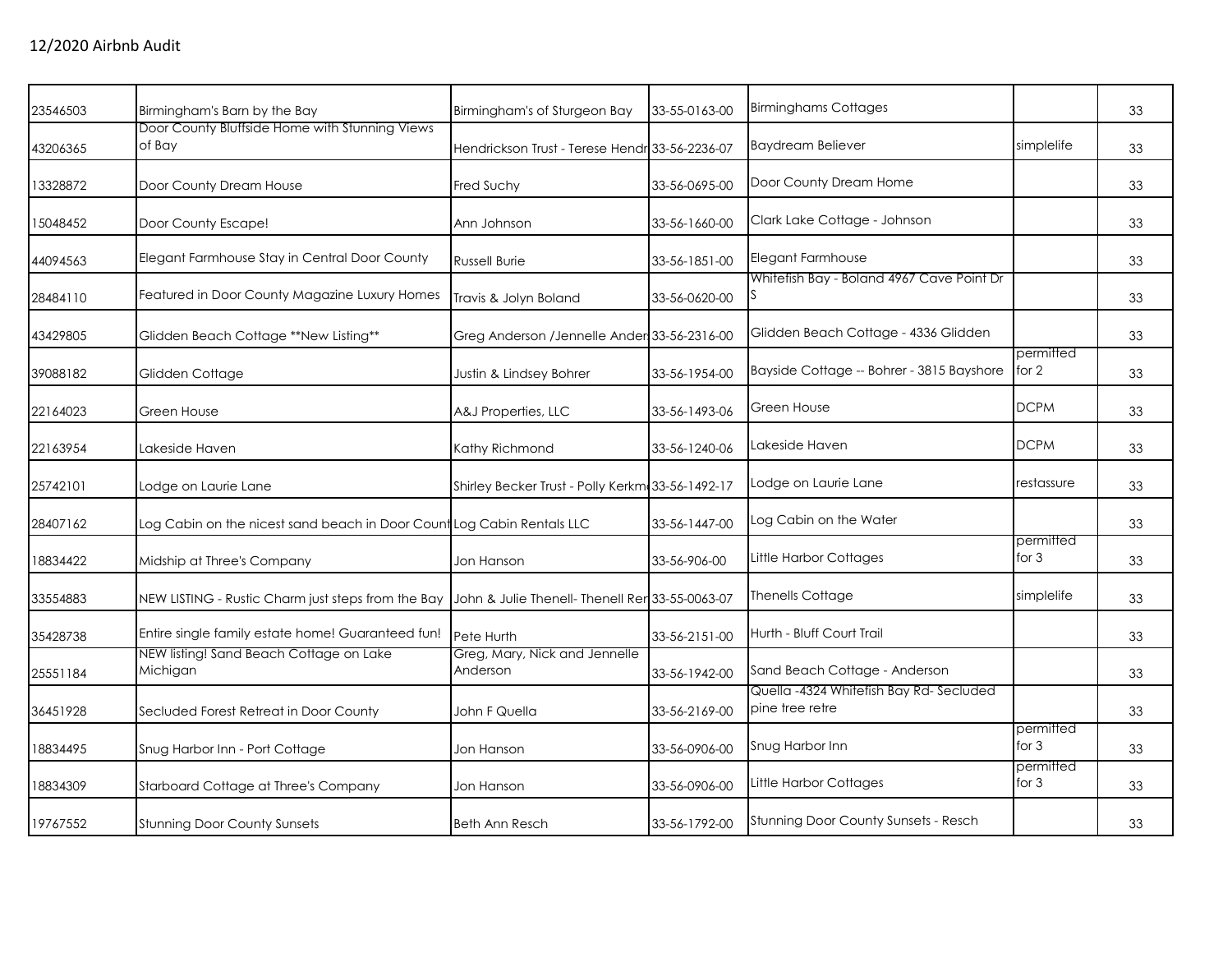12/2020 Airbnb Audit

| | | | | | | |
|---|---|---|---|---|---|---|
| 23546503 | Birmingham's Barn by the Bay | Birmingham's of Sturgeon Bay | 33-55-0163-00 | Birminghams Cottages | | 33 |
| 43206365 | Door County Bluffside Home with Stunning Views of Bay | Hendrickson Trust - Terese Hendr | 33-56-2236-07 | Baydream Believer | simplelife | 33 |
| 13328872 | Door County Dream House | Fred Suchy | 33-56-0695-00 | Door County Dream Home | | 33 |
| 15048452 | Door County Escape! | Ann Johnson | 33-56-1660-00 | Clark Lake Cottage - Johnson | | 33 |
| 44094563 | Elegant Farmhouse Stay in Central Door County | Russell Burie | 33-56-1851-00 | Elegant Farmhouse | | 33 |
| 28484110 | Featured in Door County Magazine Luxury Homes | Travis & Jolyn Boland | 33-56-0620-00 | Whitefish Bay - Boland 4967 Cave Point Dr S | | 33 |
| 43429805 | Glidden Beach Cottage **New Listing** | Greg Anderson /Jennelle Ander | 33-56-2316-00 | Glidden Beach Cottage - 4336 Glidden | | 33 |
| 39088182 | Glidden Cottage | Justin & Lindsey Bohrer | 33-56-1954-00 | Bayside Cottage -- Bohrer - 3815 Bayshore | permitted for 2 | 33 |
| 22164023 | Green House | A&J Properties, LLC | 33-56-1493-06 | Green House | DCPM | 33 |
| 22163954 | Lakeside Haven | Kathy Richmond | 33-56-1240-06 | Lakeside Haven | DCPM | 33 |
| 25742101 | Lodge on Laurie Lane | Shirley Becker Trust - Polly Kerkm | 33-56-1492-17 | Lodge on Laurie Lane | restassure | 33 |
| 28407162 | Log Cabin on the nicest sand beach in Door Count | Log Cabin Rentals LLC | 33-56-1447-00 | Log Cabin on the Water | | 33 |
| 18834422 | Midship at Three's Company | Jon Hanson | 33-56-906-00 | Little Harbor Cottages | permitted for 3 | 33 |
| 33554883 | NEW LISTING - Rustic Charm just steps from the Bay | John & Julie Thenell- Thenell Ren | 33-55-0063-07 | Thenells Cottage | simplelife | 33 |
| 35428738 | Entire single family estate home! Guaranteed fun! | Pete Hurth | 33-56-2151-00 | Hurth - Bluff Court Trail | | 33 |
| 25551184 | NEW listing! Sand Beach Cottage on Lake Michigan | Greg, Mary, Nick and Jennelle Anderson | 33-56-1942-00 | Sand Beach Cottage - Anderson | | 33 |
| 36451928 | Secluded Forest Retreat in Door County | John F Quella | 33-56-2169-00 | Quella -4324 Whitefish Bay Rd- Secluded pine tree retre | | 33 |
| 18834495 | Snug Harbor Inn - Port Cottage | Jon Hanson | 33-56-0906-00 | Snug Harbor Inn | permitted for 3 | 33 |
| 18834309 | Starboard Cottage at Three's Company | Jon Hanson | 33-56-0906-00 | Little Harbor Cottages | permitted for 3 | 33 |
| 19767552 | Stunning Door County Sunsets | Beth Ann Resch | 33-56-1792-00 | Stunning Door County Sunsets - Resch | | 33 |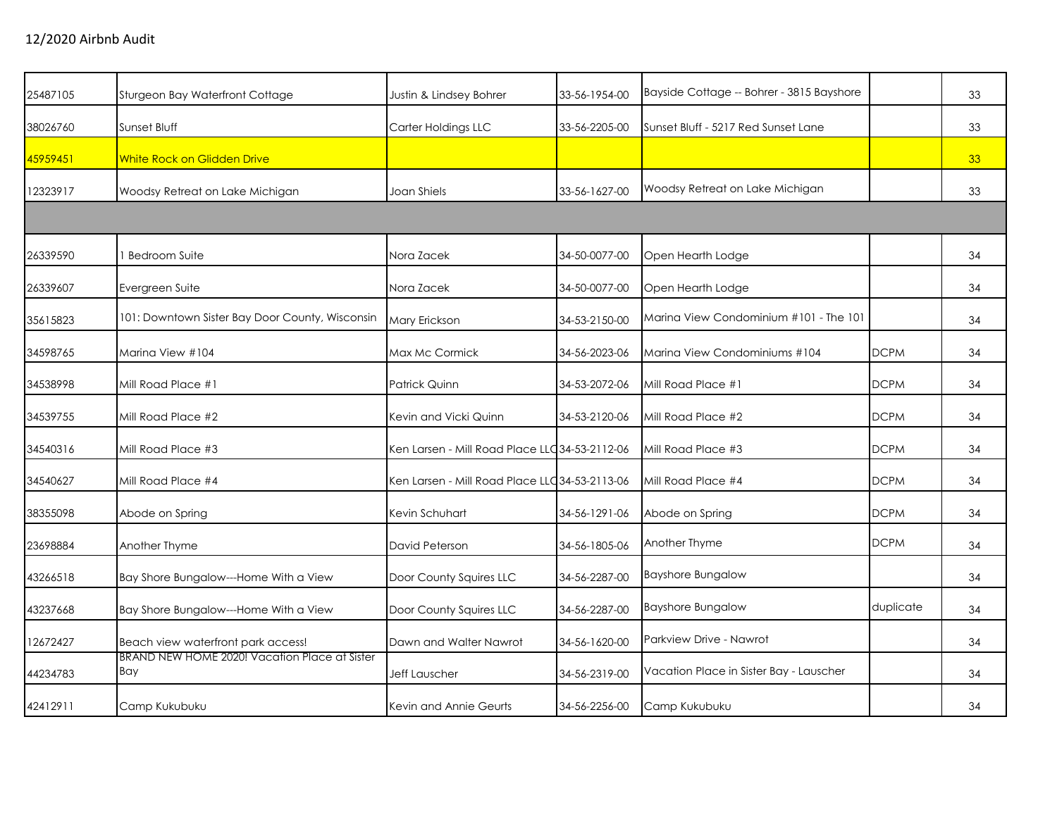12/2020 Airbnb Audit

| | | | | | | |
|---|---|---|---|---|---|---|
| 25487105 | Sturgeon Bay Waterfront Cottage | Justin & Lindsey Bohrer | 33-56-1954-00 | Bayside Cottage -- Bohrer - 3815 Bayshore | | 33 |
| 38026760 | Sunset Bluff | Carter Holdings LLC | 33-56-2205-00 | Sunset Bluff - 5217 Red Sunset Lane | | 33 |
| 45959451 | White Rock on Glidden Drive | | | | | 33 |
| 12323917 | Woodsy Retreat on Lake Michigan | Joan Shiels | 33-56-1627-00 | Woodsy Retreat on Lake Michigan | | 33 |
| | | | | | | |
| 26339590 | 1 Bedroom Suite | Nora Zacek | 34-50-0077-00 | Open Hearth Lodge | | 34 |
| 26339607 | Evergreen Suite | Nora Zacek | 34-50-0077-00 | Open Hearth Lodge | | 34 |
| 35615823 | 101: Downtown Sister Bay Door County, Wisconsin | Mary Erickson | 34-53-2150-00 | Marina View Condominium #101 - The 101 | | 34 |
| 34598765 | Marina View #104 | Max Mc Cormick | 34-56-2023-06 | Marina View Condominiums #104 | DCPM | 34 |
| 34538998 | Mill Road Place #1 | Patrick Quinn | 34-53-2072-06 | Mill Road Place #1 | DCPM | 34 |
| 34539755 | Mill Road Place #2 | Kevin and Vicki Quinn | 34-53-2120-06 | Mill Road Place #2 | DCPM | 34 |
| 34540316 | Mill Road Place #3 | Ken Larsen - Mill Road Place LLC | 34-53-2112-06 | Mill Road Place #3 | DCPM | 34 |
| 34540627 | Mill Road Place #4 | Ken Larsen - Mill Road Place LLC | 34-53-2113-06 | Mill Road Place #4 | DCPM | 34 |
| 38355098 | Abode on Spring | Kevin Schuhart | 34-56-1291-06 | Abode on Spring | DCPM | 34 |
| 23698884 | Another Thyme | David Peterson | 34-56-1805-06 | Another Thyme | DCPM | 34 |
| 43266518 | Bay Shore Bungalow---Home With a View | Door County Squires LLC | 34-56-2287-00 | Bayshore Bungalow | | 34 |
| 43237668 | Bay Shore Bungalow---Home With a View | Door County Squires LLC | 34-56-2287-00 | Bayshore Bungalow | duplicate | 34 |
| 12672427 | Beach view waterfront park access! | Dawn and Walter Nawrot | 34-56-1620-00 | Parkview Drive - Nawrot | | 34 |
| 44234783 | BRAND NEW HOME 2020! Vacation Place at Sister Bay | Jeff Lauscher | 34-56-2319-00 | Vacation Place in Sister Bay - Lauscher | | 34 |
| 42412911 | Camp Kukubuku | Kevin and Annie Geurts | 34-56-2256-00 | Camp Kukubuku | | 34 |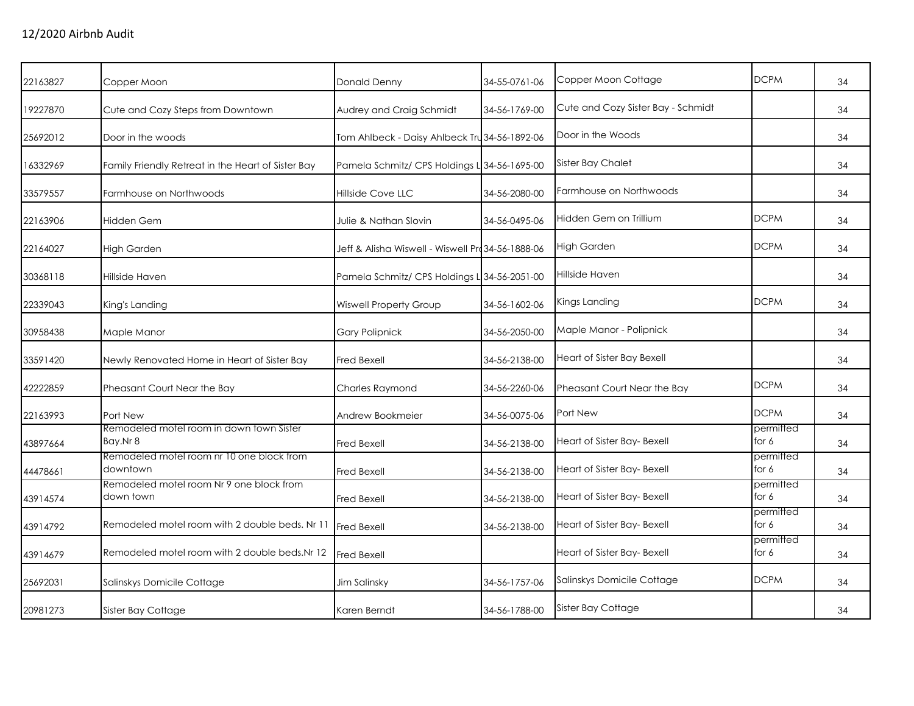12/2020 Airbnb Audit

| | | | | | | |
|---|---|---|---|---|---|---|
| 22163827 | Copper Moon | Donald Denny | 34-55-0761-06 | Copper Moon Cottage | DCPM | 34 |
| 19227870 | Cute and Cozy Steps from Downtown | Audrey and Craig Schmidt | 34-56-1769-00 | Cute and Cozy Sister Bay - Schmidt | | 34 |
| 25692012 | Door in the woods | Tom Ahlbeck - Daisy Ahlbeck Tru | 34-56-1892-06 | Door in the Woods | | 34 |
| 16332969 | Family Friendly Retreat in the Heart of Sister Bay | Pamela Schmitz/ CPS Holdings L | 34-56-1695-00 | Sister Bay Chalet | | 34 |
| 33579557 | Farmhouse on Northwoods | Hillside Cove LLC | 34-56-2080-00 | Farmhouse on Northwoods | | 34 |
| 22163906 | Hidden Gem | Julie & Nathan Slovin | 34-56-0495-06 | Hidden Gem on Trillium | DCPM | 34 |
| 22164027 | High Garden | Jeff & Alisha Wiswell - Wiswell Pro | 34-56-1888-06 | High Garden | DCPM | 34 |
| 30368118 | Hillside Haven | Pamela Schmitz/ CPS Holdings L | 34-56-2051-00 | Hillside Haven | | 34 |
| 22339043 | King's Landing | Wiswell Property Group | 34-56-1602-06 | Kings Landing | DCPM | 34 |
| 30958438 | Maple Manor | Gary Polipnick | 34-56-2050-00 | Maple Manor - Polipnick | | 34 |
| 33591420 | Newly Renovated Home in Heart of Sister Bay | Fred Bexell | 34-56-2138-00 | Heart of Sister Bay Bexell | | 34 |
| 42222859 | Pheasant Court Near the Bay | Charles Raymond | 34-56-2260-06 | Pheasant Court Near the Bay | DCPM | 34 |
| 22163993 | Port New | Andrew Bookmeier | 34-56-0075-06 | Port New | DCPM | 34 |
| 43897664 | Remodeled motel room in down town Sister Bay.Nr 8 | Fred Bexell | 34-56-2138-00 | Heart of Sister Bay- Bexell | permitted for 6 | 34 |
| 44478661 | Remodeled motel room nr 10 one block from downtown | Fred Bexell | 34-56-2138-00 | Heart of Sister Bay- Bexell | permitted for 6 | 34 |
| 43914574 | Remodeled motel room Nr 9 one block from down town | Fred Bexell | 34-56-2138-00 | Heart of Sister Bay- Bexell | permitted for 6 | 34 |
| 43914792 | Remodeled motel room with 2 double beds. Nr 11 | Fred Bexell | 34-56-2138-00 | Heart of Sister Bay- Bexell | permitted for 6 | 34 |
| 43914679 | Remodeled motel room with 2 double beds.Nr 12 | Fred Bexell | | Heart of Sister Bay- Bexell | permitted for 6 | 34 |
| 25692031 | Salinskys Domicile Cottage | Jim Salinsky | 34-56-1757-06 | Salinskys Domicile Cottage | DCPM | 34 |
| 20981273 | Sister Bay Cottage | Karen Berndt | 34-56-1788-00 | Sister Bay Cottage | | 34 |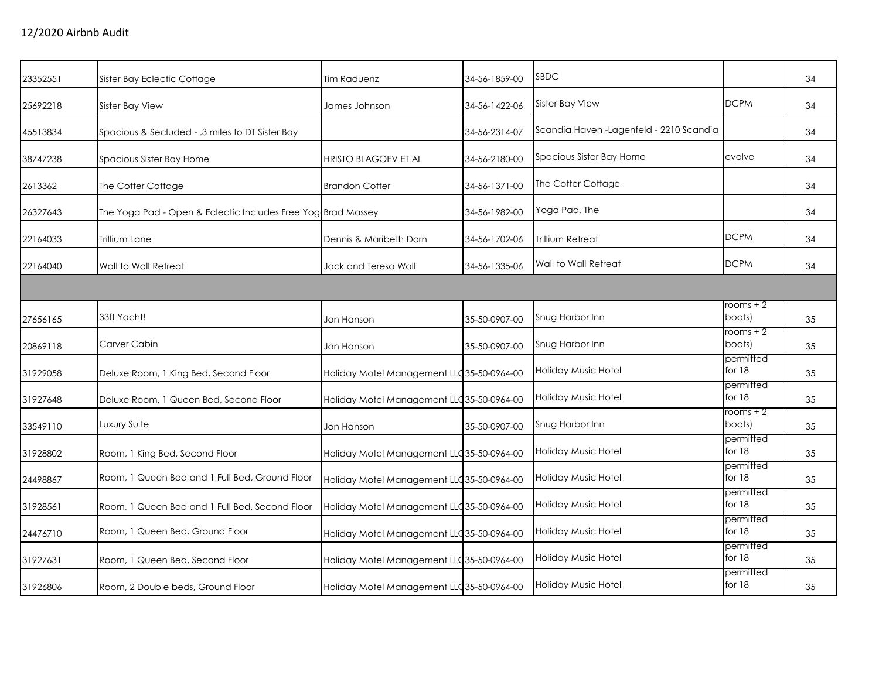## 12/2020 Airbnb Audit

| | | | | | | |
|---|---|---|---|---|---|---|
| 23352551 | Sister Bay Eclectic Cottage | Tim Raduenz | 34-56-1859-00 | SBDC | | 34 |
| 25692218 | Sister Bay View | James Johnson | 34-56-1422-06 | Sister Bay View | DCPM | 34 |
| 45513834 | Spacious & Secluded - .3 miles to DT Sister Bay | | 34-56-2314-07 | Scandia Haven -Lagenfeld - 2210 Scandia | | 34 |
| 38747238 | Spacious Sister Bay Home | HRISTO BLAGOEV ET AL | 34-56-2180-00 | Spacious Sister Bay Home | evolve | 34 |
| 2613362 | The Cotter Cottage | Brandon Cotter | 34-56-1371-00 | The Cotter Cottage | | 34 |
| 26327643 | The Yoga Pad - Open & Eclectic Includes Free Yog | Brad Massey | 34-56-1982-00 | Yoga Pad, The | | 34 |
| 22164033 | Trillium Lane | Dennis & Maribeth Dorn | 34-56-1702-06 | Trillium Retreat | DCPM | 34 |
| 22164040 | Wall to Wall Retreat | Jack and Teresa Wall | 34-56-1335-06 | Wall to Wall Retreat | DCPM | 34 |
| | | | | | | |
| 27656165 | 33ft Yacht! | Jon Hanson | 35-50-0907-00 | Snug Harbor Inn | rooms + 2 boats) | 35 |
| 20869118 | Carver Cabin | Jon Hanson | 35-50-0907-00 | Snug Harbor Inn | rooms + 2 boats) | 35 |
| 31929058 | Deluxe Room, 1 King Bed, Second Floor | Holiday Motel Management LLC | 35-50-0964-00 | Holiday Music Hotel | permitted for 18 | 35 |
| 31927648 | Deluxe Room, 1 Queen Bed, Second Floor | Holiday Motel Management LLC | 35-50-0964-00 | Holiday Music Hotel | permitted for 18 | 35 |
| 33549110 | Luxury Suite | Jon Hanson | 35-50-0907-00 | Snug Harbor Inn | rooms + 2 boats) | 35 |
| 31928802 | Room, 1 King Bed, Second Floor | Holiday Motel Management LLC | 35-50-0964-00 | Holiday Music Hotel | permitted for 18 | 35 |
| 24498867 | Room, 1 Queen Bed and 1 Full Bed, Ground Floor | Holiday Motel Management LLC | 35-50-0964-00 | Holiday Music Hotel | permitted for 18 | 35 |
| 31928561 | Room, 1 Queen Bed and 1 Full Bed, Second Floor | Holiday Motel Management LLC | 35-50-0964-00 | Holiday Music Hotel | permitted for 18 | 35 |
| 24476710 | Room, 1 Queen Bed, Ground Floor | Holiday Motel Management LLC | 35-50-0964-00 | Holiday Music Hotel | permitted for 18 | 35 |
| 31927631 | Room, 1 Queen Bed, Second Floor | Holiday Motel Management LLC | 35-50-0964-00 | Holiday Music Hotel | permitted for 18 | 35 |
| 31926806 | Room, 2 Double beds, Ground Floor | Holiday Motel Management LLC | 35-50-0964-00 | Holiday Music Hotel | permitted for 18 | 35 |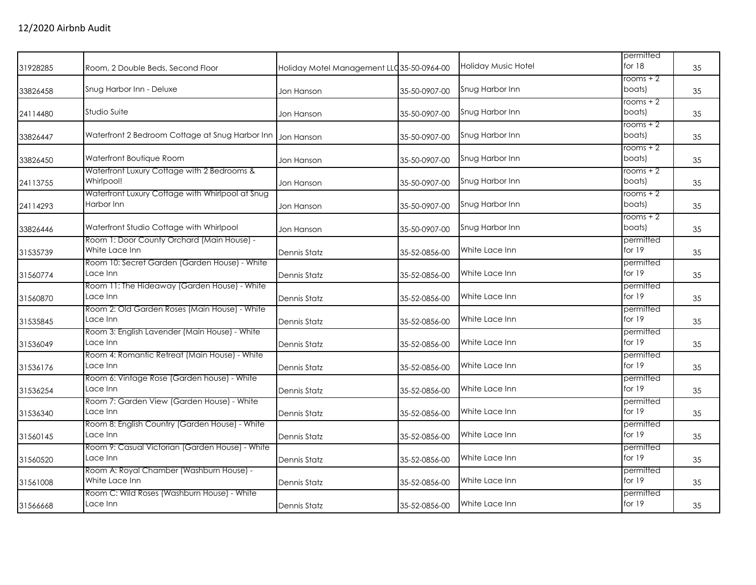12/2020 Airbnb Audit

| | | | | | | |
|---|---|---|---|---|---|---|
| 31928285 | Room, 2 Double Beds, Second Floor | Holiday Motel Management LLC | 35-50-0964-00 | Holiday Music Hotel | permitted for 18 | 35 |
| 33826458 | Snug Harbor Inn - Deluxe | Jon Hanson | 35-50-0907-00 | Snug Harbor Inn | rooms + 2 boats) | 35 |
| 24114480 | Studio Suite | Jon Hanson | 35-50-0907-00 | Snug Harbor Inn | rooms + 2 boats) | 35 |
| 33826447 | Waterfront 2 Bedroom Cottage at Snug Harbor Inn | Jon Hanson | 35-50-0907-00 | Snug Harbor Inn | rooms + 2 boats) | 35 |
| 33826450 | Waterfront Boutique Room | Jon Hanson | 35-50-0907-00 | Snug Harbor Inn | rooms + 2 boats) | 35 |
| 24113755 | Waterfront Luxury Cottage with 2 Bedrooms & Whirlpool! | Jon Hanson | 35-50-0907-00 | Snug Harbor Inn | rooms + 2 boats) | 35 |
| 24114293 | Waterfront Luxury Cottage with Whirlpool at Snug Harbor Inn | Jon Hanson | 35-50-0907-00 | Snug Harbor Inn | rooms + 2 boats) | 35 |
| 33826446 | Waterfront Studio Cottage with Whirlpool | Jon Hanson | 35-50-0907-00 | Snug Harbor Inn | rooms + 2 boats) | 35 |
| 31535739 | Room 1: Door County Orchard (Main House) - White Lace Inn | Dennis Statz | 35-52-0856-00 | White Lace Inn | permitted for 19 | 35 |
| 31560774 | Room 10: Secret Garden (Garden House) - White Lace Inn | Dennis Statz | 35-52-0856-00 | White Lace Inn | permitted for 19 | 35 |
| 31560870 | Room 11: The Hideaway (Garden House) - White Lace Inn | Dennis Statz | 35-52-0856-00 | White Lace Inn | permitted for 19 | 35 |
| 31535845 | Room 2: Old Garden Roses (Main House) - White Lace Inn | Dennis Statz | 35-52-0856-00 | White Lace Inn | permitted for 19 | 35 |
| 31536049 | Room 3: English Lavender (Main House) - White Lace Inn | Dennis Statz | 35-52-0856-00 | White Lace Inn | permitted for 19 | 35 |
| 31536176 | Room 4: Romantic Retreat (Main House) - White Lace Inn | Dennis Statz | 35-52-0856-00 | White Lace Inn | permitted for 19 | 35 |
| 31536254 | Room 6: Vintage Rose (Garden house) - White Lace Inn | Dennis Statz | 35-52-0856-00 | White Lace Inn | permitted for 19 | 35 |
| 31536340 | Room 7: Garden View (Garden House) - White Lace Inn | Dennis Statz | 35-52-0856-00 | White Lace Inn | permitted for 19 | 35 |
| 31560145 | Room 8: English Country (Garden House) - White Lace Inn | Dennis Statz | 35-52-0856-00 | White Lace Inn | permitted for 19 | 35 |
| 31560520 | Room 9: Casual Victorian (Garden House) - White Lace Inn | Dennis Statz | 35-52-0856-00 | White Lace Inn | permitted for 19 | 35 |
| 31561008 | Room A: Royal Chamber (Washburn House) - White Lace Inn | Dennis Statz | 35-52-0856-00 | White Lace Inn | permitted for 19 | 35 |
| 31566668 | Room C: Wild Roses (Washburn House) - White Lace Inn | Dennis Statz | 35-52-0856-00 | White Lace Inn | permitted for 19 | 35 |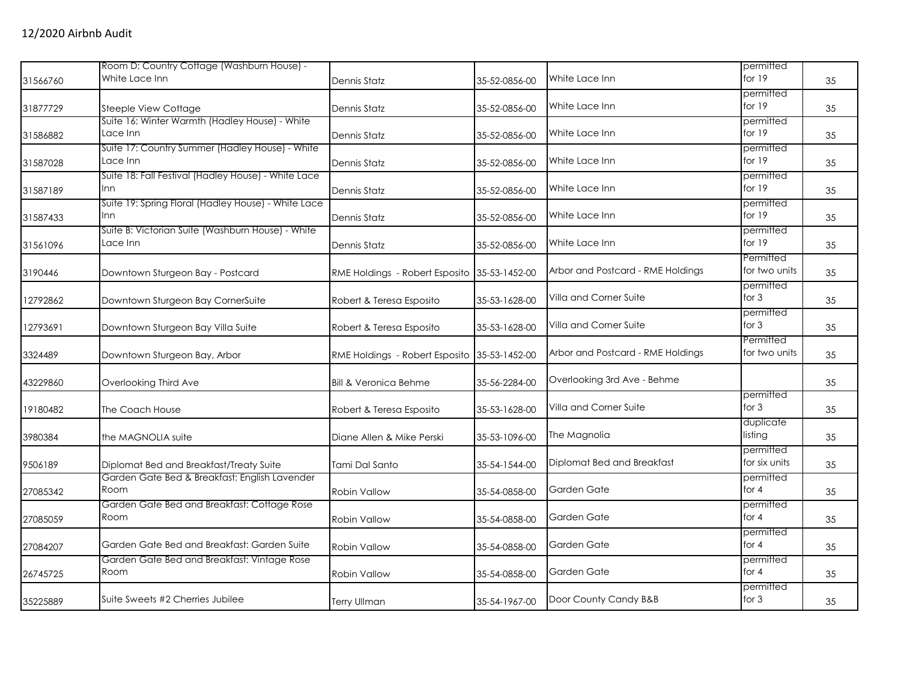12/2020 Airbnb Audit

| | | | | | | |
|---|---|---|---|---|---|---|
| 31566760 | Room D: Country Cottage (Washburn House) - White Lace Inn | Dennis Statz | 35-52-0856-00 | White Lace Inn | permitted for 19 | 35 |
| 31877729 | Steeple View Cottage | Dennis Statz | 35-52-0856-00 | White Lace Inn | permitted for 19 | 35 |
| 31586882 | Suite 16: Winter Warmth (Hadley House) - White Lace Inn | Dennis Statz | 35-52-0856-00 | White Lace Inn | permitted for 19 | 35 |
| 31587028 | Suite 17: Country Summer (Hadley House) - White Lace Inn | Dennis Statz | 35-52-0856-00 | White Lace Inn | permitted for 19 | 35 |
| 31587189 | Suite 18: Fall Festival (Hadley House) - White Lace Inn | Dennis Statz | 35-52-0856-00 | White Lace Inn | permitted for 19 | 35 |
| 31587433 | Suite 19: Spring Floral (Hadley House) - White Lace Inn | Dennis Statz | 35-52-0856-00 | White Lace Inn | permitted for 19 | 35 |
| 31561096 | Suite B: Victorian Suite (Washburn House) - White Lace Inn | Dennis Statz | 35-52-0856-00 | White Lace Inn | permitted for 19 | 35 |
| 3190446 | Downtown Sturgeon Bay - Postcard | RME Holdings - Robert Esposito | 35-53-1452-00 | Arbor and Postcard - RME Holdings | Permitted for two units | 35 |
| 12792862 | Downtown Sturgeon Bay CornerSuite | Robert & Teresa Esposito | 35-53-1628-00 | Villa and Corner Suite | permitted for 3 | 35 |
| 12793691 | Downtown Sturgeon Bay Villa Suite | Robert & Teresa Esposito | 35-53-1628-00 | Villa and Corner Suite | permitted for 3 | 35 |
| 3324489 | Downtown Sturgeon Bay, Arbor | RME Holdings - Robert Esposito | 35-53-1452-00 | Arbor and Postcard - RME Holdings | Permitted for two units | 35 |
| 43229860 | Overlooking Third Ave | Bill & Veronica Behme | 35-56-2284-00 | Overlooking 3rd Ave - Behme | | 35 |
| 19180482 | The Coach House | Robert & Teresa Esposito | 35-53-1628-00 | Villa and Corner Suite | permitted for 3 | 35 |
| 3980384 | the MAGNOLIA suite | Diane Allen & Mike Perski | 35-53-1096-00 | The Magnolia | duplicate listing | 35 |
| 9506189 | Diplomat Bed and Breakfast/Treaty Suite | Tami Dal Santo | 35-54-1544-00 | Diplomat Bed and Breakfast | permitted for six units | 35 |
| 27085342 | Garden Gate Bed & Breakfast: English Lavender Room | Robin Vallow | 35-54-0858-00 | Garden Gate | permitted for 4 | 35 |
| 27085059 | Garden Gate Bed and Breakfast: Cottage Rose Room | Robin Vallow | 35-54-0858-00 | Garden Gate | permitted for 4 | 35 |
| 27084207 | Garden Gate Bed and Breakfast: Garden Suite | Robin Vallow | 35-54-0858-00 | Garden Gate | permitted for 4 | 35 |
| 26745725 | Garden Gate Bed and Breakfast: Vintage Rose Room | Robin Vallow | 35-54-0858-00 | Garden Gate | permitted for 4 | 35 |
| 35225889 | Suite Sweets #2 Cherries Jubilee | Terry Ullman | 35-54-1967-00 | Door County Candy B&B | permitted for 3 | 35 |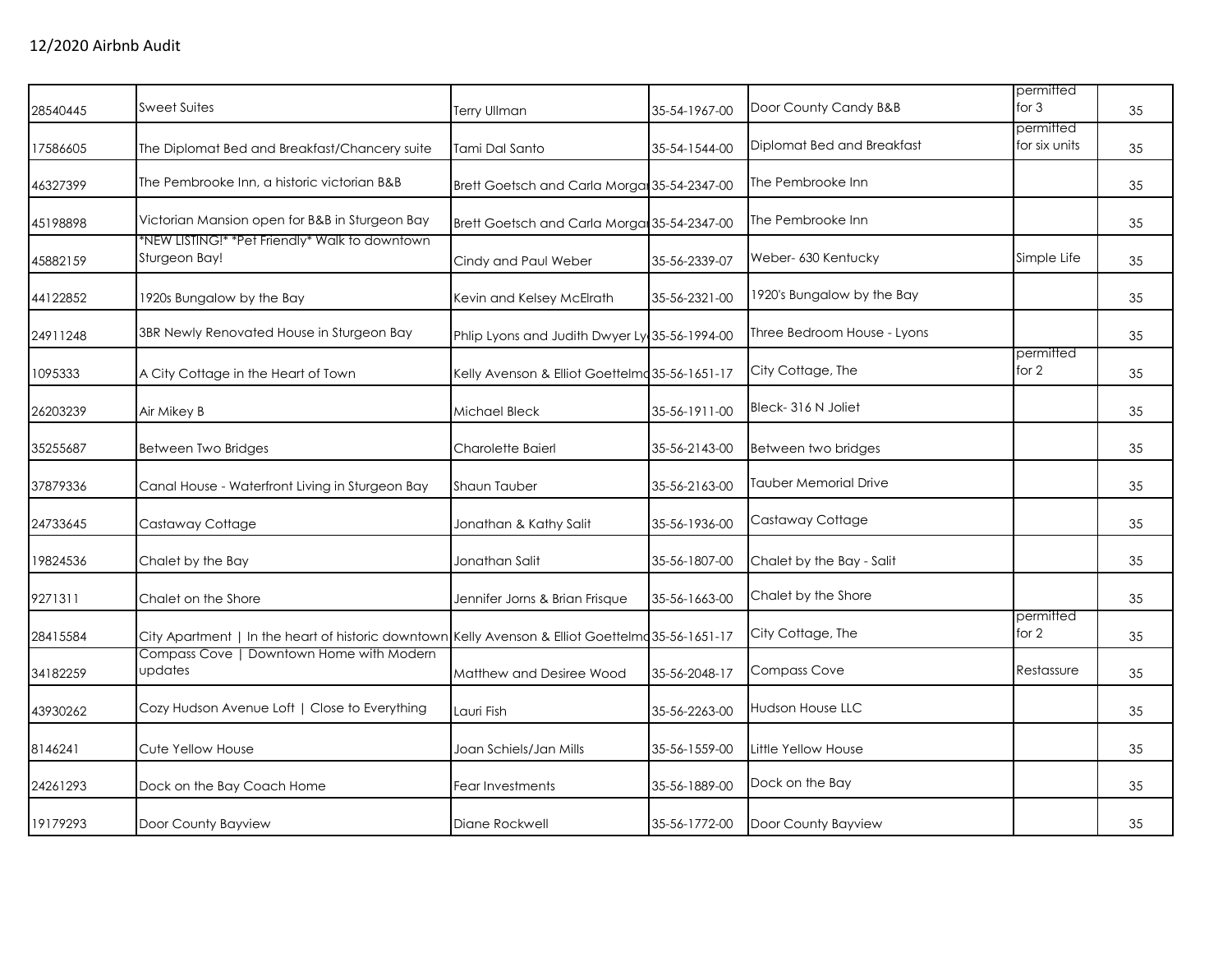12/2020 Airbnb Audit

| | | | | | | |
|---|---|---|---|---|---|---|
| 28540445 | Sweet Suites | Terry Ullman | 35-54-1967-00 | Door County Candy B&B | permitted for 3 | 35 |
| 17586605 | The Diplomat Bed and Breakfast/Chancery suite | Tami Dal Santo | 35-54-1544-00 | Diplomat Bed and Breakfast | permitted for six units | 35 |
| 46327399 | The Pembrooke Inn, a historic victorian B&B | Brett Goetsch and Carla Morgan | 35-54-2347-00 | The Pembrooke Inn | | 35 |
| 45198898 | Victorian Mansion open for B&B in Sturgeon Bay | Brett Goetsch and Carla Morgan | 35-54-2347-00 | The Pembrooke Inn | | 35 |
| 45882159 | *NEW LISTING!* *Pet Friendly* Walk to downtown Sturgeon Bay! | Cindy and Paul Weber | 35-56-2339-07 | Weber- 630 Kentucky | Simple Life | 35 |
| 44122852 | 1920s Bungalow by the Bay | Kevin and Kelsey McElrath | 35-56-2321-00 | 1920's Bungalow by the Bay | | 35 |
| 24911248 | 3BR Newly Renovated House in Sturgeon Bay | Phlip Lyons and Judith Dwyer Ly | 35-56-1994-00 | Three Bedroom House - Lyons | | 35 |
| 1095333 | A City Cottage in the Heart of Town | Kelly Avenson & Elliot Goettelmd | 35-56-1651-17 | City Cottage, The | permitted for 2 | 35 |
| 26203239 | Air Mikey B | Michael Bleck | 35-56-1911-00 | Bleck- 316 N Joliet | | 35 |
| 35255687 | Between Two Bridges | Charolette Baierl | 35-56-2143-00 | Between two bridges | | 35 |
| 37879336 | Canal House - Waterfront Living in Sturgeon Bay | Shaun Tauber | 35-56-2163-00 | Tauber Memorial Drive | | 35 |
| 24733645 | Castaway Cottage | Jonathan & Kathy Salit | 35-56-1936-00 | Castaway Cottage | | 35 |
| 19824536 | Chalet by the Bay | Jonathan Salit | 35-56-1807-00 | Chalet by the Bay - Salit | | 35 |
| 9271311 | Chalet on the Shore | Jennifer Jorns & Brian Frisque | 35-56-1663-00 | Chalet by the Shore | | 35 |
| 28415584 | City Apartment \| In the heart of historic downtown | Kelly Avenson & Elliot Goettelmd | 35-56-1651-17 | City Cottage, The | permitted for 2 | 35 |
| 34182259 | Compass Cove \| Downtown Home with Modern updates | Matthew and Desiree Wood | 35-56-2048-17 | Compass Cove | Restassure | 35 |
| 43930262 | Cozy Hudson Avenue Loft \| Close to Everything | Lauri Fish | 35-56-2263-00 | Hudson House LLC | | 35 |
| 8146241 | Cute Yellow House | Joan Schiels/Jan Mills | 35-56-1559-00 | Little Yellow House | | 35 |
| 24261293 | Dock on the Bay Coach Home | Fear Investments | 35-56-1889-00 | Dock on the Bay | | 35 |
| 19179293 | Door County Bayview | Diane Rockwell | 35-56-1772-00 | Door County Bayview | | 35 |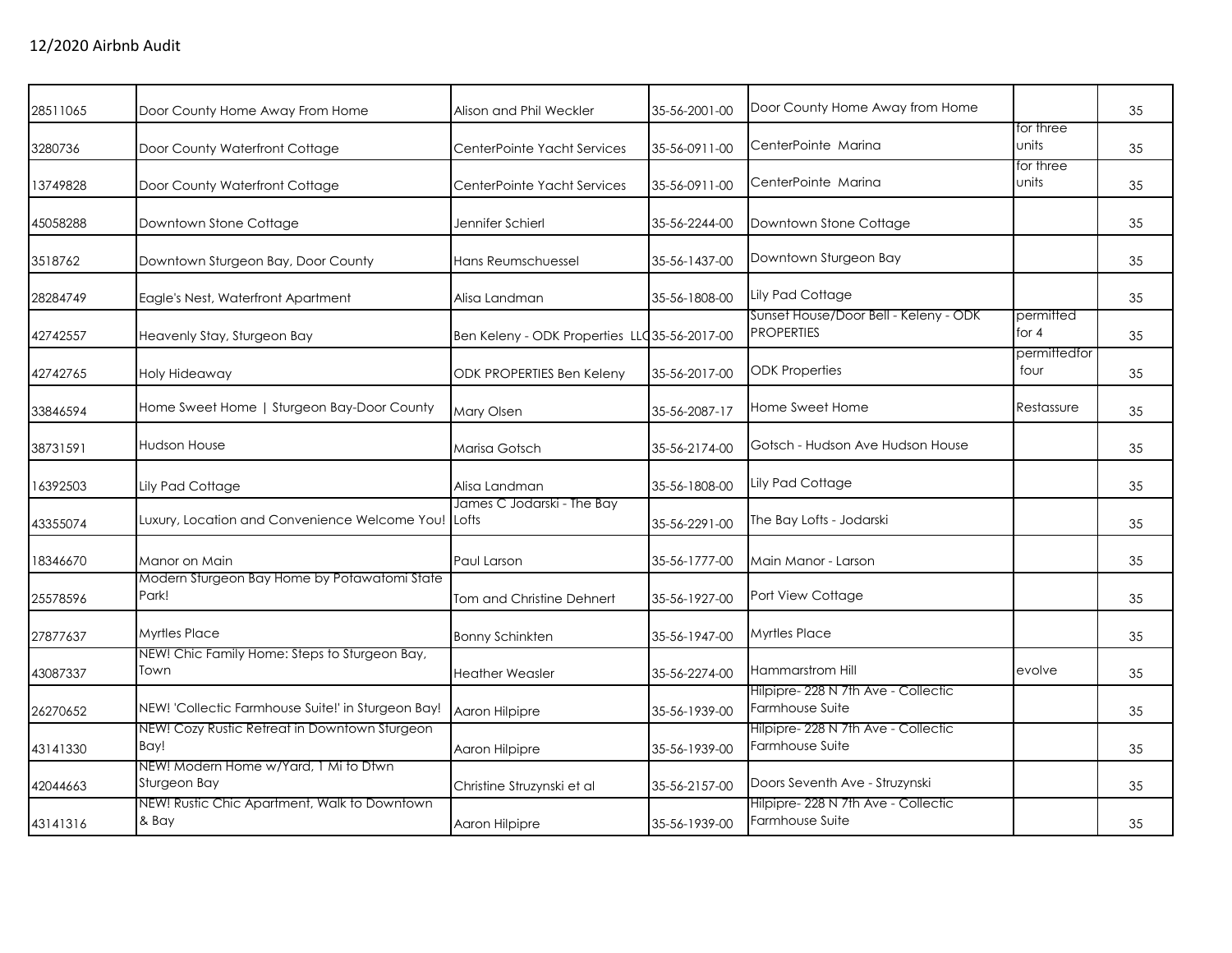12/2020 Airbnb Audit

| | | | | | | |
|---|---|---|---|---|---|---|
| 28511065 | Door County Home Away From Home | Alison and Phil Weckler | 35-56-2001-00 | Door County Home Away from Home | | 35 |
| 3280736 | Door County Waterfront Cottage | CenterPointe Yacht Services | 35-56-0911-00 | CenterPointe Marina | for three units | 35 |
| 13749828 | Door County Waterfront Cottage | CenterPointe Yacht Services | 35-56-0911-00 | CenterPointe Marina | for three units | 35 |
| 45058288 | Downtown Stone Cottage | Jennifer Schierl | 35-56-2244-00 | Downtown Stone Cottage | | 35 |
| 3518762 | Downtown Sturgeon Bay, Door County | Hans Reumschuessel | 35-56-1437-00 | Downtown Sturgeon Bay | | 35 |
| 28284749 | Eagle's Nest, Waterfront Apartment | Alisa Landman | 35-56-1808-00 | Lily Pad Cottage | | 35 |
| 42742557 | Heavenly Stay, Sturgeon Bay | Ben Keleny - ODK Properties LLC | 35-56-2017-00 | Sunset House/Door Bell - Keleny - ODK PROPERTIES | permitted for 4 | 35 |
| 42742765 | Holy Hideaway | ODK PROPERTIES Ben Keleny | 35-56-2017-00 | ODK Properties | permittedfor four | 35 |
| 33846594 | Home Sweet Home \| Sturgeon Bay-Door County | Mary Olsen | 35-56-2087-17 | Home Sweet Home | Restassure | 35 |
| 38731591 | Hudson House | Marisa Gotsch | 35-56-2174-00 | Gotsch - Hudson Ave Hudson House | | 35 |
| 16392503 | Lily Pad Cottage | Alisa Landman | 35-56-1808-00 | Lily Pad Cottage | | 35 |
| 43355074 | Luxury, Location and Convenience Welcome You! | James C Jodarski - The Bay Lofts | 35-56-2291-00 | The Bay Lofts - Jodarski | | 35 |
| 18346670 | Manor on Main | Paul Larson | 35-56-1777-00 | Main Manor - Larson | | 35 |
| 25578596 | Modern Sturgeon Bay Home by Potawatomi State Park! | Tom and Christine Dehnert | 35-56-1927-00 | Port View Cottage | | 35 |
| 27877637 | Myrtles Place | Bonny Schinkten | 35-56-1947-00 | Myrtles Place | | 35 |
| 43087337 | NEW! Chic Family Home: Steps to Sturgeon Bay, Town | Heather Weasler | 35-56-2274-00 | Hammarstrom Hill | evolve | 35 |
| 26270652 | NEW! 'Collectic Farmhouse Suite!' in Sturgeon Bay! | Aaron Hilpipre | 35-56-1939-00 | Hilpipre- 228 N 7th Ave - Collectic Farmhouse Suite | | 35 |
| 43141330 | NEW! Cozy Rustic Retreat in Downtown Sturgeon Bay! | Aaron Hilpipre | 35-56-1939-00 | Hilpipre- 228 N 7th Ave - Collectic Farmhouse Suite | | 35 |
| 42044663 | NEW! Modern Home w/Yard, 1 Mi to Dtwn Sturgeon Bay | Christine Struzynski et al | 35-56-2157-00 | Doors Seventh Ave - Struzynski | | 35 |
| 43141316 | NEW! Rustic Chic Apartment, Walk to Downtown & Bay | Aaron Hilpipre | 35-56-1939-00 | Hilpipre- 228 N 7th Ave - Collectic Farmhouse Suite | | 35 |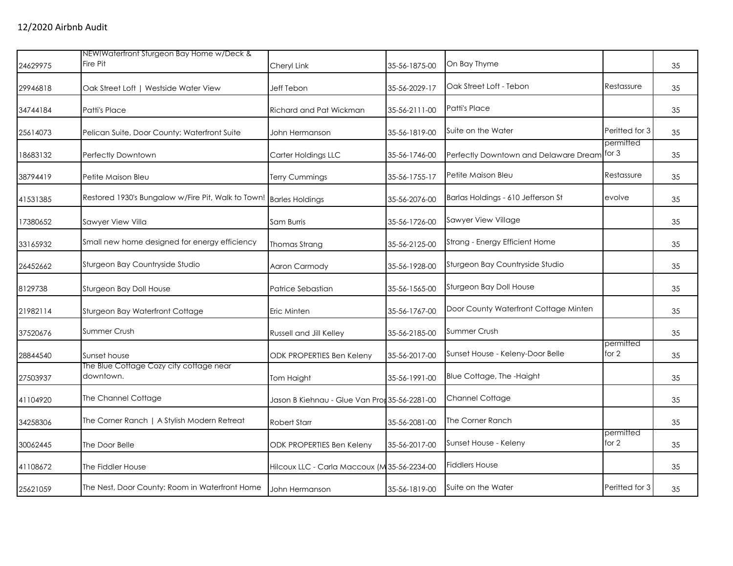12/2020 Airbnb Audit

| | | | | | | |
|---|---|---|---|---|---|---|
| 24629975 | NEW!Waterfront Sturgeon Bay Home w/Deck & Fire Pit | Cheryl Link | 35-56-1875-00 | On Bay Thyme | | 35 |
| 29946818 | Oak Street Loft \| Westside Water View | Jeff Tebon | 35-56-2029-17 | Oak Street Loft - Tebon | Restassure | 35 |
| 34744184 | Patti's Place | Richard and Pat Wickman | 35-56-2111-00 | Patti's Place | | 35 |
| 25614073 | Pelican Suite, Door County: Waterfront Suite | John Hermanson | 35-56-1819-00 | Suite on the Water | Peritted for 3 | 35 |
| 18683132 | Perfectly Downtown | Carter Holdings LLC | 35-56-1746-00 | Perfectly Downtown and Delaware Dream | permitted for 3 | 35 |
| 38794419 | Petite Maison Bleu | Terry Cummings | 35-56-1755-17 | Petite Maison Bleu | Restassure | 35 |
| 41531385 | Restored 1930's Bungalow w/Fire Pit, Walk to Town! | Barles Holdings | 35-56-2076-00 | Barlas Holdings - 610 Jefferson St | evolve | 35 |
| 17380652 | Sawyer View Villa | Sam Burris | 35-56-1726-00 | Sawyer View Village | | 35 |
| 33165932 | Small new home designed for energy efficiency | Thomas Strang | 35-56-2125-00 | Strang - Energy Efficient Home | | 35 |
| 26452662 | Sturgeon Bay Countryside Studio | Aaron Carmody | 35-56-1928-00 | Sturgeon Bay Countryside Studio | | 35 |
| 8129738 | Sturgeon Bay Doll House | Patrice Sebastian | 35-56-1565-00 | Sturgeon Bay Doll House | | 35 |
| 21982114 | Sturgeon Bay Waterfront Cottage | Eric Minten | 35-56-1767-00 | Door County Waterfront Cottage Minten | | 35 |
| 37520676 | Summer Crush | Russell and Jill Kelley | 35-56-2185-00 | Summer Crush | | 35 |
| 28844540 | Sunset house | ODK PROPERTIES Ben Keleny | 35-56-2017-00 | Sunset House - Keleny-Door Belle | permitted for 2 | 35 |
| 27503937 | The Blue Cottage Cozy city cottage near downtown. | Tom Haight | 35-56-1991-00 | Blue Cottage, The -Haight | | 35 |
| 41104920 | The Channel Cottage | Jason B Kiehnau - Glue Van Pro | 35-56-2281-00 | Channel Cottage | | 35 |
| 34258306 | The Corner Ranch \| A Stylish Modern Retreat | Robert Starr | 35-56-2081-00 | The Corner Ranch | | 35 |
| 30062445 | The Door Belle | ODK PROPERTIES Ben Keleny | 35-56-2017-00 | Sunset House - Keleny | permitted for 2 | 35 |
| 41108672 | The Fiddler House | Hilcoux LLC - Carla Maccoux (M | 35-56-2234-00 | Fiddlers House | | 35 |
| 25621059 | The Nest, Door County: Room in Waterfront Home | John Hermanson | 35-56-1819-00 | Suite on the Water | Peritted for 3 | 35 |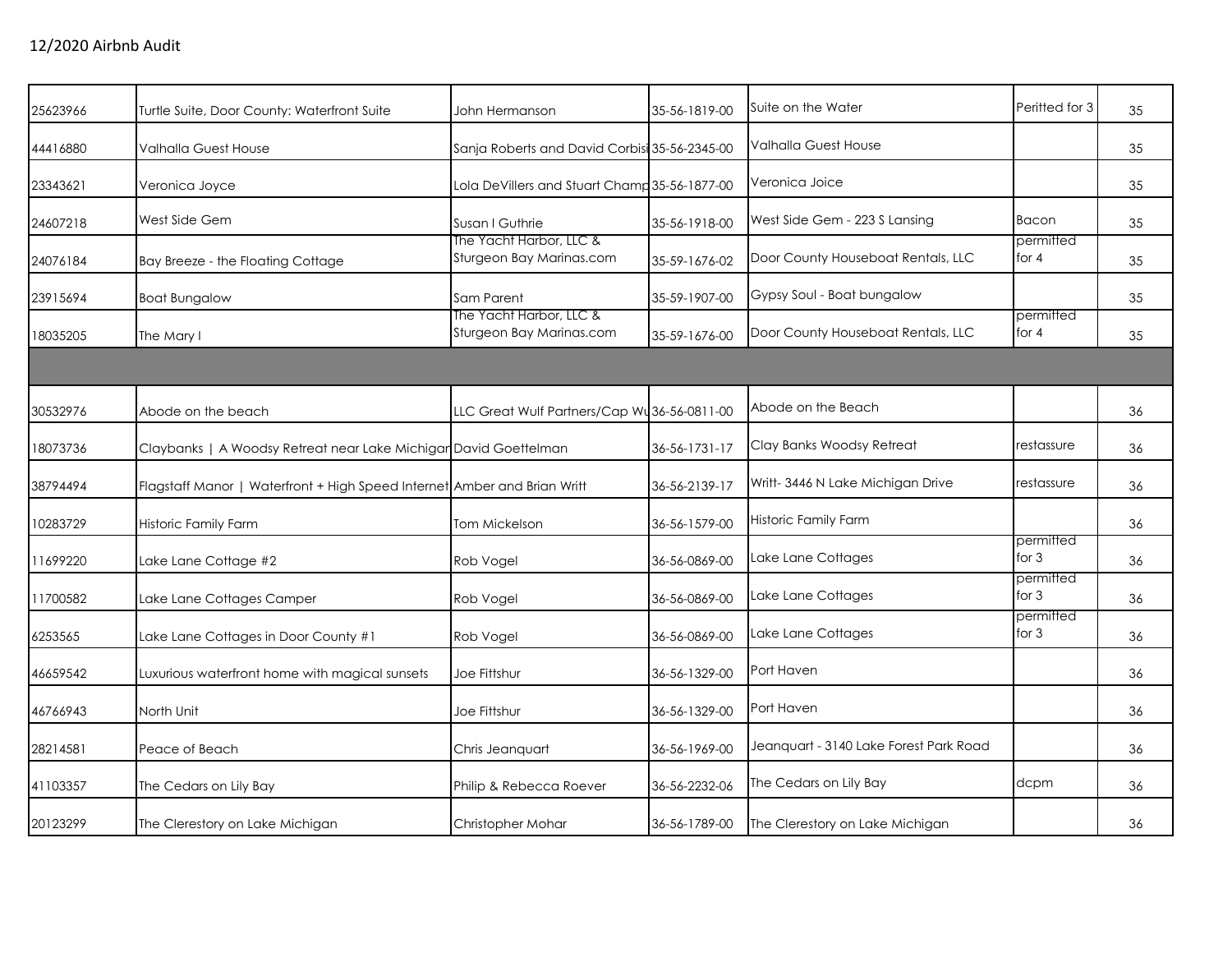12/2020 Airbnb Audit

| | | | | | | |
|---|---|---|---|---|---|---|
| 25623966 | Turtle Suite, Door County: Waterfront Suite | John Hermanson | 35-56-1819-00 | Suite on the Water | Peritted for 3 | 35 |
| 44416880 | Valhalla Guest House | Sanja Roberts and David Corbisi | 35-56-2345-00 | Valhalla Guest House | | 35 |
| 23343621 | Veronica Joyce | Lola DeVillers and Stuart Champ | 35-56-1877-00 | Veronica Joice | | 35 |
| 24607218 | West Side Gem | Susan I Guthrie | 35-56-1918-00 | West Side Gem - 223 S Lansing | Bacon | 35 |
| 24076184 | Bay Breeze - the Floating Cottage | The Yacht Harbor, LLC & Sturgeon Bay Marinas.com | 35-59-1676-02 | Door County Houseboat Rentals, LLC | permitted for 4 | 35 |
| 23915694 | Boat Bungalow | Sam Parent | 35-59-1907-00 | Gypsy Soul - Boat bungalow | | 35 |
| 18035205 | The Mary I | The Yacht Harbor, LLC & Sturgeon Bay Marinas.com | 35-59-1676-00 | Door County Houseboat Rentals, LLC | permitted for 4 | 35 |
| | | | | | | |
| 30532976 | Abode on the beach | LLC Great Wulf Partners/Cap Wu | 36-56-0811-00 | Abode on the Beach | | 36 |
| 18073736 | Claybanks \| A Woodsy Retreat near Lake Michigan | David Goettelman | 36-56-1731-17 | Clay Banks Woodsy Retreat | restassure | 36 |
| 38794494 | Flagstaff Manor \| Waterfront + High Speed Internet | Amber and Brian Writt | 36-56-2139-17 | Writt- 3446 N Lake Michigan Drive | restassure | 36 |
| 10283729 | Historic Family Farm | Tom Mickelson | 36-56-1579-00 | Historic Family Farm | | 36 |
| 11699220 | Lake Lane Cottage #2 | Rob Vogel | 36-56-0869-00 | Lake Lane Cottages | permitted for 3 | 36 |
| 11700582 | Lake Lane Cottages Camper | Rob Vogel | 36-56-0869-00 | Lake Lane Cottages | permitted for 3 | 36 |
| 6253565 | Lake Lane Cottages in Door County #1 | Rob Vogel | 36-56-0869-00 | Lake Lane Cottages | permitted for 3 | 36 |
| 46659542 | Luxurious waterfront home with magical sunsets | Joe Fittshur | 36-56-1329-00 | Port Haven | | 36 |
| 46766943 | North Unit | Joe Fittshur | 36-56-1329-00 | Port Haven | | 36 |
| 28214581 | Peace of Beach | Chris Jeanquart | 36-56-1969-00 | Jeanquart - 3140 Lake Forest Park Road | | 36 |
| 41103357 | The Cedars on Lily Bay | Philip & Rebecca Roever | 36-56-2232-06 | The Cedars on Lily Bay | dcpm | 36 |
| 20123299 | The Clerestory on Lake Michigan | Christopher Mohar | 36-56-1789-00 | The Clerestory on Lake Michigan | | 36 |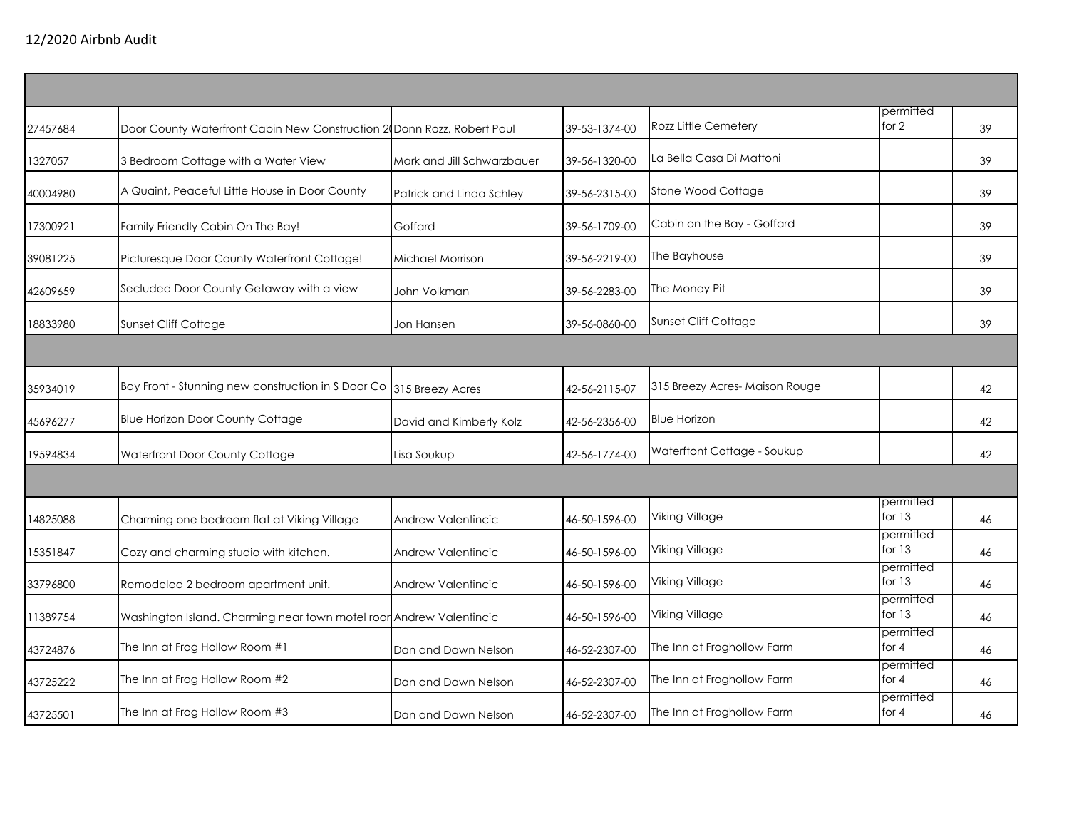12/2020 Airbnb Audit

| | | | | | | |
|---|---|---|---|---|---|---|
| | | | | | | |
| 27457684 | Door County Waterfront Cabin New Construction 2(Donn Rozz, Robert Paul | | 39-53-1374-00 | Rozz Little Cemetery | permitted for 2 | 39 |
| 1327057 | 3 Bedroom Cottage with a Water View | Mark and Jill Schwarzbauer | 39-56-1320-00 | La Bella Casa Di Mattoni | | 39 |
| 40004980 | A Quaint, Peaceful Little House in Door County | Patrick and Linda Schley | 39-56-2315-00 | Stone Wood Cottage | | 39 |
| 17300921 | Family Friendly Cabin On The Bay! | Goffard | 39-56-1709-00 | Cabin on the Bay - Goffard | | 39 |
| 39081225 | Picturesque Door County Waterfront Cottage! | Michael Morrison | 39-56-2219-00 | The Bayhouse | | 39 |
| 42609659 | Secluded Door County Getaway with a view | John Volkman | 39-56-2283-00 | The Money Pit | | 39 |
| 18833980 | Sunset Cliff Cottage | Jon Hansen | 39-56-0860-00 | Sunset Cliff Cottage | | 39 |
| | | | | | | |
| 35934019 | Bay Front - Stunning new construction in S Door Co | 315 Breezy Acres | 42-56-2115-07 | 315 Breezy Acres- Maison Rouge | | 42 |
| 45696277 | Blue Horizon Door County Cottage | David and Kimberly Kolz | 42-56-2356-00 | Blue Horizon | | 42 |
| 19594834 | Waterfront Door County Cottage | Lisa Soukup | 42-56-1774-00 | Waterftont Cottage - Soukup | | 42 |
| | | | | | | |
| 14825088 | Charming one bedroom flat at Viking Village | Andrew Valentincic | 46-50-1596-00 | Viking Village | permitted for 13 | 46 |
| 15351847 | Cozy and charming studio with kitchen. | Andrew Valentincic | 46-50-1596-00 | Viking Village | permitted for 13 | 46 |
| 33796800 | Remodeled 2 bedroom apartment unit. | Andrew Valentincic | 46-50-1596-00 | Viking Village | permitted for 13 | 46 |
| 11389754 | Washington Island. Charming near town motel roor | Andrew Valentincic | 46-50-1596-00 | Viking Village | permitted for 13 | 46 |
| 43724876 | The Inn at Frog Hollow Room #1 | Dan and Dawn Nelson | 46-52-2307-00 | The Inn at Froghollow Farm | permitted for 4 | 46 |
| 43725222 | The Inn at Frog Hollow Room #2 | Dan and Dawn Nelson | 46-52-2307-00 | The Inn at Froghollow Farm | permitted for 4 | 46 |
| 43725501 | The Inn at Frog Hollow Room #3 | Dan and Dawn Nelson | 46-52-2307-00 | The Inn at Froghollow Farm | permitted for 4 | 46 |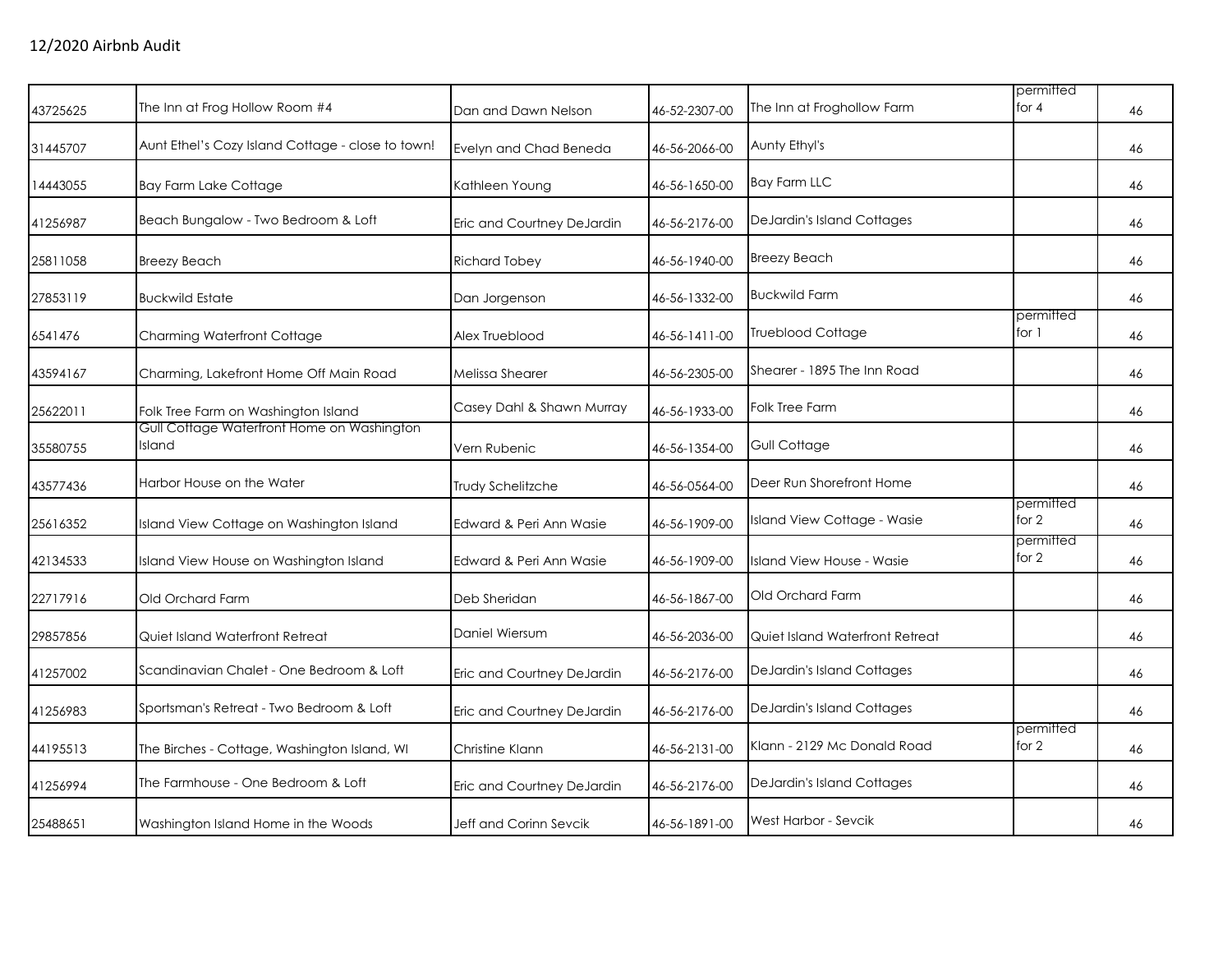12/2020 Airbnb Audit

| | | | | | | |
|---|---|---|---|---|---|---|
| 43725625 | The Inn at Frog Hollow Room #4 | Dan and Dawn Nelson | 46-52-2307-00 | The Inn at Froghollow Farm | permitted for 4 | 46 |
| 31445707 | Aunt Ethel's Cozy Island Cottage - close to town! | Evelyn and Chad Beneda | 46-56-2066-00 | Aunty Ethyl's | | 46 |
| 14443055 | Bay Farm Lake Cottage | Kathleen Young | 46-56-1650-00 | Bay Farm LLC | | 46 |
| 41256987 | Beach Bungalow - Two Bedroom & Loft | Eric and Courtney DeJardin | 46-56-2176-00 | DeJardin's Island Cottages | | 46 |
| 25811058 | Breezy Beach | Richard Tobey | 46-56-1940-00 | Breezy Beach | | 46 |
| 27853119 | Buckwild Estate | Dan Jorgenson | 46-56-1332-00 | Buckwild Farm | | 46 |
| 6541476 | Charming Waterfront Cottage | Alex Trueblood | 46-56-1411-00 | Trueblood Cottage | permitted for 1 | 46 |
| 43594167 | Charming, Lakefront Home Off Main Road | Melissa Shearer | 46-56-2305-00 | Shearer - 1895 The Inn Road | | 46 |
| 25622011 | Folk Tree Farm on Washington Island | Casey Dahl & Shawn Murray | 46-56-1933-00 | Folk Tree Farm | | 46 |
| 35580755 | Gull Cottage Waterfront Home on Washington Island | Vern Rubenic | 46-56-1354-00 | Gull Cottage | | 46 |
| 43577436 | Harbor House on the Water | Trudy Schelitzche | 46-56-0564-00 | Deer Run Shorefront Home | | 46 |
| 25616352 | Island View Cottage on Washington Island | Edward & Peri Ann Wasie | 46-56-1909-00 | Island View Cottage - Wasie | permitted for 2 | 46 |
| 42134533 | Island View House on Washington Island | Edward & Peri Ann Wasie | 46-56-1909-00 | Island View House - Wasie | permitted for 2 | 46 |
| 22717916 | Old Orchard Farm | Deb Sheridan | 46-56-1867-00 | Old Orchard Farm | | 46 |
| 29857856 | Quiet Island Waterfront Retreat | Daniel Wiersum | 46-56-2036-00 | Quiet Island Waterfront Retreat | | 46 |
| 41257002 | Scandinavian Chalet - One Bedroom & Loft | Eric and Courtney DeJardin | 46-56-2176-00 | DeJardin's Island Cottages | | 46 |
| 41256983 | Sportsman's Retreat - Two Bedroom & Loft | Eric and Courtney DeJardin | 46-56-2176-00 | DeJardin's Island Cottages | | 46 |
| 44195513 | The Birches - Cottage, Washington Island, WI | Christine Klann | 46-56-2131-00 | Klann - 2129 Mc Donald Road | permitted for 2 | 46 |
| 41256994 | The Farmhouse - One Bedroom & Loft | Eric and Courtney DeJardin | 46-56-2176-00 | DeJardin's Island Cottages | | 46 |
| 25488651 | Washington Island Home in the Woods | Jeff and Corinn Sevcik | 46-56-1891-00 | West Harbor - Sevcik | | 46 |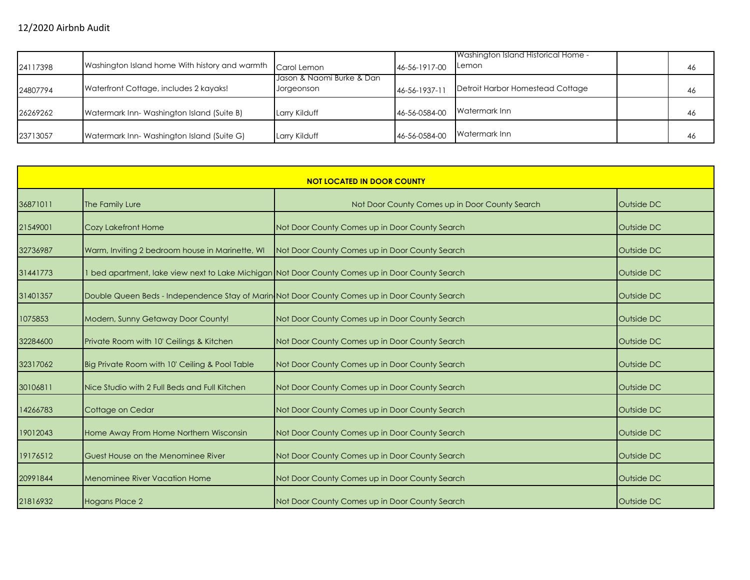12/2020 Airbnb Audit

| | | | | | | |
|---|---|---|---|---|---|---|
| 24117398 | Washington Island home With history and warmth | Carol Lemon | 46-56-1917-00 | Washington Island Historical Home - Lemon | | 46 |
| 24807794 | Waterfront Cottage, includes 2 kayaks! | Jason & Naomi Burke & Dan Jorgeonson | 46-56-1937-11 | Detroit Harbor Homestead Cottage | | 46 |
| 26269262 | Watermark Inn- Washington Island (Suite B) | Larry Kilduff | 46-56-0584-00 | Watermark Inn | | 46 |
| 23713057 | Watermark Inn- Washington Island (Suite G) | Larry Kilduff | 46-56-0584-00 | Watermark Inn | | 46 |

| **NOT LOCATED IN DOOR COUNTY** | | | |
|---|---|---|---|
| 36871011 | The Family Lure | Not Door County Comes up in Door County Search | Outside DC |
| 21549001 | Cozy Lakefront Home | Not Door County Comes up in Door County Search | Outside DC |
| 32736987 | Warm, Inviting 2 bedroom house in Marinette, WI | Not Door County Comes up in Door County Search | Outside DC |
| 31441773 | 1 bed apartment, lake view next to Lake Michigan | Not Door County Comes up in Door County Search | Outside DC |
| 31401357 | Double Queen Beds - Independence Stay of Marin | Not Door County Comes up in Door County Search | Outside DC |
| 1075853 | Modern, Sunny Getaway Door County! | Not Door County Comes up in Door County Search | Outside DC |
| 32284600 | Private Room with 10' Ceilings & Kitchen | Not Door County Comes up in Door County Search | Outside DC |
| 32317062 | Big Private Room with 10' Ceiling & Pool Table | Not Door County Comes up in Door County Search | Outside DC |
| 30106811 | Nice Studio with 2 Full Beds and Full Kitchen | Not Door County Comes up in Door County Search | Outside DC |
| 14266783 | Cottage on Cedar | Not Door County Comes up in Door County Search | Outside DC |
| 19012043 | Home Away From Home Northern Wisconsin | Not Door County Comes up in Door County Search | Outside DC |
| 19176512 | Guest House on the Menominee River | Not Door County Comes up in Door County Search | Outside DC |
| 20991844 | Menominee River Vacation Home | Not Door County Comes up in Door County Search | Outside DC |
| 21816932 | Hogans Place 2 | Not Door County Comes up in Door County Search | Outside DC |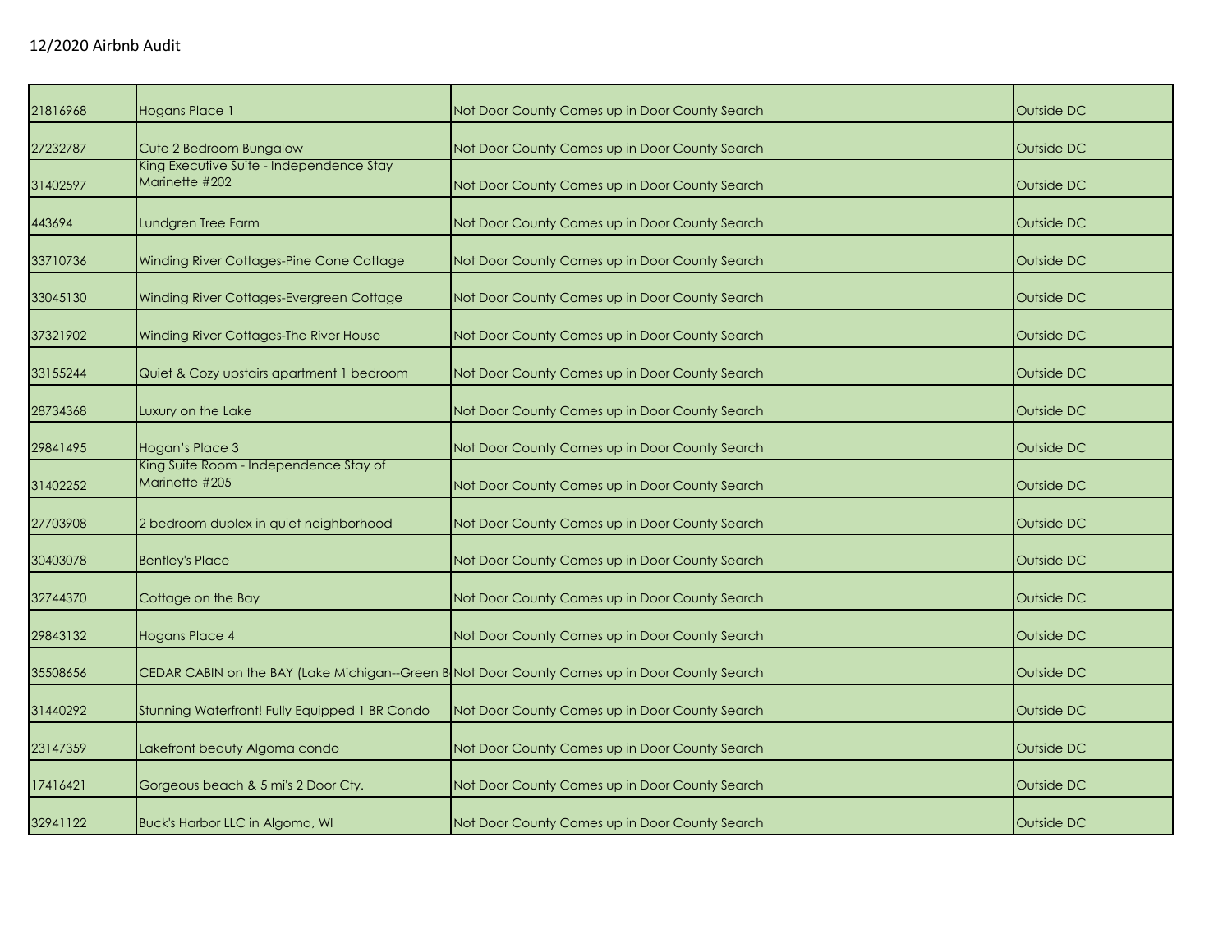12/2020 Airbnb Audit

| | | | |
|---|---|---|---|
| 21816968 | Hogans Place 1 | Not Door County Comes up in Door County Search | Outside DC |
| 27232787 | Cute 2 Bedroom Bungalow | Not Door County Comes up in Door County Search | Outside DC |
| 31402597 | King Executive Suite - Independence Stay Marinette #202 | Not Door County Comes up in Door County Search | Outside DC |
| 443694 | Lundgren Tree Farm | Not Door County Comes up in Door County Search | Outside DC |
| 33710736 | Winding River Cottages-Pine Cone Cottage | Not Door County Comes up in Door County Search | Outside DC |
| 33045130 | Winding River Cottages-Evergreen Cottage | Not Door County Comes up in Door County Search | Outside DC |
| 37321902 | Winding River Cottages-The River House | Not Door County Comes up in Door County Search | Outside DC |
| 33155244 | Quiet & Cozy upstairs apartment 1 bedroom | Not Door County Comes up in Door County Search | Outside DC |
| 28734368 | Luxury on the Lake | Not Door County Comes up in Door County Search | Outside DC |
| 29841495 | Hogan's Place 3 | Not Door County Comes up in Door County Search | Outside DC |
| 31402252 | King Suite Room - Independence Stay of Marinette #205 | Not Door County Comes up in Door County Search | Outside DC |
| 27703908 | 2 bedroom duplex in quiet neighborhood | Not Door County Comes up in Door County Search | Outside DC |
| 30403078 | Bentley's Place | Not Door County Comes up in Door County Search | Outside DC |
| 32744370 | Cottage on the Bay | Not Door County Comes up in Door County Search | Outside DC |
| 29843132 | Hogans Place 4 | Not Door County Comes up in Door County Search | Outside DC |
| 35508656 | CEDAR CABIN on the BAY (Lake Michigan--Green B | Not Door County Comes up in Door County Search | Outside DC |
| 31440292 | Stunning Waterfront! Fully Equipped 1 BR Condo | Not Door County Comes up in Door County Search | Outside DC |
| 23147359 | Lakefront beauty Algoma condo | Not Door County Comes up in Door County Search | Outside DC |
| 17416421 | Gorgeous beach & 5 mi's 2 Door Cty. | Not Door County Comes up in Door County Search | Outside DC |
| 32941122 | Buck's Harbor LLC in Algoma, WI | Not Door County Comes up in Door County Search | Outside DC |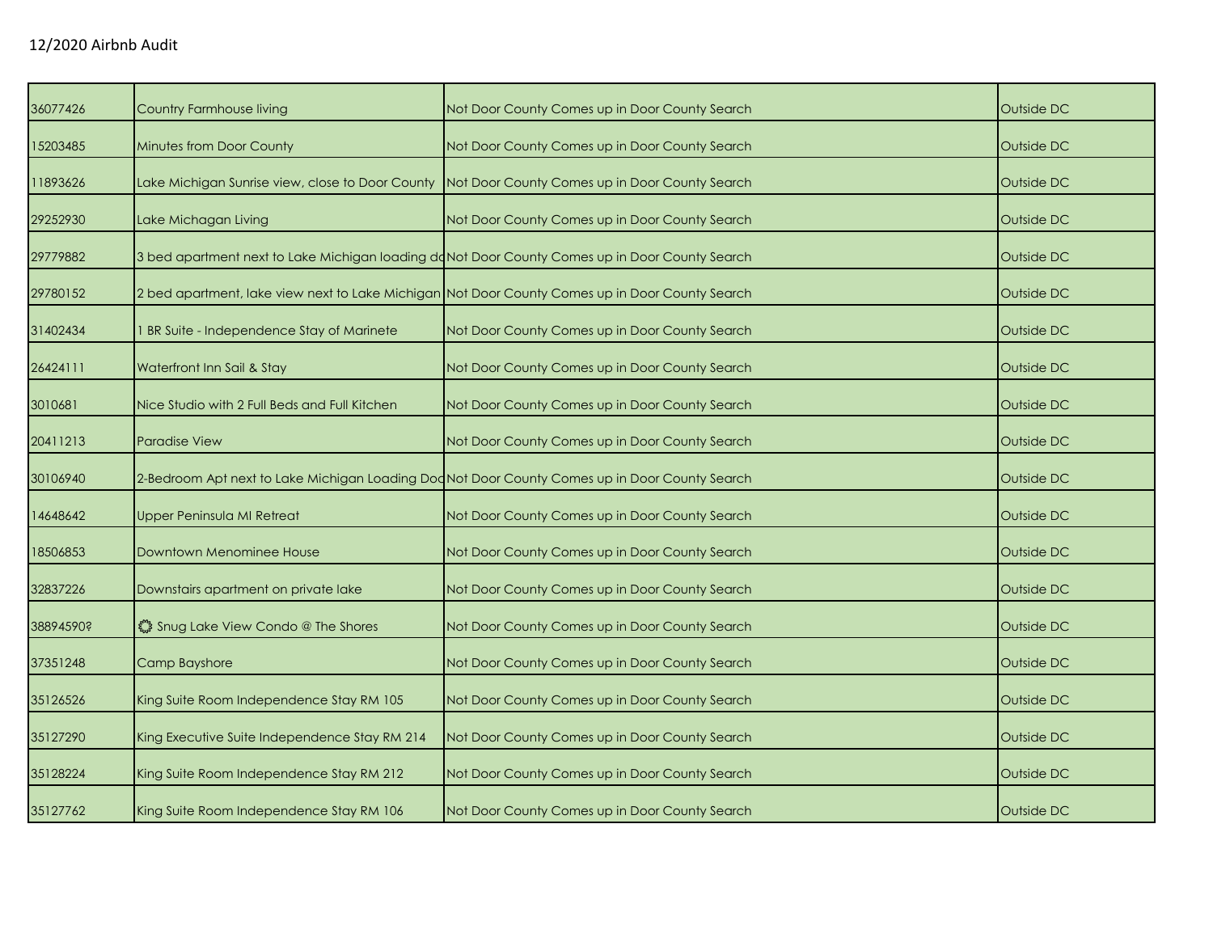12/2020 Airbnb Audit

| | | | |
|---|---|---|---|
| 36077426 | Country Farmhouse living | Not Door County Comes up in Door County Search | Outside DC |
| 15203485 | Minutes from Door County | Not Door County Comes up in Door County Search | Outside DC |
| 11893626 | Lake Michigan Sunrise view, close to Door County | Not Door County Comes up in Door County Search | Outside DC |
| 29252930 | Lake Michagan Living | Not Door County Comes up in Door County Search | Outside DC |
| 29779882 | 3 bed apartment next to Lake Michigan loading do | Not Door County Comes up in Door County Search | Outside DC |
| 29780152 | 2 bed apartment, lake view next to Lake Michigan | Not Door County Comes up in Door County Search | Outside DC |
| 31402434 | 1 BR Suite - Independence Stay of Marinete | Not Door County Comes up in Door County Search | Outside DC |
| 26424111 | Waterfront Inn Sail & Stay | Not Door County Comes up in Door County Search | Outside DC |
| 3010681 | Nice Studio with 2 Full Beds and Full Kitchen | Not Door County Comes up in Door County Search | Outside DC |
| 20411213 | Paradise View | Not Door County Comes up in Door County Search | Outside DC |
| 30106940 | 2-Bedroom Apt next to Lake Michigan Loading Doc | Not Door County Comes up in Door County Search | Outside DC |
| 14648642 | Upper Peninsula MI Retreat | Not Door County Comes up in Door County Search | Outside DC |
| 18506853 | Downtown Menominee House | Not Door County Comes up in Door County Search | Outside DC |
| 32837226 | Downstairs apartment on private lake | Not Door County Comes up in Door County Search | Outside DC |
| 38894590? | ❂ Snug Lake View Condo @ The Shores | Not Door County Comes up in Door County Search | Outside DC |
| 37351248 | Camp Bayshore | Not Door County Comes up in Door County Search | Outside DC |
| 35126526 | King Suite Room Independence Stay RM 105 | Not Door County Comes up in Door County Search | Outside DC |
| 35127290 | King Executive Suite Independence Stay RM 214 | Not Door County Comes up in Door County Search | Outside DC |
| 35128224 | King Suite Room Independence Stay RM 212 | Not Door County Comes up in Door County Search | Outside DC |
| 35127762 | King Suite Room Independence Stay RM 106 | Not Door County Comes up in Door County Search | Outside DC |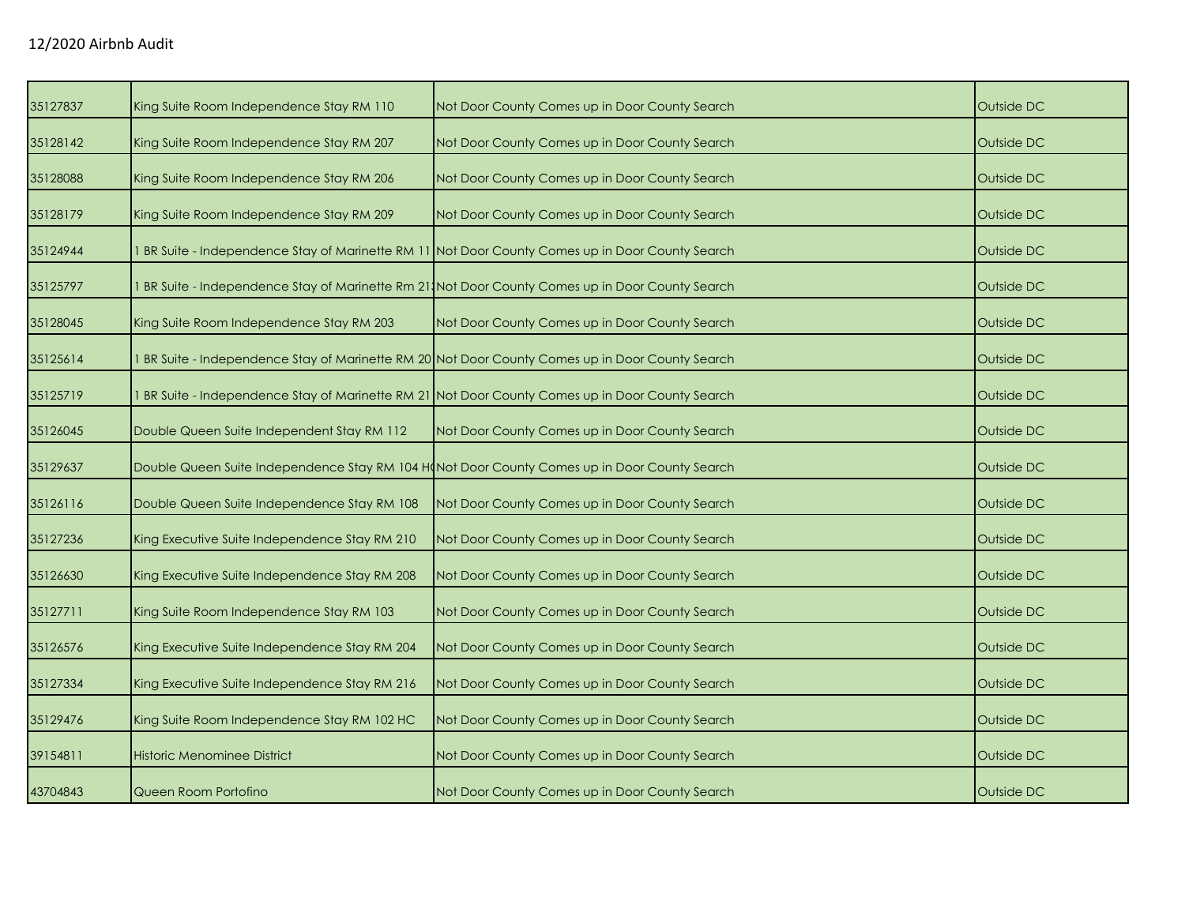12/2020 Airbnb Audit

| | | | |
|---|---|---|---|
| 35127837 | King Suite Room Independence Stay RM 110 | Not Door County Comes up in Door County Search | Outside DC |
| 35128142 | King Suite Room Independence Stay RM 207 | Not Door County Comes up in Door County Search | Outside DC |
| 35128088 | King Suite Room Independence Stay RM 206 | Not Door County Comes up in Door County Search | Outside DC |
| 35128179 | King Suite Room Independence Stay RM 209 | Not Door County Comes up in Door County Search | Outside DC |
| 35124944 | 1 BR Suite - Independence Stay of Marinette RM 11 | Not Door County Comes up in Door County Search | Outside DC |
| 35125797 | 1 BR Suite - Independence Stay of Marinette Rm 21 | Not Door County Comes up in Door County Search | Outside DC |
| 35128045 | King Suite Room Independence Stay RM 203 | Not Door County Comes up in Door County Search | Outside DC |
| 35125614 | 1 BR Suite - Independence Stay of Marinette RM 20 | Not Door County Comes up in Door County Search | Outside DC |
| 35125719 | 1 BR Suite - Independence Stay of Marinette RM 21 | Not Door County Comes up in Door County Search | Outside DC |
| 35126045 | Double Queen Suite Independent Stay RM 112 | Not Door County Comes up in Door County Search | Outside DC |
| 35129637 | Double Queen Suite Independence Stay RM 104 H | Not Door County Comes up in Door County Search | Outside DC |
| 35126116 | Double Queen Suite Independence Stay RM 108 | Not Door County Comes up in Door County Search | Outside DC |
| 35127236 | King Executive Suite Independence Stay RM 210 | Not Door County Comes up in Door County Search | Outside DC |
| 35126630 | King Executive Suite Independence Stay RM 208 | Not Door County Comes up in Door County Search | Outside DC |
| 35127711 | King Suite Room Independence Stay RM 103 | Not Door County Comes up in Door County Search | Outside DC |
| 35126576 | King Executive Suite Independence Stay RM 204 | Not Door County Comes up in Door County Search | Outside DC |
| 35127334 | King Executive Suite Independence Stay RM 216 | Not Door County Comes up in Door County Search | Outside DC |
| 35129476 | King Suite Room Independence Stay RM 102 HC | Not Door County Comes up in Door County Search | Outside DC |
| 39154811 | Historic Menominee District | Not Door County Comes up in Door County Search | Outside DC |
| 43704843 | Queen Room Portofino | Not Door County Comes up in Door County Search | Outside DC |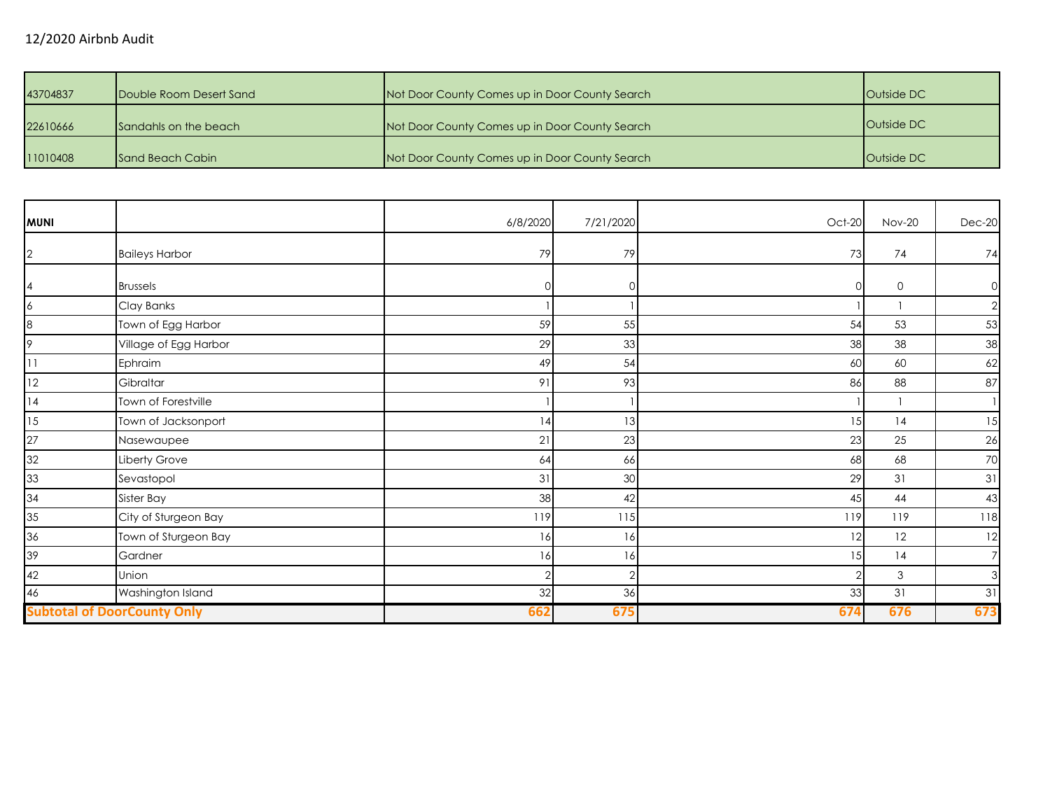12/2020 Airbnb Audit

| | | | |
|---|---|---|---|
| 43704837 | Double Room Desert Sand | Not Door County Comes up in Door County Search | Outside DC |
| 22610666 | Sandahls on the beach | Not Door County Comes up in Door County Search | Outside DC |
| 11010408 | Sand Beach Cabin | Not Door County Comes up in Door County Search | Outside DC |

| MUNI | | 6/8/2020 | 7/21/2020 | Oct-20 | Nov-20 | Dec-20 |
|---|---|---|---|---|---|---|
| 2 | Baileys Harbor | 79 | 79 | 73 | 74 | 74 |
| 4 | Brussels | 0 | 0 | 0 | 0 | 0 |
| 6 | Clay Banks | 1 | 1 | 1 | 1 | 2 |
| 8 | Town of Egg Harbor | 59 | 55 | 54 | 53 | 53 |
| 9 | Village of Egg Harbor | 29 | 33 | 38 | 38 | 38 |
| 11 | Ephraim | 49 | 54 | 60 | 60 | 62 |
| 12 | Gibraltar | 91 | 93 | 86 | 88 | 87 |
| 14 | Town of Forestville | 1 | 1 | 1 | 1 | 1 |
| 15 | Town of Jacksonport | 14 | 13 | 15 | 14 | 15 |
| 27 | Nasewaupee | 21 | 23 | 23 | 25 | 26 |
| 32 | Liberty Grove | 64 | 66 | 68 | 68 | 70 |
| 33 | Sevastopol | 31 | 30 | 29 | 31 | 31 |
| 34 | Sister Bay | 38 | 42 | 45 | 44 | 43 |
| 35 | City of Sturgeon Bay | 119 | 115 | 119 | 119 | 118 |
| 36 | Town of Sturgeon Bay | 16 | 16 | 12 | 12 | 12 |
| 39 | Gardner | 16 | 16 | 15 | 14 | 7 |
| 42 | Union | 2 | 2 | 2 | 3 | 3 |
| 46 | Washington Island | 32 | 36 | 33 | 31 | 31 |
| **Subtotal of DoorCounty Only** | | **662** | **675** | **674** | **676** | **673** |